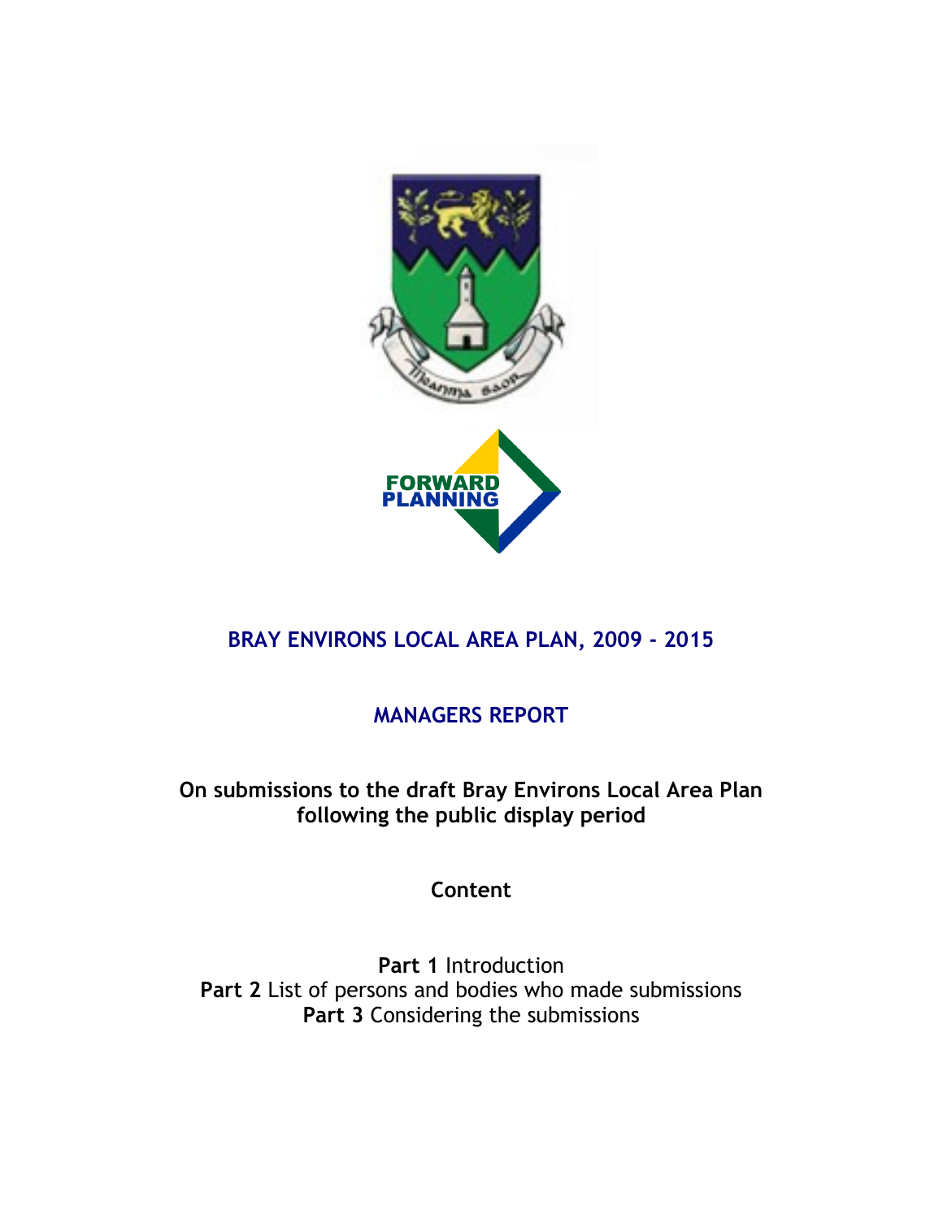# BRAY ENVIRONS LOCAL AREA PLAN, 2009 - 2015

## MANAGERS REPORT

**On submissions to the draft Bray Environs Local Area Plan following the public display period**

**Content**

**Part 1** Introduction
**Part 2** List of persons and bodies who made submissions
**Part 3** Considering the submissions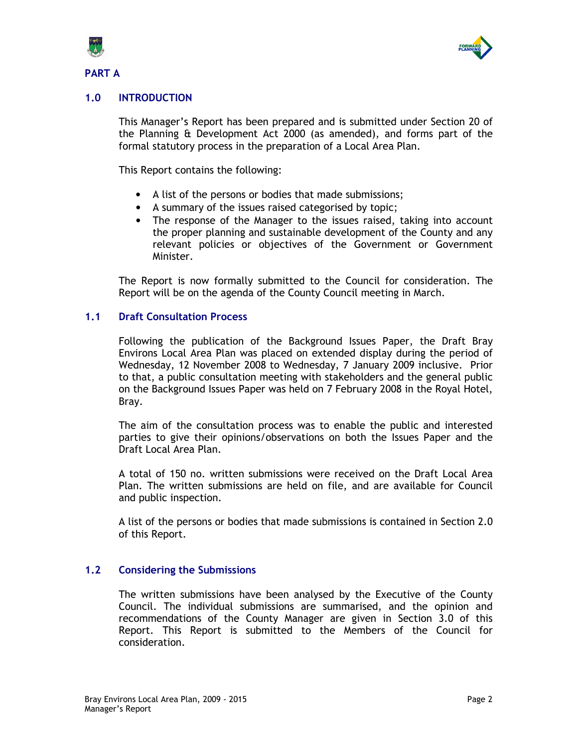# PART A

## 1.0 INTRODUCTION

This Manager's Report has been prepared and is submitted under Section 20 of the Planning & Development Act 2000 (as amended), and forms part of the formal statutory process in the preparation of a Local Area Plan.

This Report contains the following:

- A list of the persons or bodies that made submissions;
- A summary of the issues raised categorised by topic;
- The response of the Manager to the issues raised, taking into account the proper planning and sustainable development of the County and any relevant policies or objectives of the Government or Government Minister.

The Report is now formally submitted to the Council for consideration. The Report will be on the agenda of the County Council meeting in March.

### 1.1 Draft Consultation Process

Following the publication of the Background Issues Paper, the Draft Bray Environs Local Area Plan was placed on extended display during the period of Wednesday, 12 November 2008 to Wednesday, 7 January 2009 inclusive. Prior to that, a public consultation meeting with stakeholders and the general public on the Background Issues Paper was held on 7 February 2008 in the Royal Hotel, Bray.

The aim of the consultation process was to enable the public and interested parties to give their opinions/observations on both the Issues Paper and the Draft Local Area Plan.

A total of 150 no. written submissions were received on the Draft Local Area Plan. The written submissions are held on file, and are available for Council and public inspection.

A list of the persons or bodies that made submissions is contained in Section 2.0 of this Report.

### 1.2 Considering the Submissions

The written submissions have been analysed by the Executive of the County Council. The individual submissions are summarised, and the opinion and recommendations of the County Manager are given in Section 3.0 of this Report. This Report is submitted to the Members of the Council for consideration.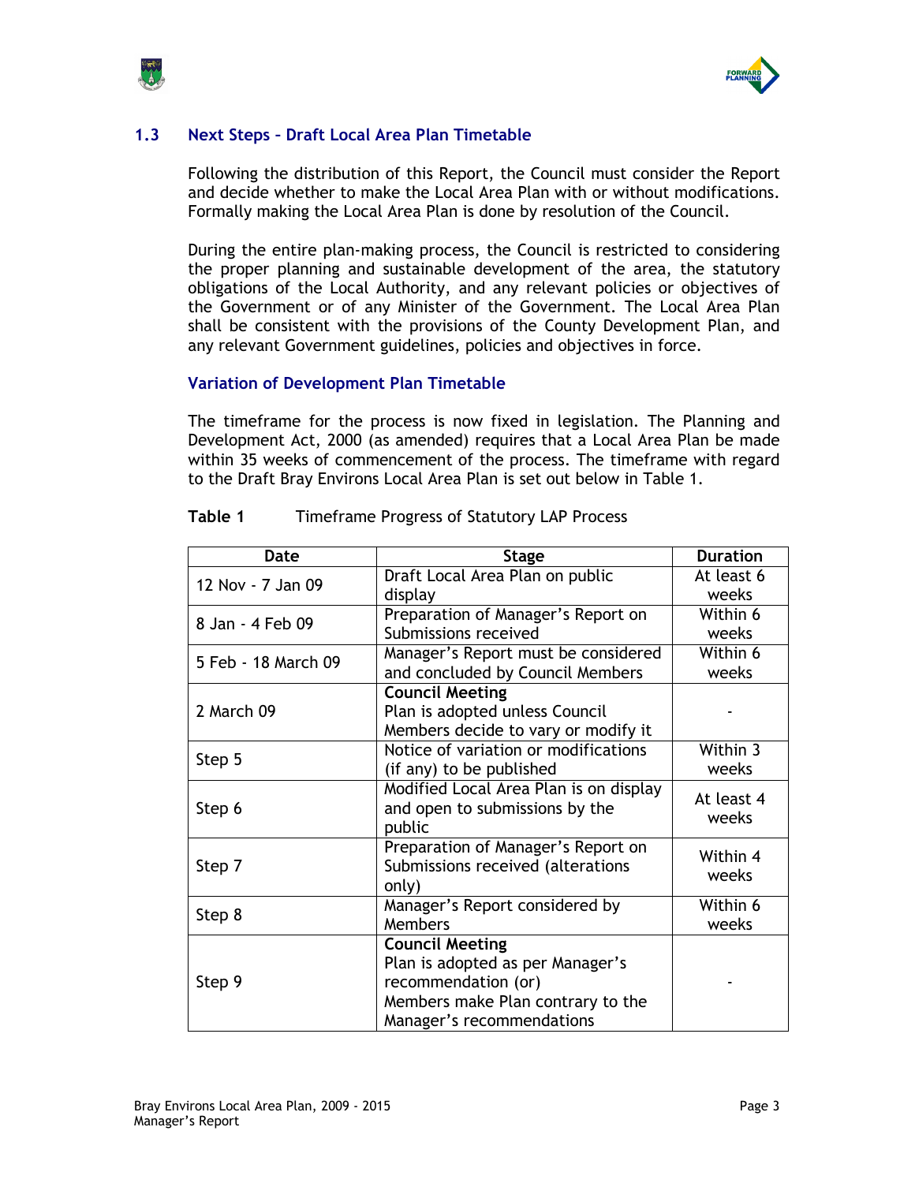## 1.3 Next Steps – Draft Local Area Plan Timetable

Following the distribution of this Report, the Council must consider the Report and decide whether to make the Local Area Plan with or without modifications. Formally making the Local Area Plan is done by resolution of the Council.

During the entire plan-making process, the Council is restricted to considering the proper planning and sustainable development of the area, the statutory obligations of the Local Authority, and any relevant policies or objectives of the Government or of any Minister of the Government. The Local Area Plan shall be consistent with the provisions of the County Development Plan, and any relevant Government guidelines, policies and objectives in force.

### Variation of Development Plan Timetable

The timeframe for the process is now fixed in legislation. The Planning and Development Act, 2000 (as amended) requires that a Local Area Plan be made within 35 weeks of commencement of the process. The timeframe with regard to the Draft Bray Environs Local Area Plan is set out below in Table 1.

**Table 1** Timeframe Progress of Statutory LAP Process

| Date | Stage | Duration |
|---|---|---|
| 12 Nov - 7 Jan 09 | Draft Local Area Plan on public display | At least 6 weeks |
| 8 Jan - 4 Feb 09 | Preparation of Manager's Report on Submissions received | Within 6 weeks |
| 5 Feb - 18 March 09 | Manager's Report must be considered and concluded by Council Members | Within 6 weeks |
| 2 March 09 | **Council Meeting** Plan is adopted unless Council Members decide to vary or modify it | - |
| Step 5 | Notice of variation or modifications (if any) to be published | Within 3 weeks |
| Step 6 | Modified Local Area Plan is on display and open to submissions by the public | At least 4 weeks |
| Step 7 | Preparation of Manager's Report on Submissions received (alterations only) | Within 4 weeks |
| Step 8 | Manager's Report considered by Members | Within 6 weeks |
| Step 9 | **Council Meeting** Plan is adopted as per Manager's recommendation (or) Members make Plan contrary to the Manager's recommendations | - |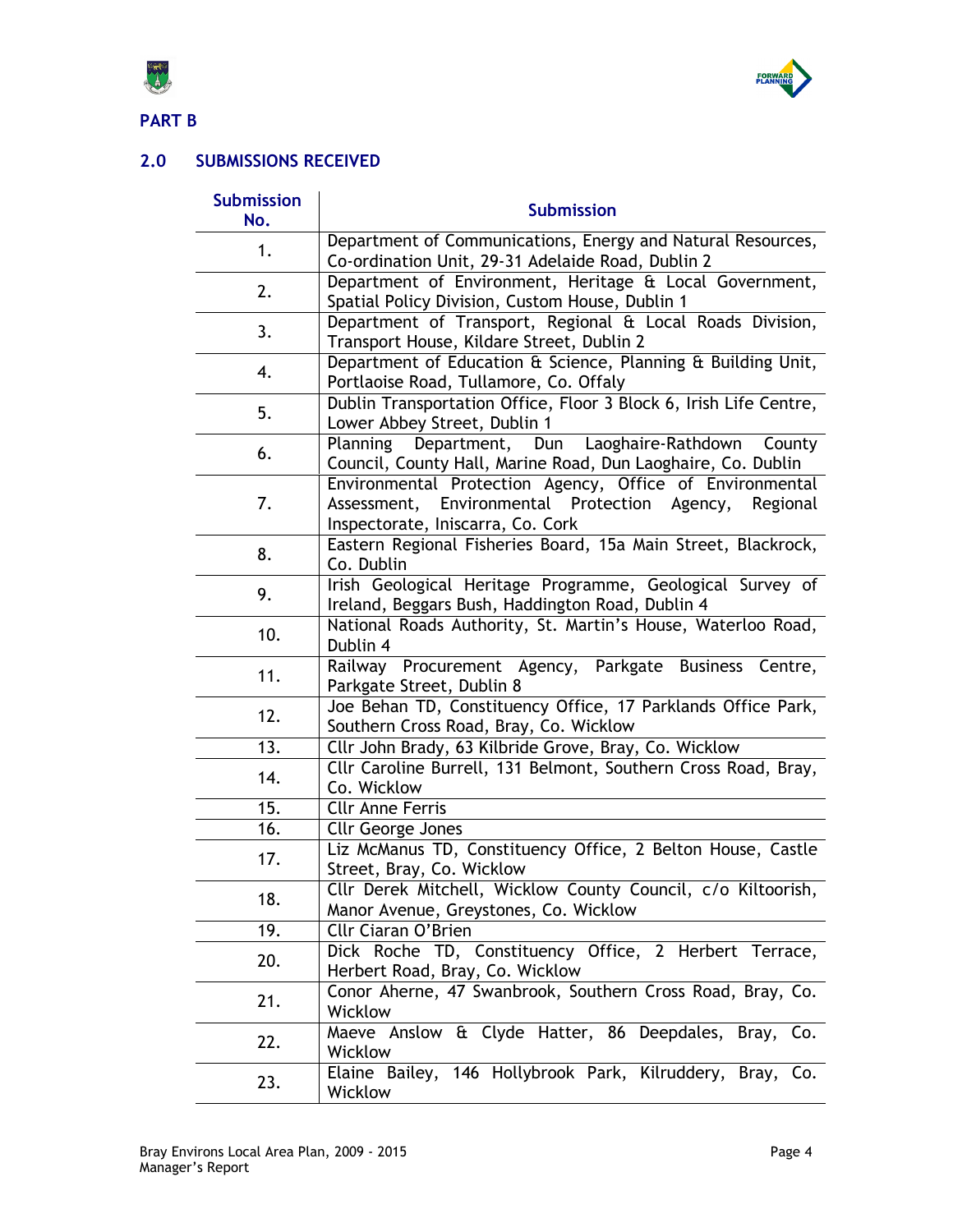## PART B

## 2.0 SUBMISSIONS RECEIVED

| Submission No. | Submission |
|---|---|
| 1. | Department of Communications, Energy and Natural Resources, Co-ordination Unit, 29-31 Adelaide Road, Dublin 2 |
| 2. | Department of Environment, Heritage & Local Government, Spatial Policy Division, Custom House, Dublin 1 |
| 3. | Department of Transport, Regional & Local Roads Division, Transport House, Kildare Street, Dublin 2 |
| 4. | Department of Education & Science, Planning & Building Unit, Portlaoise Road, Tullamore, Co. Offaly |
| 5. | Dublin Transportation Office, Floor 3 Block 6, Irish Life Centre, Lower Abbey Street, Dublin 1 |
| 6. | Planning Department, Dun Laoghaire-Rathdown County Council, County Hall, Marine Road, Dun Laoghaire, Co. Dublin |
| 7. | Environmental Protection Agency, Office of Environmental Assessment, Environmental Protection Agency, Regional Inspectorate, Iniscarra, Co. Cork |
| 8. | Eastern Regional Fisheries Board, 15a Main Street, Blackrock, Co. Dublin |
| 9. | Irish Geological Heritage Programme, Geological Survey of Ireland, Beggars Bush, Haddington Road, Dublin 4 |
| 10. | National Roads Authority, St. Martin's House, Waterloo Road, Dublin 4 |
| 11. | Railway Procurement Agency, Parkgate Business Centre, Parkgate Street, Dublin 8 |
| 12. | Joe Behan TD, Constituency Office, 17 Parklands Office Park, Southern Cross Road, Bray, Co. Wicklow |
| 13. | Cllr John Brady, 63 Kilbride Grove, Bray, Co. Wicklow |
| 14. | Cllr Caroline Burrell, 131 Belmont, Southern Cross Road, Bray, Co. Wicklow |
| 15. | Cllr Anne Ferris |
| 16. | Cllr George Jones |
| 17. | Liz McManus TD, Constituency Office, 2 Belton House, Castle Street, Bray, Co. Wicklow |
| 18. | Cllr Derek Mitchell, Wicklow County Council, c/o Kiltoorish, Manor Avenue, Greystones, Co. Wicklow |
| 19. | Cllr Ciaran O'Brien |
| 20. | Dick Roche TD, Constituency Office, 2 Herbert Terrace, Herbert Road, Bray, Co. Wicklow |
| 21. | Conor Aherne, 47 Swanbrook, Southern Cross Road, Bray, Co. Wicklow |
| 22. | Maeve Anslow & Clyde Hatter, 86 Deepdales, Bray, Co. Wicklow |
| 23. | Elaine Bailey, 146 Hollybrook Park, Kilruddery, Bray, Co. Wicklow |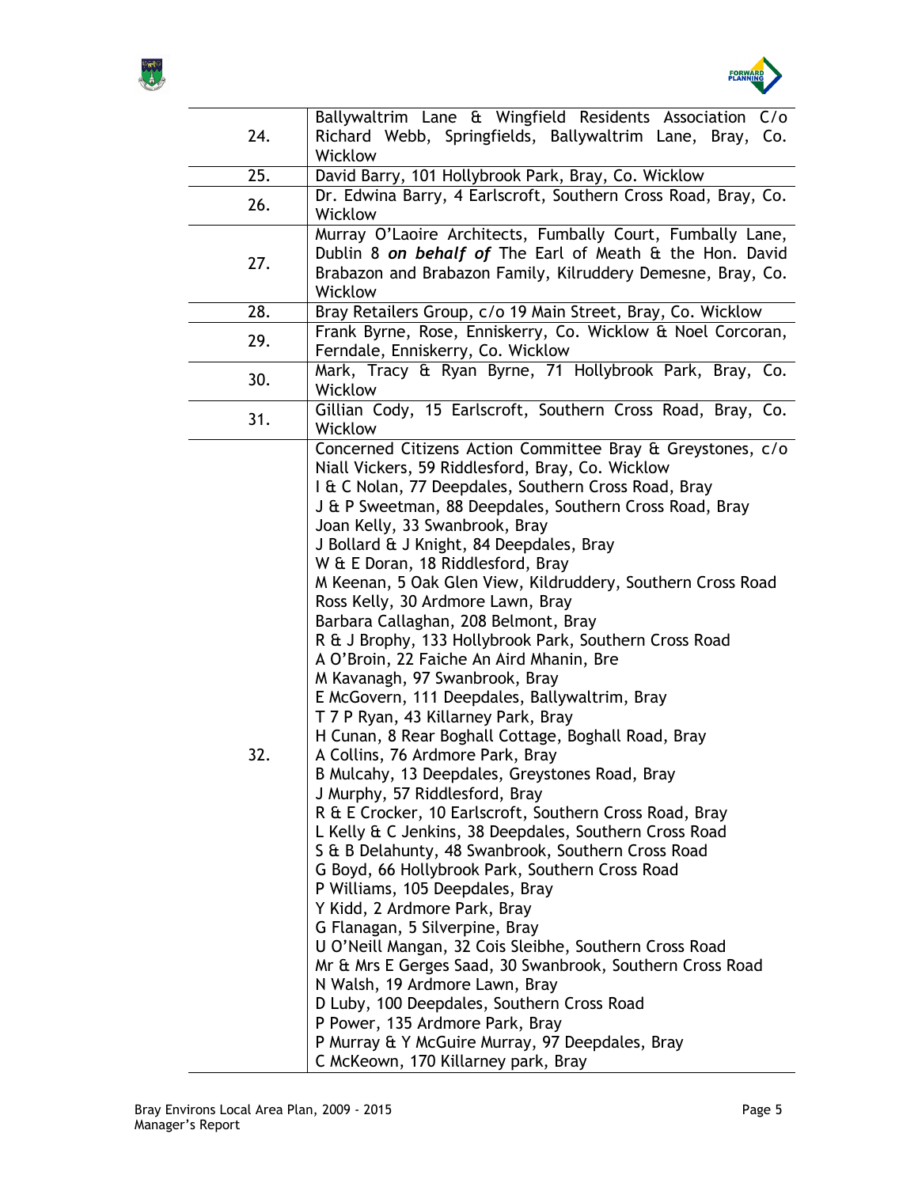| | |
|---|---|
| 24. | Ballywaltrim Lane & Wingfield Residents Association C/o Richard Webb, Springfields, Ballywaltrim Lane, Bray, Co. Wicklow |
| 25. | David Barry, 101 Hollybrook Park, Bray, Co. Wicklow |
| 26. | Dr. Edwina Barry, 4 Earlscroft, Southern Cross Road, Bray, Co. Wicklow |
| 27. | Murray O'Laoire Architects, Fumbally Court, Fumbally Lane, Dublin 8 ***on behalf of*** The Earl of Meath & the Hon. David Brabazon and Brabazon Family, Kilruddery Demesne, Bray, Co. Wicklow |
| 28. | Bray Retailers Group, c/o 19 Main Street, Bray, Co. Wicklow |
| 29. | Frank Byrne, Rose, Enniskerry, Co. Wicklow & Noel Corcoran, Ferndale, Enniskerry, Co. Wicklow |
| 30. | Mark, Tracy & Ryan Byrne, 71 Hollybrook Park, Bray, Co. Wicklow |
| 31. | Gillian Cody, 15 Earlscroft, Southern Cross Road, Bray, Co. Wicklow |
| 32. | Concerned Citizens Action Committee Bray & Greystones, c/o Niall Vickers, 59 Riddlesford, Bray, Co. Wicklow<br>I & C Nolan, 77 Deepdales, Southern Cross Road, Bray<br>J & P Sweetman, 88 Deepdales, Southern Cross Road, Bray<br>Joan Kelly, 33 Swanbrook, Bray<br>J Bollard & J Knight, 84 Deepdales, Bray<br>W & E Doran, 18 Riddlesford, Bray<br>M Keenan, 5 Oak Glen View, Kildruddery, Southern Cross Road<br>Ross Kelly, 30 Ardmore Lawn, Bray<br>Barbara Callaghan, 208 Belmont, Bray<br>R & J Brophy, 133 Hollybrook Park, Southern Cross Road<br>A O'Broin, 22 Faiche An Aird Mhanin, Bre<br>M Kavanagh, 97 Swanbrook, Bray<br>E McGovern, 111 Deepdales, Ballywaltrim, Bray<br>T 7 P Ryan, 43 Killarney Park, Bray<br>H Cunan, 8 Rear Boghall Cottage, Boghall Road, Bray<br>A Collins, 76 Ardmore Park, Bray<br>B Mulcahy, 13 Deepdales, Greystones Road, Bray<br>J Murphy, 57 Riddlesford, Bray<br>R & E Crocker, 10 Earlscroft, Southern Cross Road, Bray<br>L Kelly & C Jenkins, 38 Deepdales, Southern Cross Road<br>S & B Delahunty, 48 Swanbrook, Southern Cross Road<br>G Boyd, 66 Hollybrook Park, Southern Cross Road<br>P Williams, 105 Deepdales, Bray<br>Y Kidd, 2 Ardmore Park, Bray<br>G Flanagan, 5 Silverpine, Bray<br>U O'Neill Mangan, 32 Cois Sleibhe, Southern Cross Road<br>Mr & Mrs E Gerges Saad, 30 Swanbrook, Southern Cross Road<br>N Walsh, 19 Ardmore Lawn, Bray<br>D Luby, 100 Deepdales, Southern Cross Road<br>P Power, 135 Ardmore Park, Bray<br>P Murray & Y McGuire Murray, 97 Deepdales, Bray<br>C McKeown, 170 Killarney park, Bray |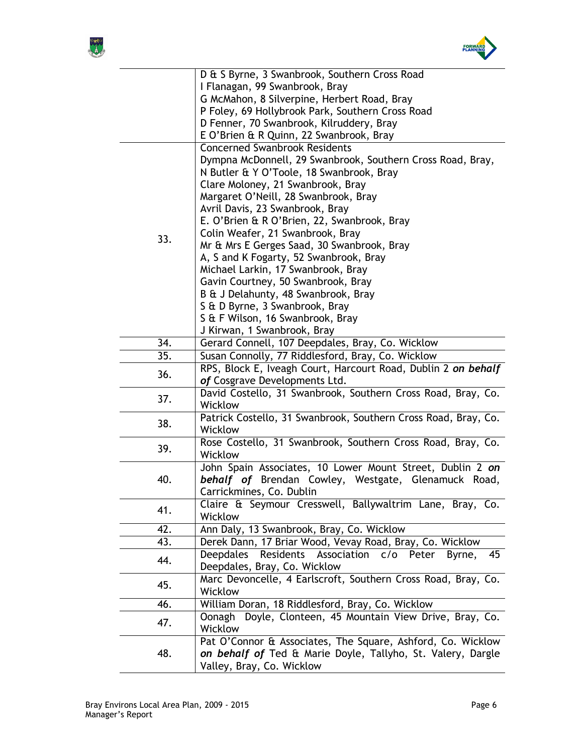| | |
|---|---|
| | D & S Byrne, 3 Swanbrook, Southern Cross Road<br>I Flanagan, 99 Swanbrook, Bray<br>G McMahon, 8 Silverpine, Herbert Road, Bray<br>P Foley, 69 Hollybrook Park, Southern Cross Road<br>D Fenner, 70 Swanbrook, Kilruddery, Bray<br>E O'Brien & R Quinn, 22 Swanbrook, Bray |
| 33. | Concerned Swanbrook Residents<br>Dympna McDonnell, 29 Swanbrook, Southern Cross Road, Bray,<br>N Butler & Y O'Toole, 18 Swanbrook, Bray<br>Clare Moloney, 21 Swanbrook, Bray<br>Margaret O'Neill, 28 Swanbrook, Bray<br>Avril Davis, 23 Swanbrook, Bray<br>E. O'Brien & R O'Brien, 22, Swanbrook, Bray<br>Colin Weafer, 21 Swanbrook, Bray<br>Mr & Mrs E Gerges Saad, 30 Swanbrook, Bray<br>A, S and K Fogarty, 52 Swanbrook, Bray<br>Michael Larkin, 17 Swanbrook, Bray<br>Gavin Courtney, 50 Swanbrook, Bray<br>B & J Delahunty, 48 Swanbrook, Bray<br>S & D Byrne, 3 Swanbrook, Bray<br>S & F Wilson, 16 Swanbrook, Bray<br>J Kirwan, 1 Swanbrook, Bray |
| 34. | Gerard Connell, 107 Deepdales, Bray, Co. Wicklow |
| 35. | Susan Connolly, 77 Riddlesford, Bray, Co. Wicklow |
| 36. | RPS, Block E, Iveagh Court, Harcourt Road, Dublin 2 ***on behalf of*** Cosgrave Developments Ltd. |
| 37. | David Costello, 31 Swanbrook, Southern Cross Road, Bray, Co. Wicklow |
| 38. | Patrick Costello, 31 Swanbrook, Southern Cross Road, Bray, Co. Wicklow |
| 39. | Rose Costello, 31 Swanbrook, Southern Cross Road, Bray, Co. Wicklow |
| 40. | John Spain Associates, 10 Lower Mount Street, Dublin 2 ***on behalf of*** Brendan Cowley, Westgate, Glenamuck Road, Carrickmines, Co. Dublin |
| 41. | Claire & Seymour Cresswell, Ballywaltrim Lane, Bray, Co. Wicklow |
| 42. | Ann Daly, 13 Swanbrook, Bray, Co. Wicklow |
| 43. | Derek Dann, 17 Briar Wood, Vevay Road, Bray, Co. Wicklow |
| 44. | Deepdales Residents Association c/o Peter Byrne, 45 Deepdales, Bray, Co. Wicklow |
| 45. | Marc Devoncelle, 4 Earlscroft, Southern Cross Road, Bray, Co. Wicklow |
| 46. | William Doran, 18 Riddlesford, Bray, Co. Wicklow |
| 47. | Oonagh Doyle, Clonteen, 45 Mountain View Drive, Bray, Co. Wicklow |
| 48. | Pat O'Connor & Associates, The Square, Ashford, Co. Wicklow ***on behalf of*** Ted & Marie Doyle, Tallyho, St. Valery, Dargle Valley, Bray, Co. Wicklow |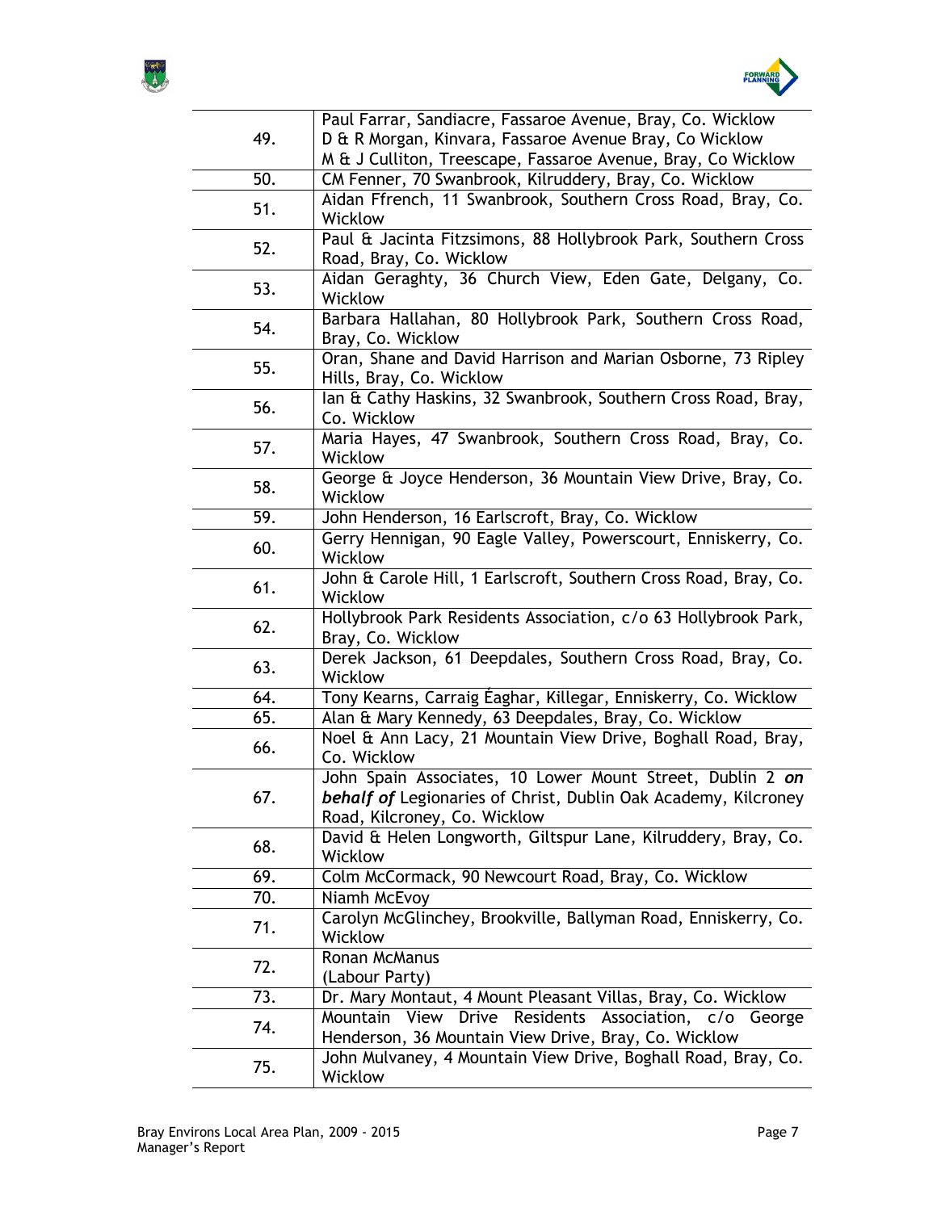| | |
|---|---|
| 49. | Paul Farrar, Sandiacre, Fassaroe Avenue, Bray, Co. Wicklow<br>D & R Morgan, Kinvara, Fassaroe Avenue Bray, Co Wicklow<br>M & J Culliton, Treescape, Fassaroe Avenue, Bray, Co Wicklow |
| 50. | CM Fenner, 70 Swanbrook, Kilruddery, Bray, Co. Wicklow |
| 51. | Aidan Ffrench, 11 Swanbrook, Southern Cross Road, Bray, Co. Wicklow |
| 52. | Paul & Jacinta Fitzsimons, 88 Hollybrook Park, Southern Cross Road, Bray, Co. Wicklow |
| 53. | Aidan Geraghty, 36 Church View, Eden Gate, Delgany, Co. Wicklow |
| 54. | Barbara Hallahan, 80 Hollybrook Park, Southern Cross Road, Bray, Co. Wicklow |
| 55. | Oran, Shane and David Harrison and Marian Osborne, 73 Ripley Hills, Bray, Co. Wicklow |
| 56. | Ian & Cathy Haskins, 32 Swanbrook, Southern Cross Road, Bray, Co. Wicklow |
| 57. | Maria Hayes, 47 Swanbrook, Southern Cross Road, Bray, Co. Wicklow |
| 58. | George & Joyce Henderson, 36 Mountain View Drive, Bray, Co. Wicklow |
| 59. | John Henderson, 16 Earlscroft, Bray, Co. Wicklow |
| 60. | Gerry Hennigan, 90 Eagle Valley, Powerscourt, Enniskerry, Co. Wicklow |
| 61. | John & Carole Hill, 1 Earlscroft, Southern Cross Road, Bray, Co. Wicklow |
| 62. | Hollybrook Park Residents Association, c/o 63 Hollybrook Park, Bray, Co. Wicklow |
| 63. | Derek Jackson, 61 Deepdales, Southern Cross Road, Bray, Co. Wicklow |
| 64. | Tony Kearns, Carraig Éaghar, Killegar, Enniskerry, Co. Wicklow |
| 65. | Alan & Mary Kennedy, 63 Deepdales, Bray, Co. Wicklow |
| 66. | Noel & Ann Lacy, 21 Mountain View Drive, Boghall Road, Bray, Co. Wicklow |
| 67. | John Spain Associates, 10 Lower Mount Street, Dublin 2 ***on behalf of*** Legionaries of Christ, Dublin Oak Academy, Kilcroney Road, Kilcroney, Co. Wicklow |
| 68. | David & Helen Longworth, Giltspur Lane, Kilruddery, Bray, Co. Wicklow |
| 69. | Colm McCormack, 90 Newcourt Road, Bray, Co. Wicklow |
| 70. | Niamh McEvoy |
| 71. | Carolyn McGlinchey, Brookville, Ballyman Road, Enniskerry, Co. Wicklow |
| 72. | Ronan McManus<br>(Labour Party) |
| 73. | Dr. Mary Montaut, 4 Mount Pleasant Villas, Bray, Co. Wicklow |
| 74. | Mountain View Drive Residents Association, c/o George Henderson, 36 Mountain View Drive, Bray, Co. Wicklow |
| 75. | John Mulvaney, 4 Mountain View Drive, Boghall Road, Bray, Co. Wicklow |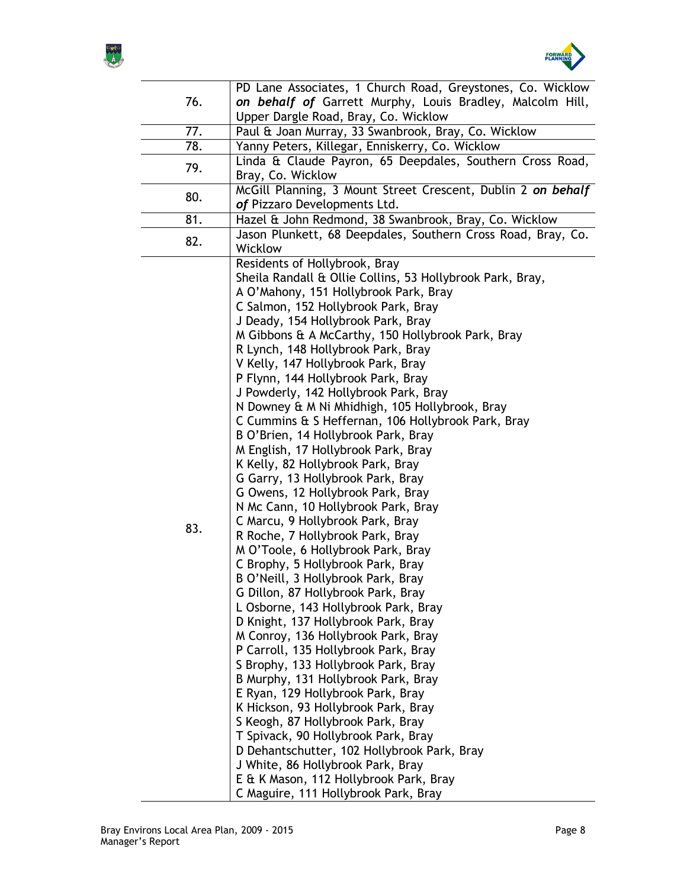| | |
|---|---|
| 76. | PD Lane Associates, 1 Church Road, Greystones, Co. Wicklow ***on behalf of*** Garrett Murphy, Louis Bradley, Malcolm Hill, Upper Dargle Road, Bray, Co. Wicklow |
| 77. | Paul & Joan Murray, 33 Swanbrook, Bray, Co. Wicklow |
| 78. | Yanny Peters, Killegar, Enniskerry, Co. Wicklow |
| 79. | Linda & Claude Payron, 65 Deepdales, Southern Cross Road, Bray, Co. Wicklow |
| 80. | McGill Planning, 3 Mount Street Crescent, Dublin 2 ***on behalf of*** Pizzaro Developments Ltd. |
| 81. | Hazel & John Redmond, 38 Swanbrook, Bray, Co. Wicklow |
| 82. | Jason Plunkett, 68 Deepdales, Southern Cross Road, Bray, Co. Wicklow |
| 83. | Residents of Hollybrook, Bray<br>Sheila Randall & Ollie Collins, 53 Hollybrook Park, Bray,<br>A O'Mahony, 151 Hollybrook Park, Bray<br>C Salmon, 152 Hollybrook Park, Bray<br>J Deady, 154 Hollybrook Park, Bray<br>M Gibbons & A McCarthy, 150 Hollybrook Park, Bray<br>R Lynch, 148 Hollybrook Park, Bray<br>V Kelly, 147 Hollybrook Park, Bray<br>P Flynn, 144 Hollybrook Park, Bray<br>J Powderly, 142 Hollybrook Park, Bray<br>N Downey & M Ni Mhidhigh, 105 Hollybrook, Bray<br>C Cummins & S Heffernan, 106 Hollybrook Park, Bray<br>B O'Brien, 14 Hollybrook Park, Bray<br>M English, 17 Hollybrook Park, Bray<br>K Kelly, 82 Hollybrook Park, Bray<br>G Garry, 13 Hollybrook Park, Bray<br>G Owens, 12 Hollybrook Park, Bray<br>N Mc Cann, 10 Hollybrook Park, Bray<br>C Marcu, 9 Hollybrook Park, Bray<br>R Roche, 7 Hollybrook Park, Bray<br>M O'Toole, 6 Hollybrook Park, Bray<br>C Brophy, 5 Hollybrook Park, Bray<br>B O'Neill, 3 Hollybrook Park, Bray<br>G Dillon, 87 Hollybrook Park, Bray<br>L Osborne, 143 Hollybrook Park, Bray<br>D Knight, 137 Hollybrook Park, Bray<br>M Conroy, 136 Hollybrook Park, Bray<br>P Carroll, 135 Hollybrook Park, Bray<br>S Brophy, 133 Hollybrook Park, Bray<br>B Murphy, 131 Hollybrook Park, Bray<br>E Ryan, 129 Hollybrook Park, Bray<br>K Hickson, 93 Hollybrook Park, Bray<br>S Keogh, 87 Hollybrook Park, Bray<br>T Spivack, 90 Hollybrook Park, Bray<br>D Dehantschutter, 102 Hollybrook Park, Bray<br>J White, 86 Hollybrook Park, Bray<br>E & K Mason, 112 Hollybrook Park, Bray<br>C Maguire, 111 Hollybrook Park, Bray |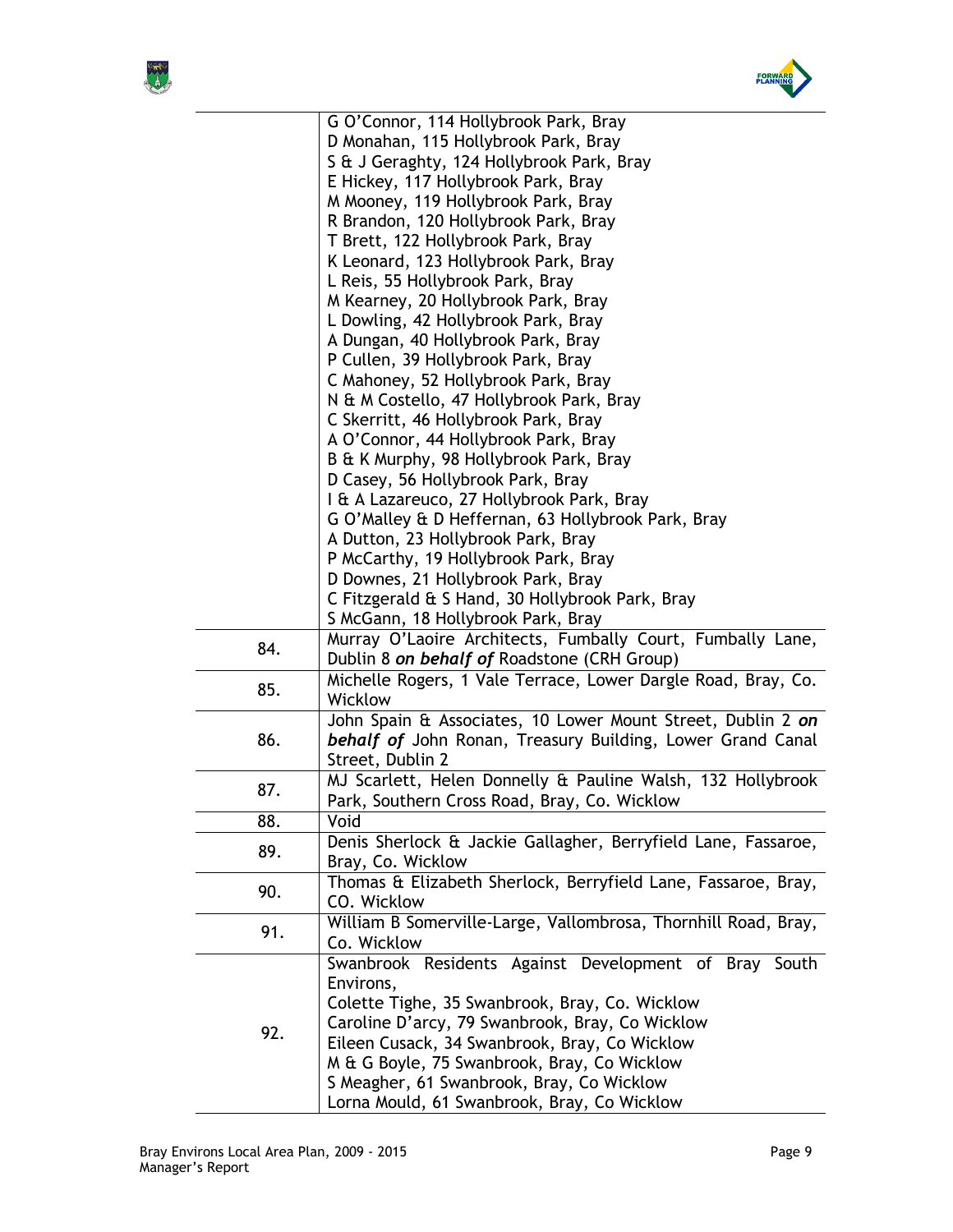| | |
|---|---|
| | G O'Connor, 114 Hollybrook Park, Bray<br>D Monahan, 115 Hollybrook Park, Bray<br>S & J Geraghty, 124 Hollybrook Park, Bray<br>E Hickey, 117 Hollybrook Park, Bray<br>M Mooney, 119 Hollybrook Park, Bray<br>R Brandon, 120 Hollybrook Park, Bray<br>T Brett, 122 Hollybrook Park, Bray<br>K Leonard, 123 Hollybrook Park, Bray<br>L Reis, 55 Hollybrook Park, Bray<br>M Kearney, 20 Hollybrook Park, Bray<br>L Dowling, 42 Hollybrook Park, Bray<br>A Dungan, 40 Hollybrook Park, Bray<br>P Cullen, 39 Hollybrook Park, Bray<br>C Mahoney, 52 Hollybrook Park, Bray<br>N & M Costello, 47 Hollybrook Park, Bray<br>C Skerritt, 46 Hollybrook Park, Bray<br>A O'Connor, 44 Hollybrook Park, Bray<br>B & K Murphy, 98 Hollybrook Park, Bray<br>D Casey, 56 Hollybrook Park, Bray<br>I & A Lazareuco, 27 Hollybrook Park, Bray<br>G O'Malley & D Heffernan, 63 Hollybrook Park, Bray<br>A Dutton, 23 Hollybrook Park, Bray<br>P McCarthy, 19 Hollybrook Park, Bray<br>D Downes, 21 Hollybrook Park, Bray<br>C Fitzgerald & S Hand, 30 Hollybrook Park, Bray<br>S McGann, 18 Hollybrook Park, Bray |
| 84. | Murray O'Laoire Architects, Fumbally Court, Fumbally Lane, Dublin 8 ***on behalf of*** Roadstone (CRH Group) |
| 85. | Michelle Rogers, 1 Vale Terrace, Lower Dargle Road, Bray, Co. Wicklow |
| 86. | John Spain & Associates, 10 Lower Mount Street, Dublin 2 ***on behalf of*** John Ronan, Treasury Building, Lower Grand Canal Street, Dublin 2 |
| 87. | MJ Scarlett, Helen Donnelly & Pauline Walsh, 132 Hollybrook Park, Southern Cross Road, Bray, Co. Wicklow |
| 88. | Void |
| 89. | Denis Sherlock & Jackie Gallagher, Berryfield Lane, Fassaroe, Bray, Co. Wicklow |
| 90. | Thomas & Elizabeth Sherlock, Berryfield Lane, Fassaroe, Bray, CO. Wicklow |
| 91. | William B Somerville-Large, Vallombrosa, Thornhill Road, Bray, Co. Wicklow |
| 92. | Swanbrook Residents Against Development of Bray South Environs,<br>Colette Tighe, 35 Swanbrook, Bray, Co. Wicklow<br>Caroline D'arcy, 79 Swanbrook, Bray, Co Wicklow<br>Eileen Cusack, 34 Swanbrook, Bray, Co Wicklow<br>M & G Boyle, 75 Swanbrook, Bray, Co Wicklow<br>S Meagher, 61 Swanbrook, Bray, Co Wicklow<br>Lorna Mould, 61 Swanbrook, Bray, Co Wicklow |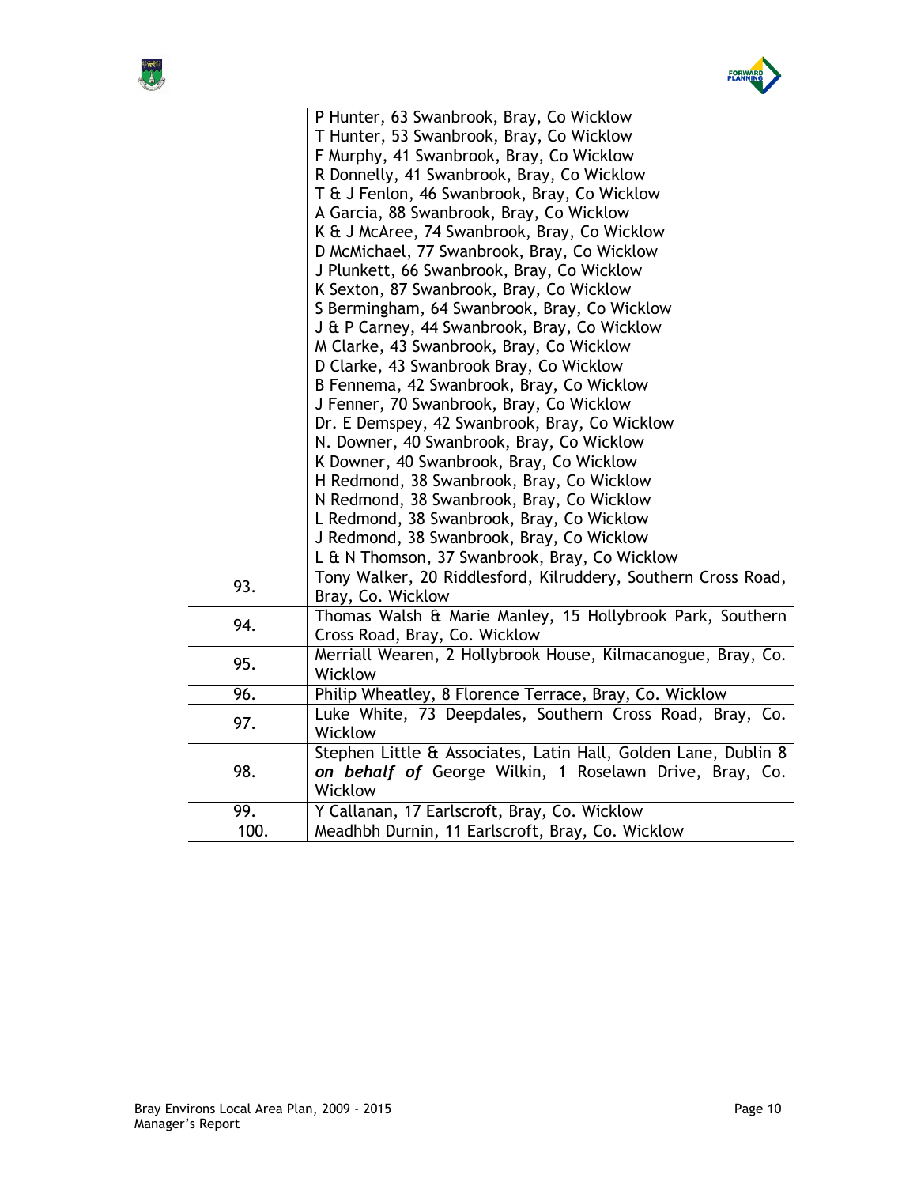| | |
|---|---|
| | P Hunter, 63 Swanbrook, Bray, Co Wicklow<br>T Hunter, 53 Swanbrook, Bray, Co Wicklow<br>F Murphy, 41 Swanbrook, Bray, Co Wicklow<br>R Donnelly, 41 Swanbrook, Bray, Co Wicklow<br>T & J Fenlon, 46 Swanbrook, Bray, Co Wicklow<br>A Garcia, 88 Swanbrook, Bray, Co Wicklow<br>K & J McAree, 74 Swanbrook, Bray, Co Wicklow<br>D McMichael, 77 Swanbrook, Bray, Co Wicklow<br>J Plunkett, 66 Swanbrook, Bray, Co Wicklow<br>K Sexton, 87 Swanbrook, Bray, Co Wicklow<br>S Bermingham, 64 Swanbrook, Bray, Co Wicklow<br>J & P Carney, 44 Swanbrook, Bray, Co Wicklow<br>M Clarke, 43 Swanbrook, Bray, Co Wicklow<br>D Clarke, 43 Swanbrook Bray, Co Wicklow<br>B Fennema, 42 Swanbrook, Bray, Co Wicklow<br>J Fenner, 70 Swanbrook, Bray, Co Wicklow<br>Dr. E Demspey, 42 Swanbrook, Bray, Co Wicklow<br>N. Downer, 40 Swanbrook, Bray, Co Wicklow<br>K Downer, 40 Swanbrook, Bray, Co Wicklow<br>H Redmond, 38 Swanbrook, Bray, Co Wicklow<br>N Redmond, 38 Swanbrook, Bray, Co Wicklow<br>L Redmond, 38 Swanbrook, Bray, Co Wicklow<br>J Redmond, 38 Swanbrook, Bray, Co Wicklow<br>L & N Thomson, 37 Swanbrook, Bray, Co Wicklow |
| 93. | Tony Walker, 20 Riddlesford, Kilruddery, Southern Cross Road, Bray, Co. Wicklow |
| 94. | Thomas Walsh & Marie Manley, 15 Hollybrook Park, Southern Cross Road, Bray, Co. Wicklow |
| 95. | Merriall Wearen, 2 Hollybrook House, Kilmacanogue, Bray, Co. Wicklow |
| 96. | Philip Wheatley, 8 Florence Terrace, Bray, Co. Wicklow |
| 97. | Luke White, 73 Deepdales, Southern Cross Road, Bray, Co. Wicklow |
| 98. | Stephen Little & Associates, Latin Hall, Golden Lane, Dublin 8 ***on behalf of*** George Wilkin, 1 Roselawn Drive, Bray, Co. Wicklow |
| 99. | Y Callanan, 17 Earlscroft, Bray, Co. Wicklow |
| 100. | Meadhbh Durnin, 11 Earlscroft, Bray, Co. Wicklow |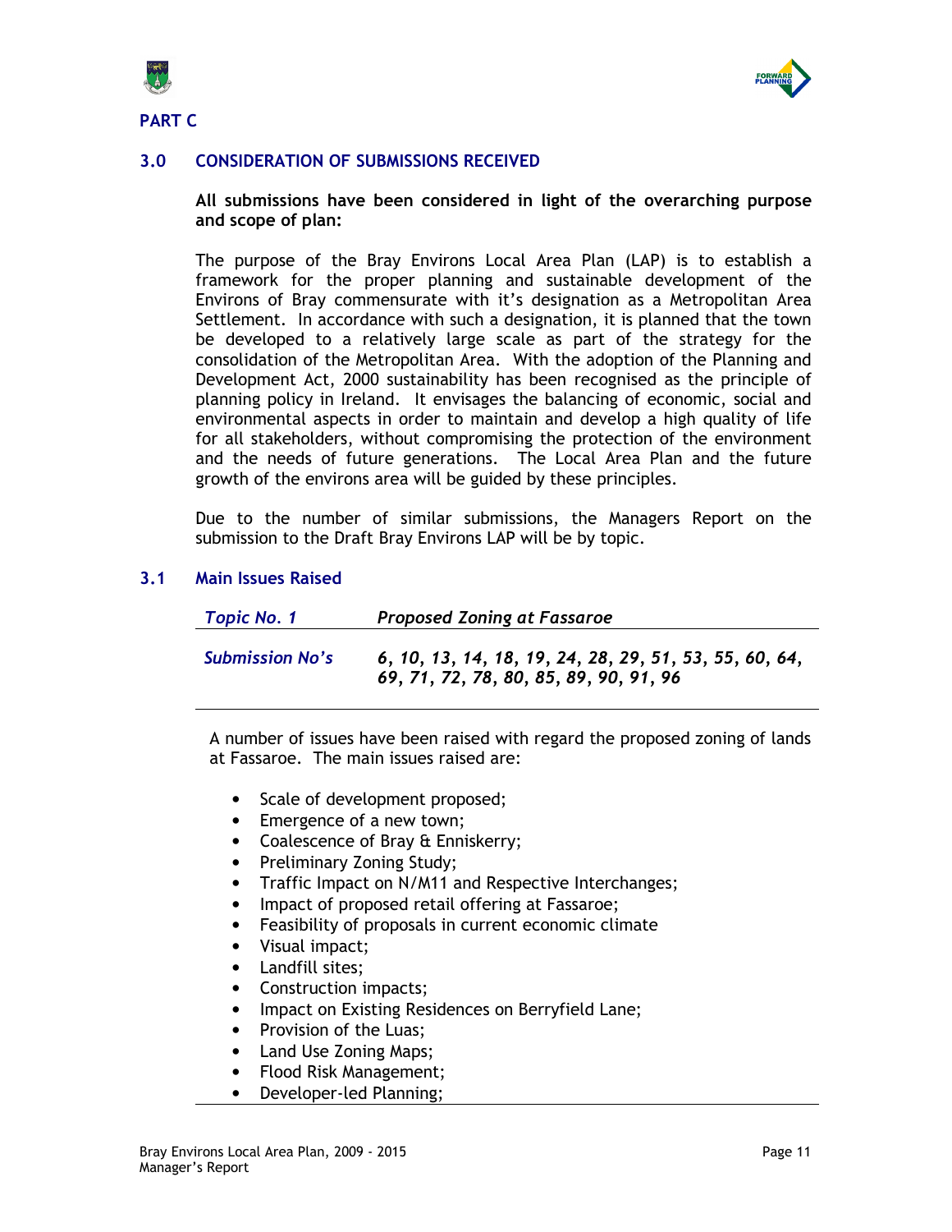## PART C

## 3.0 CONSIDERATION OF SUBMISSIONS RECEIVED

**All submissions have been considered in light of the overarching purpose and scope of plan:**

The purpose of the Bray Environs Local Area Plan (LAP) is to establish a framework for the proper planning and sustainable development of the Environs of Bray commensurate with it's designation as a Metropolitan Area Settlement. In accordance with such a designation, it is planned that the town be developed to a relatively large scale as part of the strategy for the consolidation of the Metropolitan Area. With the adoption of the Planning and Development Act, 2000 sustainability has been recognised as the principle of planning policy in Ireland. It envisages the balancing of economic, social and environmental aspects in order to maintain and develop a high quality of life for all stakeholders, without compromising the protection of the environment and the needs of future generations. The Local Area Plan and the future growth of the environs area will be guided by these principles.

Due to the number of similar submissions, the Managers Report on the submission to the Draft Bray Environs LAP will be by topic.

### 3.1 Main Issues Raised

| *Topic No. 1* | *Proposed Zoning at Fassaroe* |
|---|---|
| *Submission No's* | ***6, 10, 13, 14, 18, 19, 24, 28, 29, 51, 53, 55, 60, 64, 69, 71, 72, 78, 80, 85, 89, 90, 91, 96*** |

A number of issues have been raised with regard the proposed zoning of lands at Fassaroe. The main issues raised are:

- Scale of development proposed;
- Emergence of a new town;
- Coalescence of Bray & Enniskerry;
- Preliminary Zoning Study;
- Traffic Impact on N/M11 and Respective Interchanges;
- Impact of proposed retail offering at Fassaroe;
- Feasibility of proposals in current economic climate
- Visual impact;
- Landfill sites;
- Construction impacts;
- Impact on Existing Residences on Berryfield Lane;
- Provision of the Luas;
- Land Use Zoning Maps;
- Flood Risk Management;
- Developer-led Planning;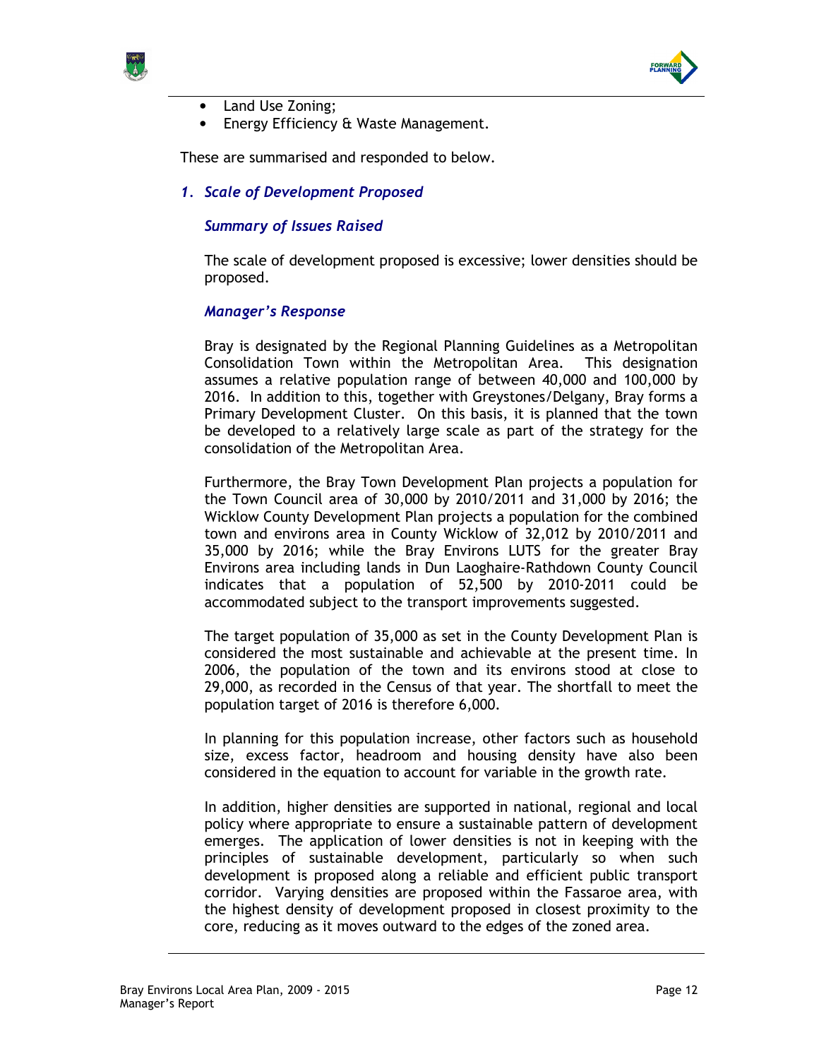- Land Use Zoning;
- Energy Efficiency & Waste Management.

These are summarised and responded to below.

### *1. Scale of Development Proposed*

#### *Summary of Issues Raised*

The scale of development proposed is excessive; lower densities should be proposed.

#### *Manager's Response*

Bray is designated by the Regional Planning Guidelines as a Metropolitan Consolidation Town within the Metropolitan Area. This designation assumes a relative population range of between 40,000 and 100,000 by 2016. In addition to this, together with Greystones/Delgany, Bray forms a Primary Development Cluster. On this basis, it is planned that the town be developed to a relatively large scale as part of the strategy for the consolidation of the Metropolitan Area.

Furthermore, the Bray Town Development Plan projects a population for the Town Council area of 30,000 by 2010/2011 and 31,000 by 2016; the Wicklow County Development Plan projects a population for the combined town and environs area in County Wicklow of 32,012 by 2010/2011 and 35,000 by 2016; while the Bray Environs LUTS for the greater Bray Environs area including lands in Dun Laoghaire-Rathdown County Council indicates that a population of 52,500 by 2010-2011 could be accommodated subject to the transport improvements suggested.

The target population of 35,000 as set in the County Development Plan is considered the most sustainable and achievable at the present time. In 2006, the population of the town and its environs stood at close to 29,000, as recorded in the Census of that year. The shortfall to meet the population target of 2016 is therefore 6,000.

In planning for this population increase, other factors such as household size, excess factor, headroom and housing density have also been considered in the equation to account for variable in the growth rate.

In addition, higher densities are supported in national, regional and local policy where appropriate to ensure a sustainable pattern of development emerges. The application of lower densities is not in keeping with the principles of sustainable development, particularly so when such development is proposed along a reliable and efficient public transport corridor. Varying densities are proposed within the Fassaroe area, with the highest density of development proposed in closest proximity to the core, reducing as it moves outward to the edges of the zoned area.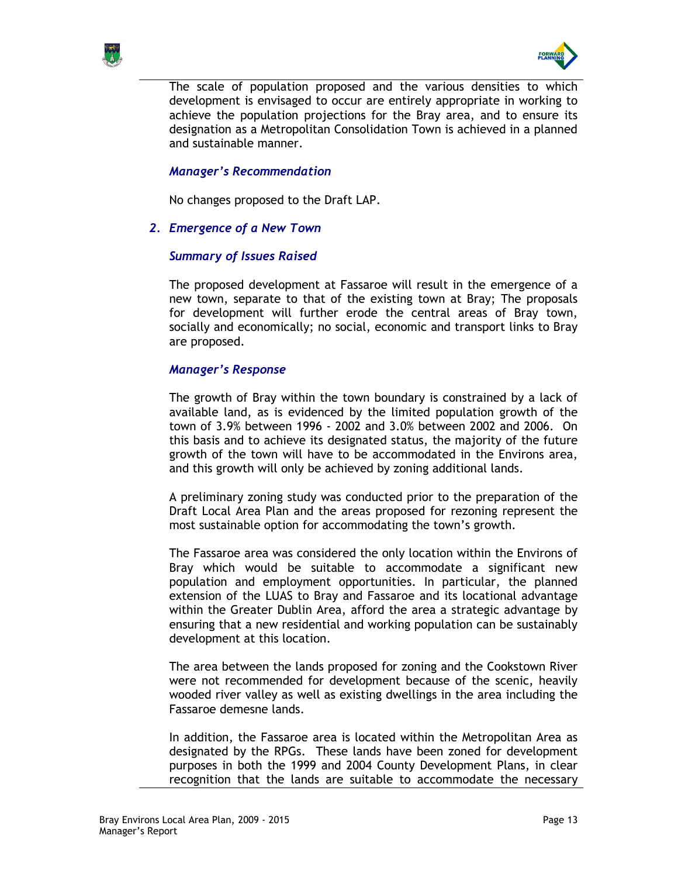The scale of population proposed and the various densities to which development is envisaged to occur are entirely appropriate in working to achieve the population projections for the Bray area, and to ensure its designation as a Metropolitan Consolidation Town is achieved in a planned and sustainable manner.

***Manager's Recommendation***

No changes proposed to the Draft LAP.

### *2. Emergence of a New Town*

***Summary of Issues Raised***

The proposed development at Fassaroe will result in the emergence of a new town, separate to that of the existing town at Bray; The proposals for development will further erode the central areas of Bray town, socially and economically; no social, economic and transport links to Bray are proposed.

***Manager's Response***

The growth of Bray within the town boundary is constrained by a lack of available land, as is evidenced by the limited population growth of the town of 3.9% between 1996 - 2002 and 3.0% between 2002 and 2006. On this basis and to achieve its designated status, the majority of the future growth of the town will have to be accommodated in the Environs area, and this growth will only be achieved by zoning additional lands.

A preliminary zoning study was conducted prior to the preparation of the Draft Local Area Plan and the areas proposed for rezoning represent the most sustainable option for accommodating the town's growth.

The Fassaroe area was considered the only location within the Environs of Bray which would be suitable to accommodate a significant new population and employment opportunities. In particular, the planned extension of the LUAS to Bray and Fassaroe and its locational advantage within the Greater Dublin Area, afford the area a strategic advantage by ensuring that a new residential and working population can be sustainably development at this location.

The area between the lands proposed for zoning and the Cookstown River were not recommended for development because of the scenic, heavily wooded river valley as well as existing dwellings in the area including the Fassaroe demesne lands.

In addition, the Fassaroe area is located within the Metropolitan Area as designated by the RPGs. These lands have been zoned for development purposes in both the 1999 and 2004 County Development Plans, in clear recognition that the lands are suitable to accommodate the necessary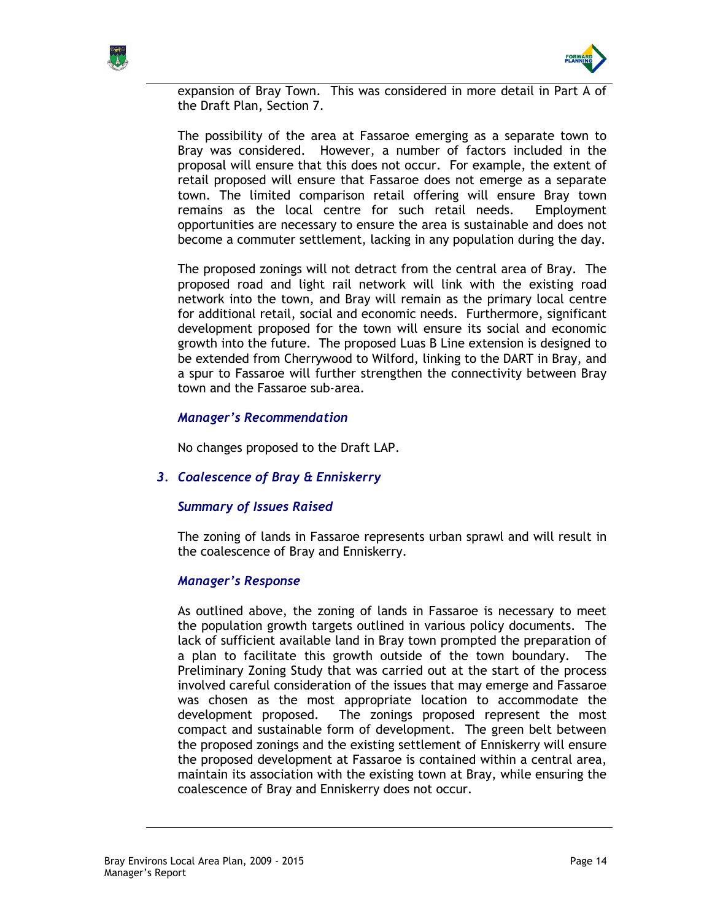expansion of Bray Town. This was considered in more detail in Part A of the Draft Plan, Section 7.

The possibility of the area at Fassaroe emerging as a separate town to Bray was considered. However, a number of factors included in the proposal will ensure that this does not occur. For example, the extent of retail proposed will ensure that Fassaroe does not emerge as a separate town. The limited comparison retail offering will ensure Bray town remains as the local centre for such retail needs. Employment opportunities are necessary to ensure the area is sustainable and does not become a commuter settlement, lacking in any population during the day.

The proposed zonings will not detract from the central area of Bray. The proposed road and light rail network will link with the existing road network into the town, and Bray will remain as the primary local centre for additional retail, social and economic needs. Furthermore, significant development proposed for the town will ensure its social and economic growth into the future. The proposed Luas B Line extension is designed to be extended from Cherrywood to Wilford, linking to the DART in Bray, and a spur to Fassaroe will further strengthen the connectivity between Bray town and the Fassaroe sub-area.

#### *Manager's Recommendation*

No changes proposed to the Draft LAP.

### *3. Coalescence of Bray & Enniskerry*

#### *Summary of Issues Raised*

The zoning of lands in Fassaroe represents urban sprawl and will result in the coalescence of Bray and Enniskerry.

#### *Manager's Response*

As outlined above, the zoning of lands in Fassaroe is necessary to meet the population growth targets outlined in various policy documents. The lack of sufficient available land in Bray town prompted the preparation of a plan to facilitate this growth outside of the town boundary. The Preliminary Zoning Study that was carried out at the start of the process involved careful consideration of the issues that may emerge and Fassaroe was chosen as the most appropriate location to accommodate the development proposed. The zonings proposed represent the most compact and sustainable form of development. The green belt between the proposed zonings and the existing settlement of Enniskerry will ensure the proposed development at Fassaroe is contained within a central area, maintain its association with the existing town at Bray, while ensuring the coalescence of Bray and Enniskerry does not occur.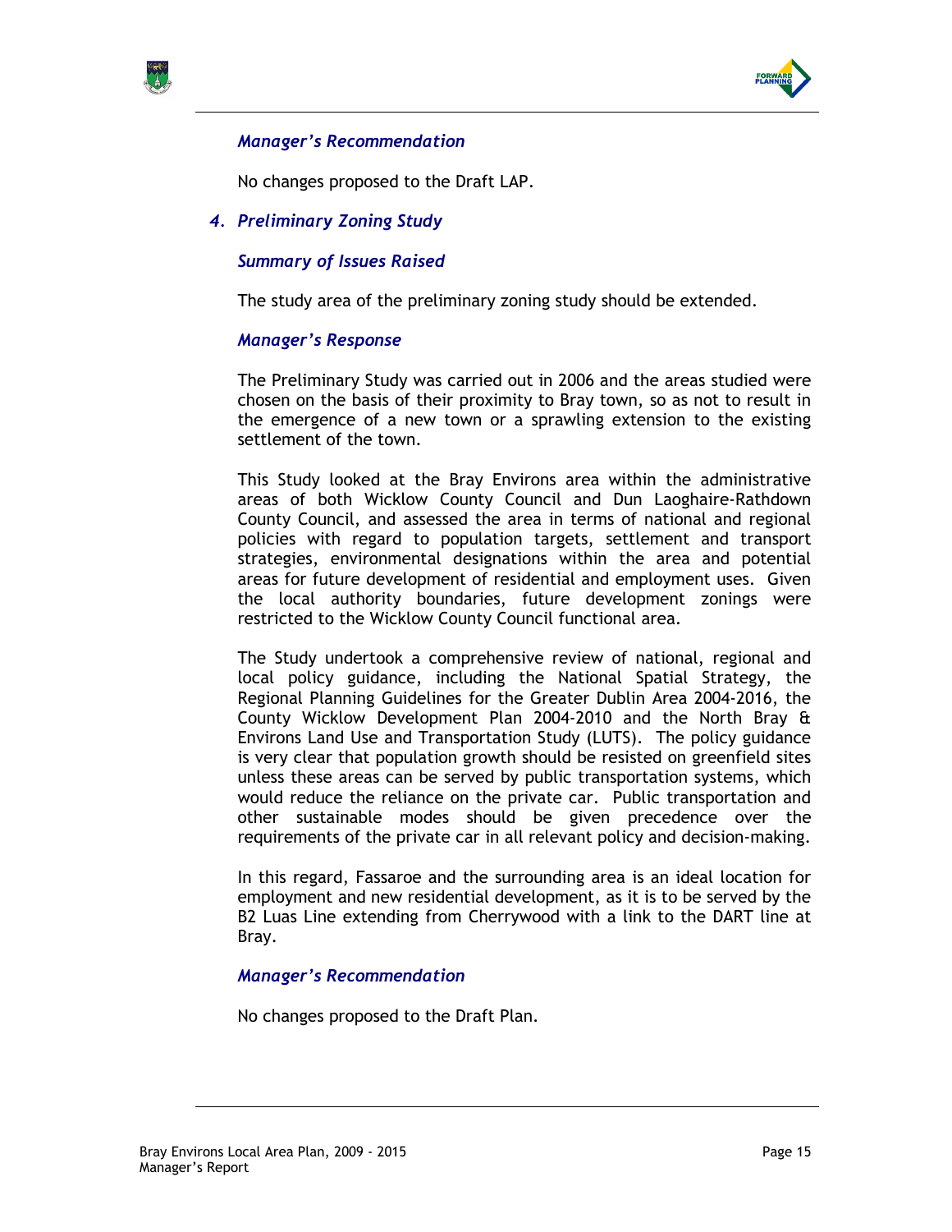*Manager's Recommendation*

No changes proposed to the Draft LAP.

### *4. Preliminary Zoning Study*

*Summary of Issues Raised*

The study area of the preliminary zoning study should be extended.

*Manager's Response*

The Preliminary Study was carried out in 2006 and the areas studied were chosen on the basis of their proximity to Bray town, so as not to result in the emergence of a new town or a sprawling extension to the existing settlement of the town.

This Study looked at the Bray Environs area within the administrative areas of both Wicklow County Council and Dun Laoghaire-Rathdown County Council, and assessed the area in terms of national and regional policies with regard to population targets, settlement and transport strategies, environmental designations within the area and potential areas for future development of residential and employment uses. Given the local authority boundaries, future development zonings were restricted to the Wicklow County Council functional area.

The Study undertook a comprehensive review of national, regional and local policy guidance, including the National Spatial Strategy, the Regional Planning Guidelines for the Greater Dublin Area 2004-2016, the County Wicklow Development Plan 2004-2010 and the North Bray & Environs Land Use and Transportation Study (LUTS). The policy guidance is very clear that population growth should be resisted on greenfield sites unless these areas can be served by public transportation systems, which would reduce the reliance on the private car. Public transportation and other sustainable modes should be given precedence over the requirements of the private car in all relevant policy and decision-making.

In this regard, Fassaroe and the surrounding area is an ideal location for employment and new residential development, as it is to be served by the B2 Luas Line extending from Cherrywood with a link to the DART line at Bray.

*Manager's Recommendation*

No changes proposed to the Draft Plan.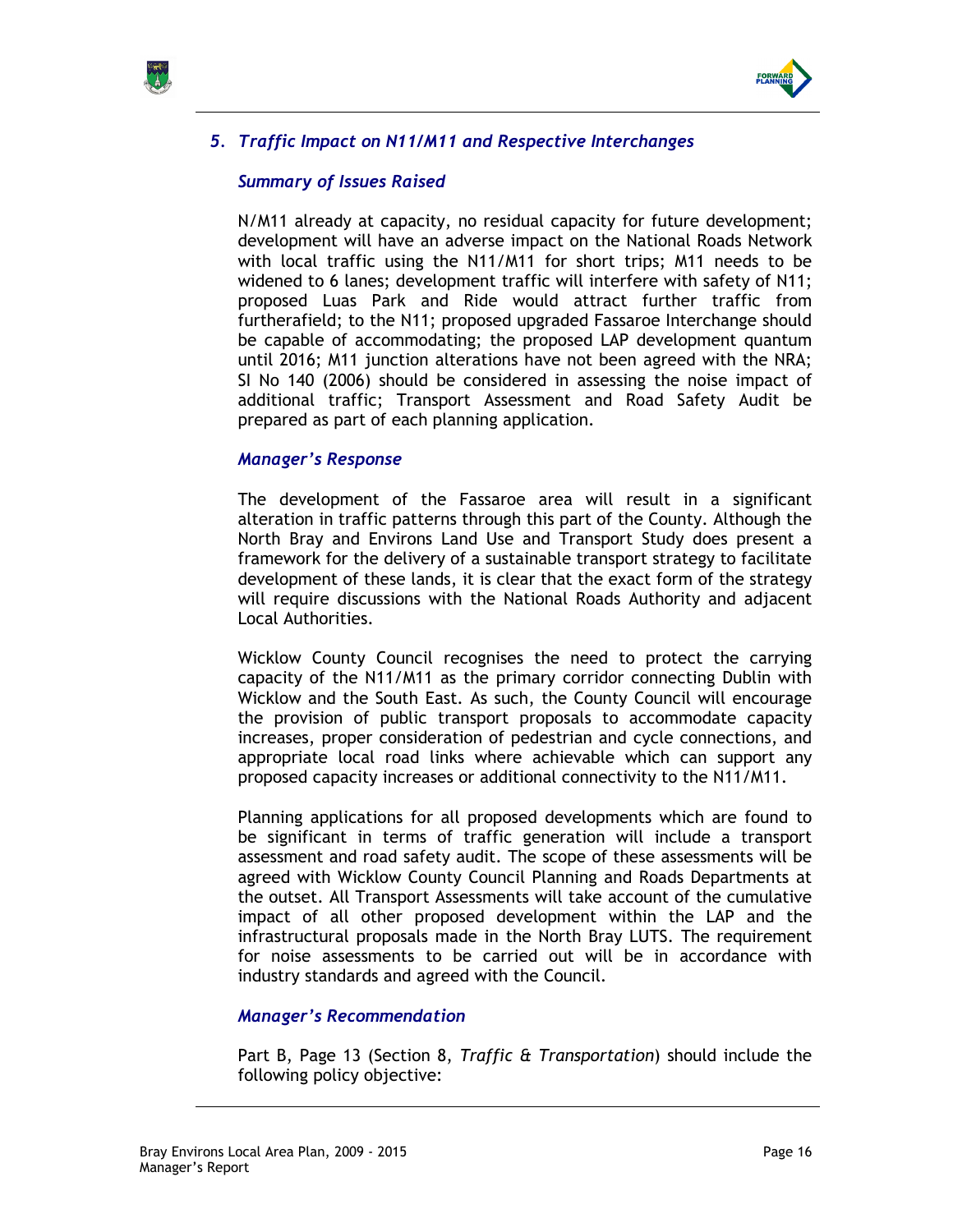## 5. *Traffic Impact on N11/M11 and Respective Interchanges*

### *Summary of Issues Raised*

N/M11 already at capacity, no residual capacity for future development; development will have an adverse impact on the National Roads Network with local traffic using the N11/M11 for short trips; M11 needs to be widened to 6 lanes; development traffic will interfere with safety of N11; proposed Luas Park and Ride would attract further traffic from furtherafield; to the N11; proposed upgraded Fassaroe Interchange should be capable of accommodating; the proposed LAP development quantum until 2016; M11 junction alterations have not been agreed with the NRA; SI No 140 (2006) should be considered in assessing the noise impact of additional traffic; Transport Assessment and Road Safety Audit be prepared as part of each planning application.

### *Manager's Response*

The development of the Fassaroe area will result in a significant alteration in traffic patterns through this part of the County. Although the North Bray and Environs Land Use and Transport Study does present a framework for the delivery of a sustainable transport strategy to facilitate development of these lands, it is clear that the exact form of the strategy will require discussions with the National Roads Authority and adjacent Local Authorities.

Wicklow County Council recognises the need to protect the carrying capacity of the N11/M11 as the primary corridor connecting Dublin with Wicklow and the South East. As such, the County Council will encourage the provision of public transport proposals to accommodate capacity increases, proper consideration of pedestrian and cycle connections, and appropriate local road links where achievable which can support any proposed capacity increases or additional connectivity to the N11/M11.

Planning applications for all proposed developments which are found to be significant in terms of traffic generation will include a transport assessment and road safety audit. The scope of these assessments will be agreed with Wicklow County Council Planning and Roads Departments at the outset. All Transport Assessments will take account of the cumulative impact of all other proposed development within the LAP and the infrastructural proposals made in the North Bray LUTS. The requirement for noise assessments to be carried out will be in accordance with industry standards and agreed with the Council.

### *Manager's Recommendation*

Part B, Page 13 (Section 8, *Traffic & Transportation*) should include the following policy objective: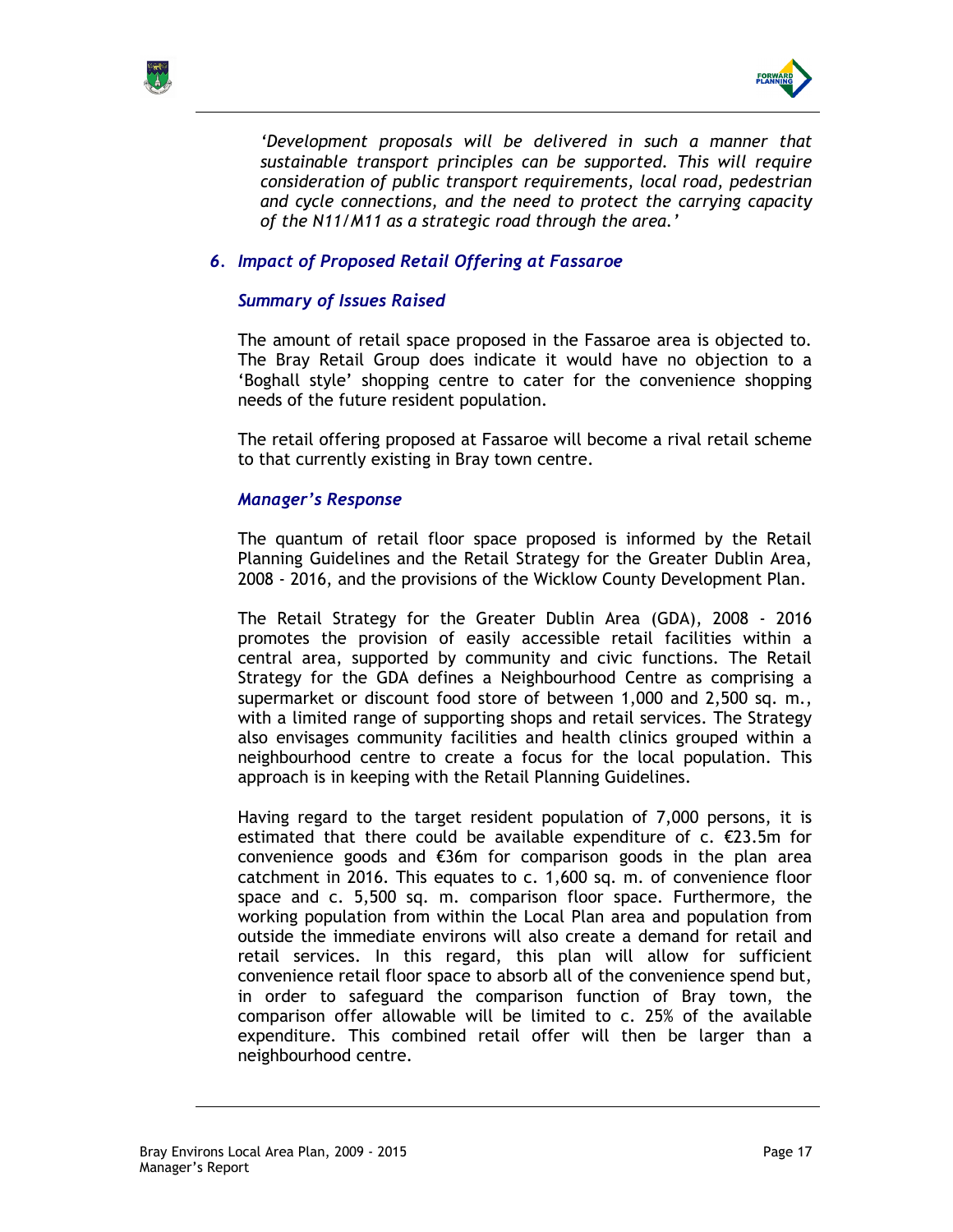*'Development proposals will be delivered in such a manner that sustainable transport principles can be supported. This will require consideration of public transport requirements, local road, pedestrian and cycle connections, and the need to protect the carrying capacity of the N11/M11 as a strategic road through the area.'*

### *6. Impact of Proposed Retail Offering at Fassaroe*

#### *Summary of Issues Raised*

The amount of retail space proposed in the Fassaroe area is objected to. The Bray Retail Group does indicate it would have no objection to a 'Boghall style' shopping centre to cater for the convenience shopping needs of the future resident population.

The retail offering proposed at Fassaroe will become a rival retail scheme to that currently existing in Bray town centre.

#### *Manager's Response*

The quantum of retail floor space proposed is informed by the Retail Planning Guidelines and the Retail Strategy for the Greater Dublin Area, 2008 - 2016, and the provisions of the Wicklow County Development Plan.

The Retail Strategy for the Greater Dublin Area (GDA), 2008 - 2016 promotes the provision of easily accessible retail facilities within a central area, supported by community and civic functions. The Retail Strategy for the GDA defines a Neighbourhood Centre as comprising a supermarket or discount food store of between 1,000 and 2,500 sq. m., with a limited range of supporting shops and retail services. The Strategy also envisages community facilities and health clinics grouped within a neighbourhood centre to create a focus for the local population. This approach is in keeping with the Retail Planning Guidelines.

Having regard to the target resident population of 7,000 persons, it is estimated that there could be available expenditure of c. €23.5m for convenience goods and €36m for comparison goods in the plan area catchment in 2016. This equates to c. 1,600 sq. m. of convenience floor space and c. 5,500 sq. m. comparison floor space. Furthermore, the working population from within the Local Plan area and population from outside the immediate environs will also create a demand for retail and retail services. In this regard, this plan will allow for sufficient convenience retail floor space to absorb all of the convenience spend but, in order to safeguard the comparison function of Bray town, the comparison offer allowable will be limited to c. 25% of the available expenditure. This combined retail offer will then be larger than a neighbourhood centre.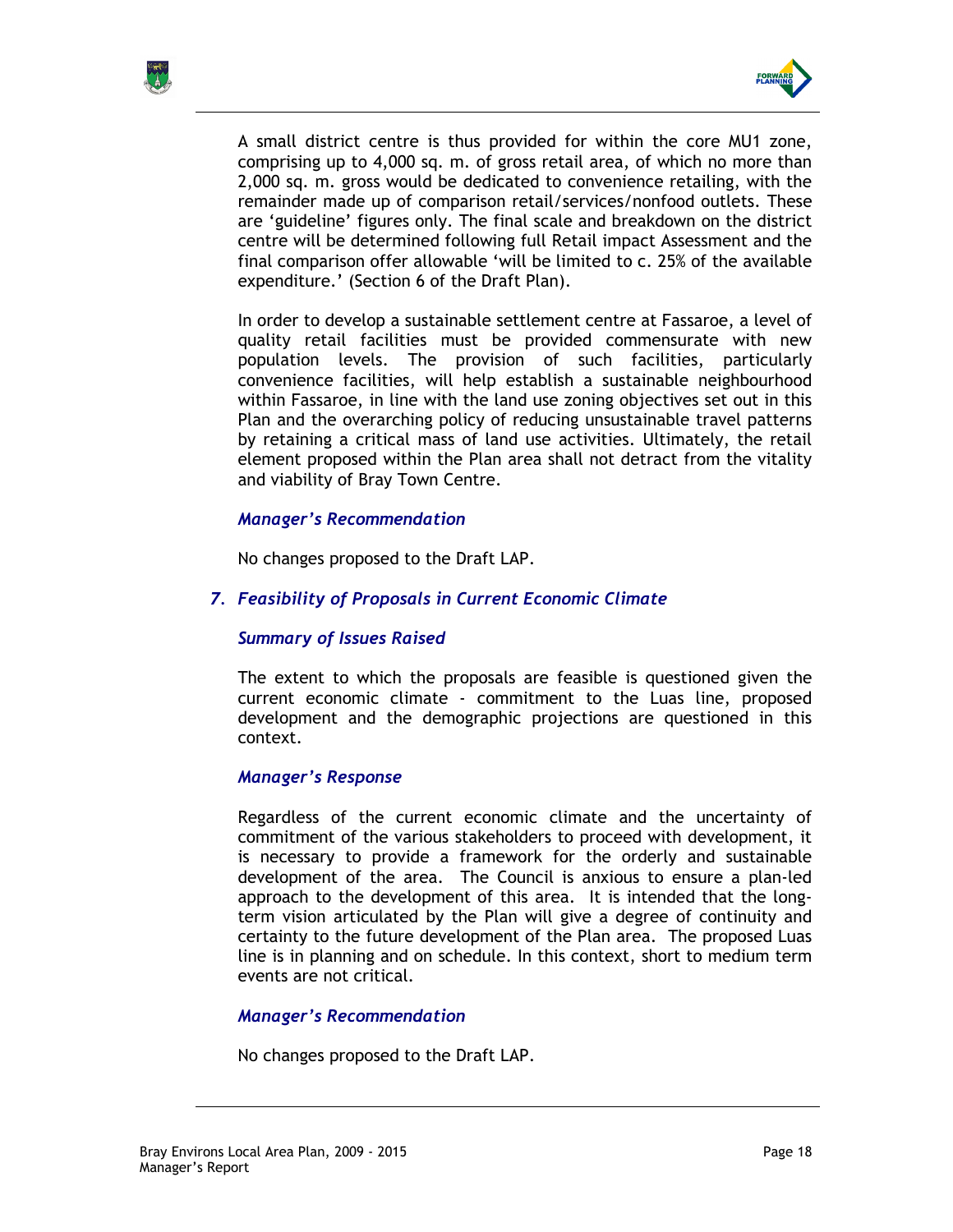A small district centre is thus provided for within the core MU1 zone, comprising up to 4,000 sq. m. of gross retail area, of which no more than 2,000 sq. m. gross would be dedicated to convenience retailing, with the remainder made up of comparison retail/services/nonfood outlets. These are 'guideline' figures only. The final scale and breakdown on the district centre will be determined following full Retail impact Assessment and the final comparison offer allowable 'will be limited to c. 25% of the available expenditure.' (Section 6 of the Draft Plan).

In order to develop a sustainable settlement centre at Fassaroe, a level of quality retail facilities must be provided commensurate with new population levels. The provision of such facilities, particularly convenience facilities, will help establish a sustainable neighbourhood within Fassaroe, in line with the land use zoning objectives set out in this Plan and the overarching policy of reducing unsustainable travel patterns by retaining a critical mass of land use activities. Ultimately, the retail element proposed within the Plan area shall not detract from the vitality and viability of Bray Town Centre.

***Manager's Recommendation***

No changes proposed to the Draft LAP.

### *7. Feasibility of Proposals in Current Economic Climate*

***Summary of Issues Raised***

The extent to which the proposals are feasible is questioned given the current economic climate - commitment to the Luas line, proposed development and the demographic projections are questioned in this context.

***Manager's Response***

Regardless of the current economic climate and the uncertainty of commitment of the various stakeholders to proceed with development, it is necessary to provide a framework for the orderly and sustainable development of the area. The Council is anxious to ensure a plan-led approach to the development of this area. It is intended that the long-term vision articulated by the Plan will give a degree of continuity and certainty to the future development of the Plan area. The proposed Luas line is in planning and on schedule. In this context, short to medium term events are not critical.

***Manager's Recommendation***

No changes proposed to the Draft LAP.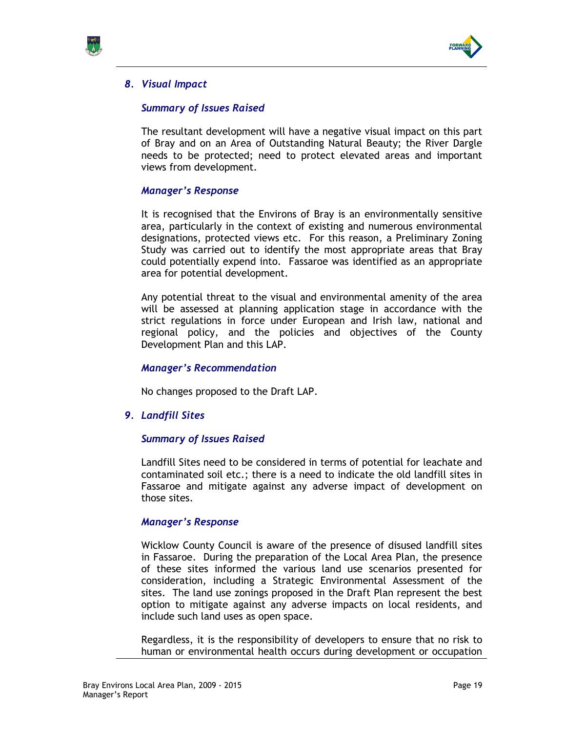### *8. Visual Impact*

#### *Summary of Issues Raised*

The resultant development will have a negative visual impact on this part of Bray and on an Area of Outstanding Natural Beauty; the River Dargle needs to be protected; need to protect elevated areas and important views from development.

#### *Manager's Response*

It is recognised that the Environs of Bray is an environmentally sensitive area, particularly in the context of existing and numerous environmental designations, protected views etc. For this reason, a Preliminary Zoning Study was carried out to identify the most appropriate areas that Bray could potentially expend into. Fassaroe was identified as an appropriate area for potential development.

Any potential threat to the visual and environmental amenity of the area will be assessed at planning application stage in accordance with the strict regulations in force under European and Irish law, national and regional policy, and the policies and objectives of the County Development Plan and this LAP.

#### *Manager's Recommendation*

No changes proposed to the Draft LAP.

### *9. Landfill Sites*

#### *Summary of Issues Raised*

Landfill Sites need to be considered in terms of potential for leachate and contaminated soil etc.; there is a need to indicate the old landfill sites in Fassaroe and mitigate against any adverse impact of development on those sites.

#### *Manager's Response*

Wicklow County Council is aware of the presence of disused landfill sites in Fassaroe. During the preparation of the Local Area Plan, the presence of these sites informed the various land use scenarios presented for consideration, including a Strategic Environmental Assessment of the sites. The land use zonings proposed in the Draft Plan represent the best option to mitigate against any adverse impacts on local residents, and include such land uses as open space.

Regardless, it is the responsibility of developers to ensure that no risk to human or environmental health occurs during development or occupation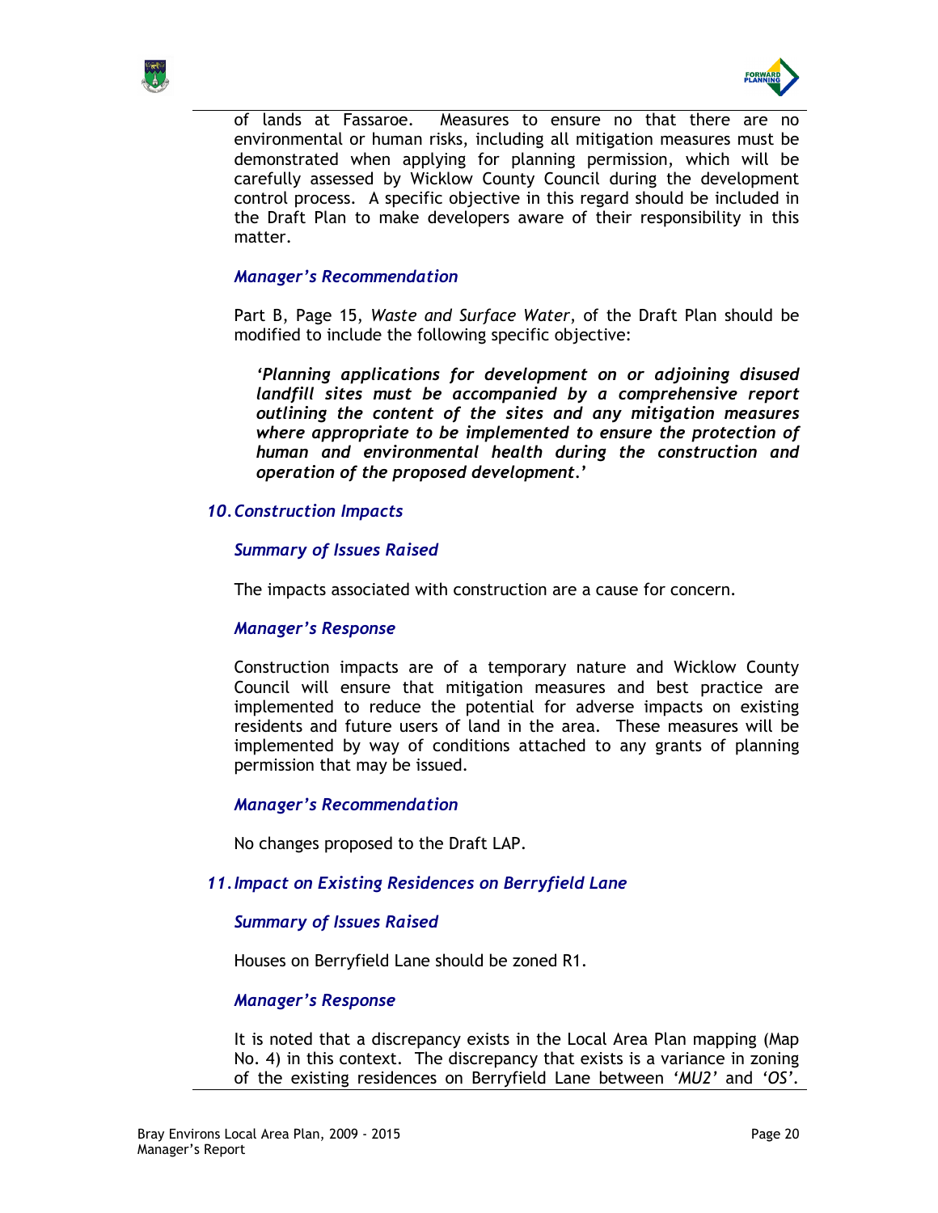of lands at Fassaroe. Measures to ensure no that there are no environmental or human risks, including all mitigation measures must be demonstrated when applying for planning permission, which will be carefully assessed by Wicklow County Council during the development control process. A specific objective in this regard should be included in the Draft Plan to make developers aware of their responsibility in this matter.

***Manager's Recommendation***

Part B, Page 15, *Waste and Surface Water*, of the Draft Plan should be modified to include the following specific objective:

> ***'Planning applications for development on or adjoining disused landfill sites must be accompanied by a comprehensive report outlining the content of the sites and any mitigation measures where appropriate to be implemented to ensure the protection of human and environmental health during the construction and operation of the proposed development.'***

### *10. Construction Impacts*

***Summary of Issues Raised***

The impacts associated with construction are a cause for concern.

***Manager's Response***

Construction impacts are of a temporary nature and Wicklow County Council will ensure that mitigation measures and best practice are implemented to reduce the potential for adverse impacts on existing residents and future users of land in the area. These measures will be implemented by way of conditions attached to any grants of planning permission that may be issued.

***Manager's Recommendation***

No changes proposed to the Draft LAP.

### *11. Impact on Existing Residences on Berryfield Lane*

***Summary of Issues Raised***

Houses on Berryfield Lane should be zoned R1.

***Manager's Response***

It is noted that a discrepancy exists in the Local Area Plan mapping (Map No. 4) in this context. The discrepancy that exists is a variance in zoning of the existing residences on Berryfield Lane between *'MU2'* and *'OS'*.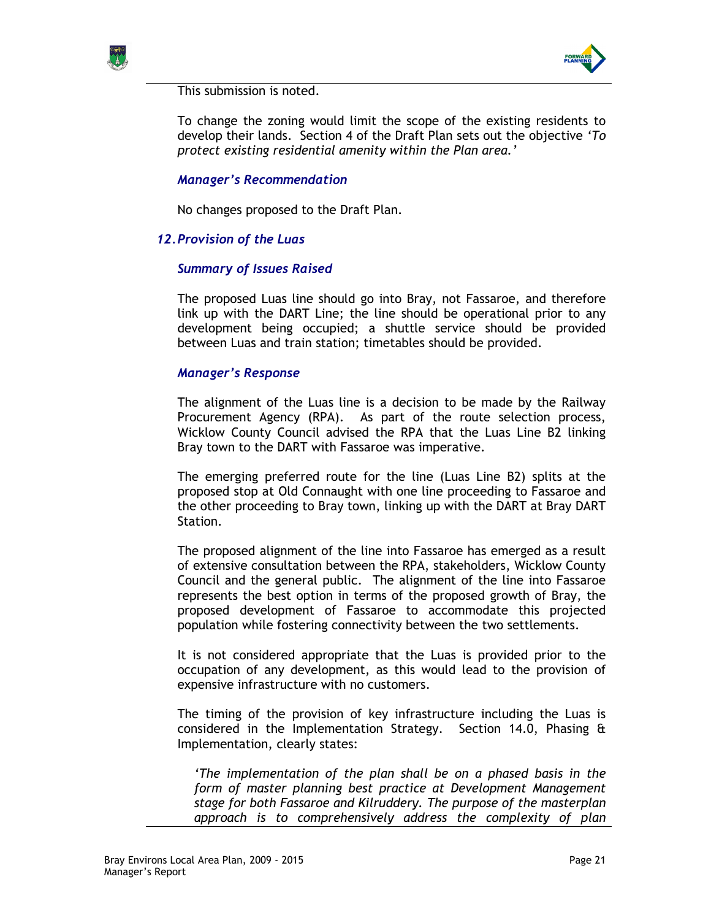This submission is noted.

To change the zoning would limit the scope of the existing residents to develop their lands. Section 4 of the Draft Plan sets out the objective *'To protect existing residential amenity within the Plan area.'*

***Manager's Recommendation***

No changes proposed to the Draft Plan.

### *12. Provision of the Luas*

***Summary of Issues Raised***

The proposed Luas line should go into Bray, not Fassaroe, and therefore link up with the DART Line; the line should be operational prior to any development being occupied; a shuttle service should be provided between Luas and train station; timetables should be provided.

***Manager's Response***

The alignment of the Luas line is a decision to be made by the Railway Procurement Agency (RPA). As part of the route selection process, Wicklow County Council advised the RPA that the Luas Line B2 linking Bray town to the DART with Fassaroe was imperative.

The emerging preferred route for the line (Luas Line B2) splits at the proposed stop at Old Connaught with one line proceeding to Fassaroe and the other proceeding to Bray town, linking up with the DART at Bray DART Station.

The proposed alignment of the line into Fassaroe has emerged as a result of extensive consultation between the RPA, stakeholders, Wicklow County Council and the general public. The alignment of the line into Fassaroe represents the best option in terms of the proposed growth of Bray, the proposed development of Fassaroe to accommodate this projected population while fostering connectivity between the two settlements.

It is not considered appropriate that the Luas is provided prior to the occupation of any development, as this would lead to the provision of expensive infrastructure with no customers.

The timing of the provision of key infrastructure including the Luas is considered in the Implementation Strategy. Section 14.0, Phasing & Implementation, clearly states:

> *'The implementation of the plan shall be on a phased basis in the form of master planning best practice at Development Management stage for both Fassaroe and Kilruddery. The purpose of the masterplan approach is to comprehensively address the complexity of plan*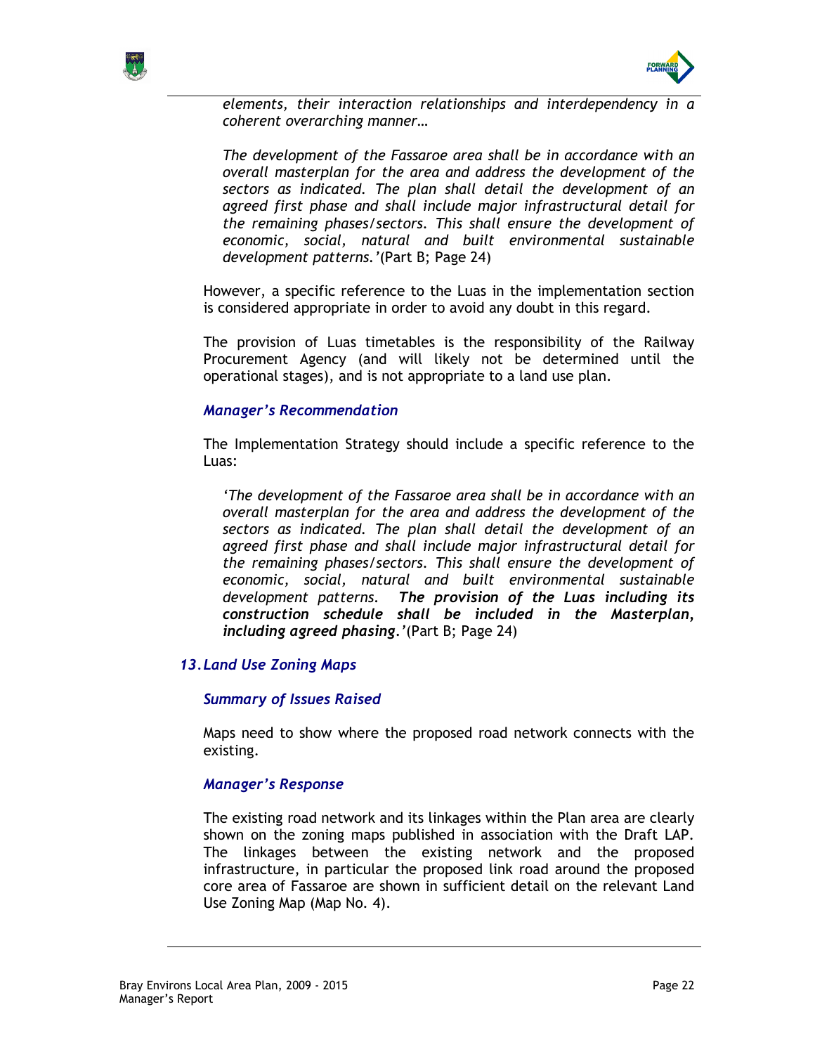*elements, their interaction relationships and interdependency in a coherent overarching manner…*

*The development of the Fassaroe area shall be in accordance with an overall masterplan for the area and address the development of the sectors as indicated. The plan shall detail the development of an agreed first phase and shall include major infrastructural detail for the remaining phases/sectors. This shall ensure the development of economic, social, natural and built environmental sustainable development patterns.'*(Part B; Page 24)

However, a specific reference to the Luas in the implementation section is considered appropriate in order to avoid any doubt in this regard.

The provision of Luas timetables is the responsibility of the Railway Procurement Agency (and will likely not be determined until the operational stages), and is not appropriate to a land use plan.

### *Manager's Recommendation*

The Implementation Strategy should include a specific reference to the Luas:

*'The development of the Fassaroe area shall be in accordance with an overall masterplan for the area and address the development of the sectors as indicated. The plan shall detail the development of an agreed first phase and shall include major infrastructural detail for the remaining phases/sectors. This shall ensure the development of economic, social, natural and built environmental sustainable development patterns.* ***The provision of the Luas including its construction schedule shall be included in the Masterplan, including agreed phasing****.'*(Part B; Page 24)

## *13. Land Use Zoning Maps*

### *Summary of Issues Raised*

Maps need to show where the proposed road network connects with the existing.

### *Manager's Response*

The existing road network and its linkages within the Plan area are clearly shown on the zoning maps published in association with the Draft LAP. The linkages between the existing network and the proposed infrastructure, in particular the proposed link road around the proposed core area of Fassaroe are shown in sufficient detail on the relevant Land Use Zoning Map (Map No. 4).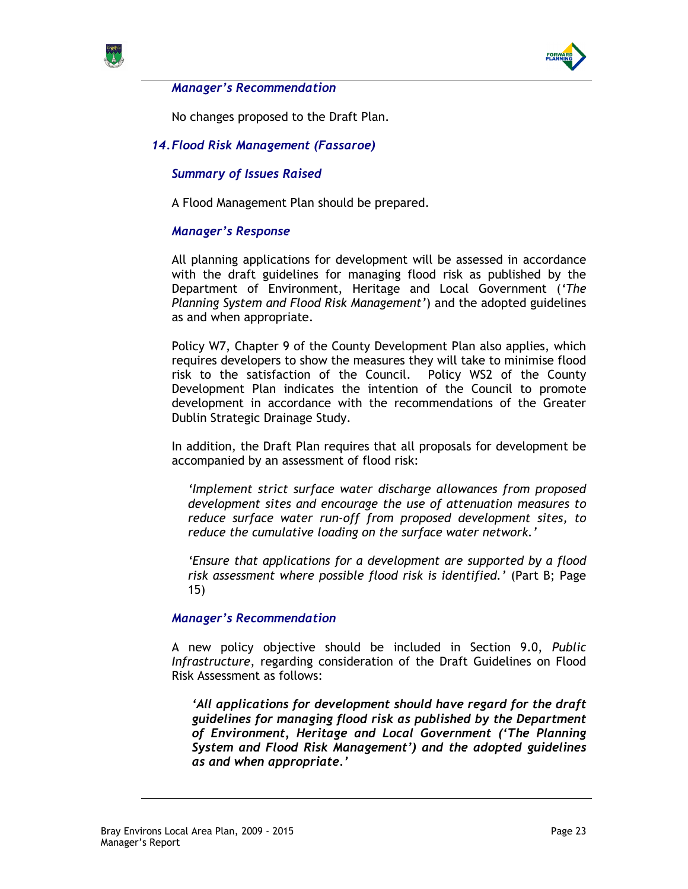*Manager's Recommendation*

No changes proposed to the Draft Plan.

## *14. Flood Risk Management (Fassaroe)*

*Summary of Issues Raised*

A Flood Management Plan should be prepared.

*Manager's Response*

All planning applications for development will be assessed in accordance with the draft guidelines for managing flood risk as published by the Department of Environment, Heritage and Local Government (*'The Planning System and Flood Risk Management'*) and the adopted guidelines as and when appropriate.

Policy W7, Chapter 9 of the County Development Plan also applies, which requires developers to show the measures they will take to minimise flood risk to the satisfaction of the Council. Policy WS2 of the County Development Plan indicates the intention of the Council to promote development in accordance with the recommendations of the Greater Dublin Strategic Drainage Study.

In addition, the Draft Plan requires that all proposals for development be accompanied by an assessment of flood risk:

> *'Implement strict surface water discharge allowances from proposed development sites and encourage the use of attenuation measures to reduce surface water run-off from proposed development sites, to reduce the cumulative loading on the surface water network.'*
>
> *'Ensure that applications for a development are supported by a flood risk assessment where possible flood risk is identified.'* (Part B; Page 15)

*Manager's Recommendation*

A new policy objective should be included in Section 9.0, *Public Infrastructure*, regarding consideration of the Draft Guidelines on Flood Risk Assessment as follows:

> ***'All applications for development should have regard for the draft guidelines for managing flood risk as published by the Department of Environment, Heritage and Local Government ('The Planning System and Flood Risk Management') and the adopted guidelines as and when appropriate.'***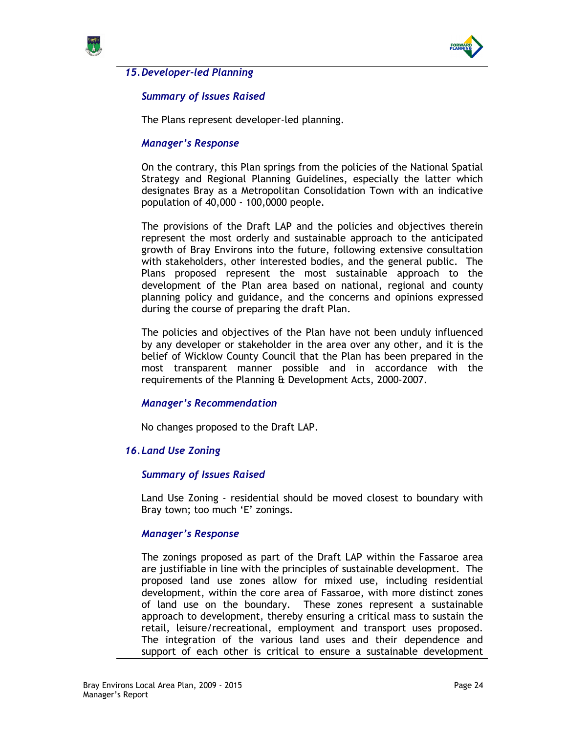## 15. Developer-led Planning

### Summary of Issues Raised

The Plans represent developer-led planning.

### Manager's Response

On the contrary, this Plan springs from the policies of the National Spatial Strategy and Regional Planning Guidelines, especially the latter which designates Bray as a Metropolitan Consolidation Town with an indicative population of 40,000 - 100,0000 people.

The provisions of the Draft LAP and the policies and objectives therein represent the most orderly and sustainable approach to the anticipated growth of Bray Environs into the future, following extensive consultation with stakeholders, other interested bodies, and the general public. The Plans proposed represent the most sustainable approach to the development of the Plan area based on national, regional and county planning policy and guidance, and the concerns and opinions expressed during the course of preparing the draft Plan.

The policies and objectives of the Plan have not been unduly influenced by any developer or stakeholder in the area over any other, and it is the belief of Wicklow County Council that the Plan has been prepared in the most transparent manner possible and in accordance with the requirements of the Planning & Development Acts, 2000-2007.

### Manager's Recommendation

No changes proposed to the Draft LAP.

## 16. Land Use Zoning

### Summary of Issues Raised

Land Use Zoning - residential should be moved closest to boundary with Bray town; too much 'E' zonings.

### Manager's Response

The zonings proposed as part of the Draft LAP within the Fassaroe area are justifiable in line with the principles of sustainable development. The proposed land use zones allow for mixed use, including residential development, within the core area of Fassaroe, with more distinct zones of land use on the boundary. These zones represent a sustainable approach to development, thereby ensuring a critical mass to sustain the retail, leisure/recreational, employment and transport uses proposed. The integration of the various land uses and their dependence and support of each other is critical to ensure a sustainable development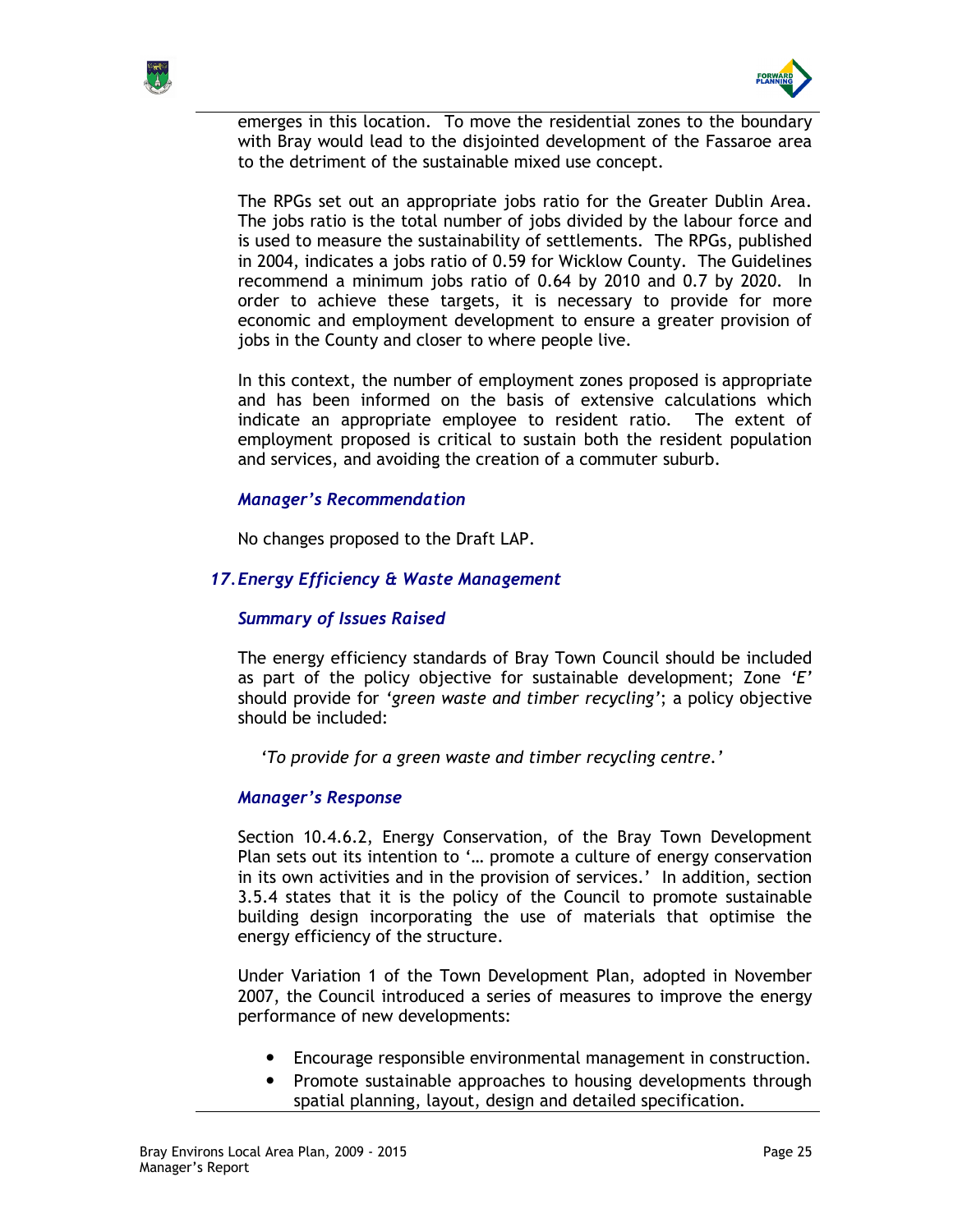emerges in this location. To move the residential zones to the boundary with Bray would lead to the disjointed development of the Fassaroe area to the detriment of the sustainable mixed use concept.

The RPGs set out an appropriate jobs ratio for the Greater Dublin Area. The jobs ratio is the total number of jobs divided by the labour force and is used to measure the sustainability of settlements. The RPGs, published in 2004, indicates a jobs ratio of 0.59 for Wicklow County. The Guidelines recommend a minimum jobs ratio of 0.64 by 2010 and 0.7 by 2020. In order to achieve these targets, it is necessary to provide for more economic and employment development to ensure a greater provision of jobs in the County and closer to where people live.

In this context, the number of employment zones proposed is appropriate and has been informed on the basis of extensive calculations which indicate an appropriate employee to resident ratio. The extent of employment proposed is critical to sustain both the resident population and services, and avoiding the creation of a commuter suburb.

#### *Manager's Recommendation*

No changes proposed to the Draft LAP.

### *17. Energy Efficiency & Waste Management*

#### *Summary of Issues Raised*

The energy efficiency standards of Bray Town Council should be included as part of the policy objective for sustainable development; Zone *'E'* should provide for *'green waste and timber recycling'*; a policy objective should be included:

*'To provide for a green waste and timber recycling centre.'*

#### *Manager's Response*

Section 10.4.6.2, Energy Conservation, of the Bray Town Development Plan sets out its intention to '… promote a culture of energy conservation in its own activities and in the provision of services.' In addition, section 3.5.4 states that it is the policy of the Council to promote sustainable building design incorporating the use of materials that optimise the energy efficiency of the structure.

Under Variation 1 of the Town Development Plan, adopted in November 2007, the Council introduced a series of measures to improve the energy performance of new developments:

- Encourage responsible environmental management in construction.
- Promote sustainable approaches to housing developments through spatial planning, layout, design and detailed specification.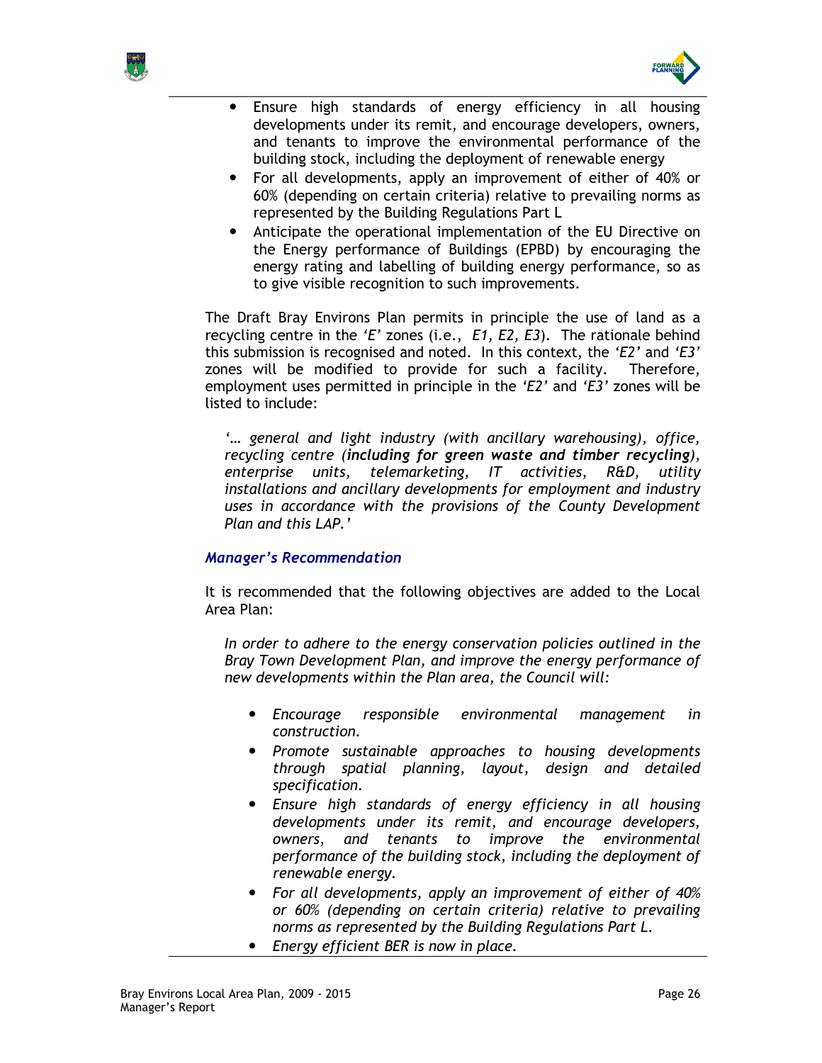- Ensure high standards of energy efficiency in all housing developments under its remit, and encourage developers, owners, and tenants to improve the environmental performance of the building stock, including the deployment of renewable energy
- For all developments, apply an improvement of either of 40% or 60% (depending on certain criteria) relative to prevailing norms as represented by the Building Regulations Part L
- Anticipate the operational implementation of the EU Directive on the Energy performance of Buildings (EPBD) by encouraging the energy rating and labelling of building energy performance, so as to give visible recognition to such improvements.

The Draft Bray Environs Plan permits in principle the use of land as a recycling centre in the *'E'* zones (i.e., *E1, E2, E3*). The rationale behind this submission is recognised and noted. In this context, the *'E2'* and *'E3'* zones will be modified to provide for such a facility. Therefore, employment uses permitted in principle in the *'E2'* and *'E3'* zones will be listed to include:

> *'… general and light industry (with ancillary warehousing), office, recycling centre (**including for green waste and timber recycling**), enterprise units, telemarketing, IT activities, R&D, utility installations and ancillary developments for employment and industry uses in accordance with the provisions of the County Development Plan and this LAP.'*

### *Manager's Recommendation*

It is recommended that the following objectives are added to the Local Area Plan:

> *In order to adhere to the energy conservation policies outlined in the Bray Town Development Plan, and improve the energy performance of new developments within the Plan area, the Council will:*
>
> - *Encourage responsible environmental management in construction.*
> - *Promote sustainable approaches to housing developments through spatial planning, layout, design and detailed specification.*
> - *Ensure high standards of energy efficiency in all housing developments under its remit, and encourage developers, owners, and tenants to improve the environmental performance of the building stock, including the deployment of renewable energy.*
> - *For all developments, apply an improvement of either of 40% or 60% (depending on certain criteria) relative to prevailing norms as represented by the Building Regulations Part L.*
> - *Energy efficient BER is now in place.*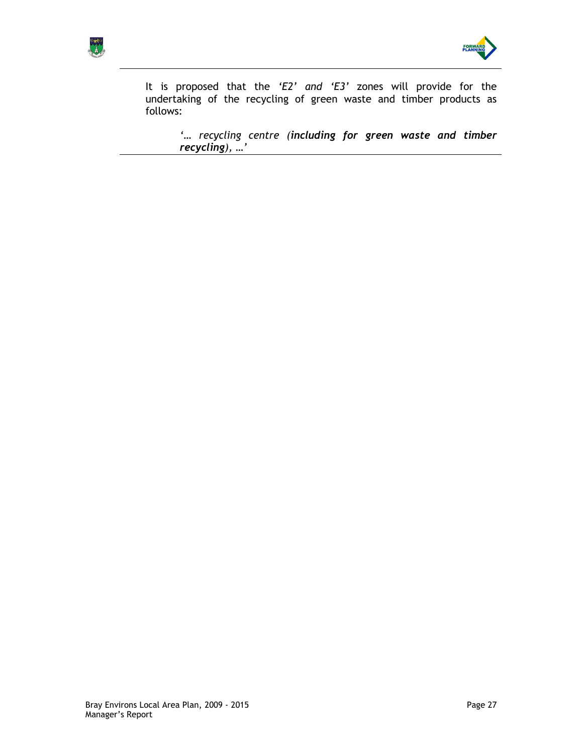It is proposed that the *'E2' and 'E3'* zones will provide for the undertaking of the recycling of green waste and timber products as follows:

> *'… recycling centre (**including for green waste and timber recycling**), …'*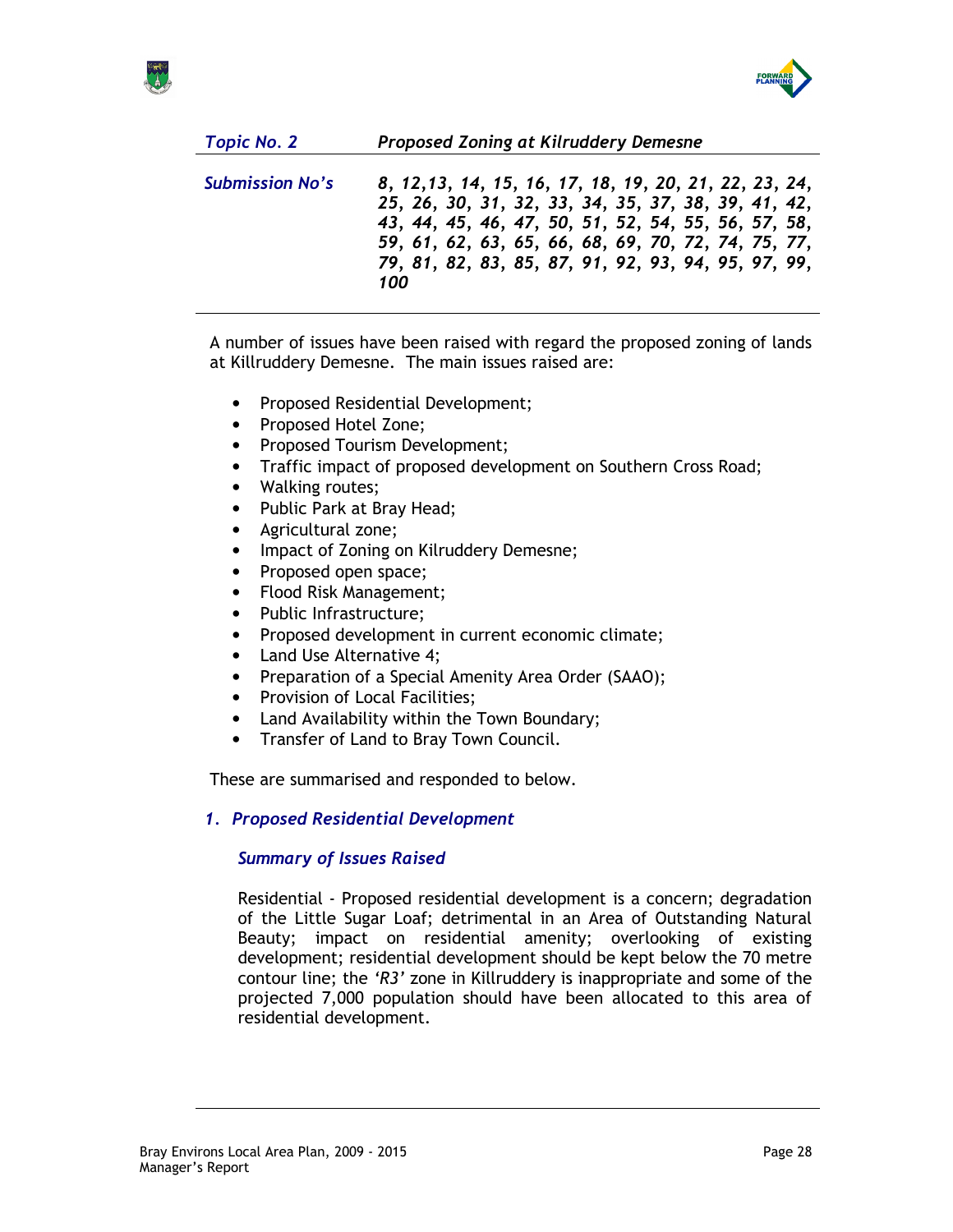| *Topic No. 2* | ***Proposed Zoning at Kilruddery Demesne*** |
|---|---|
| *Submission No's* | ***8, 12,13, 14, 15, 16, 17, 18, 19, 20, 21, 22, 23, 24, 25, 26, 30, 31, 32, 33, 34, 35, 37, 38, 39, 41, 42, 43, 44, 45, 46, 47, 50, 51, 52, 54, 55, 56, 57, 58, 59, 61, 62, 63, 65, 66, 68, 69, 70, 72, 74, 75, 77, 79, 81, 82, 83, 85, 87, 91, 92, 93, 94, 95, 97, 99, 100*** |

A number of issues have been raised with regard the proposed zoning of lands at Killruddery Demesne. The main issues raised are:

- Proposed Residential Development;
- Proposed Hotel Zone;
- Proposed Tourism Development;
- Traffic impact of proposed development on Southern Cross Road;
- Walking routes;
- Public Park at Bray Head;
- Agricultural zone;
- Impact of Zoning on Kilruddery Demesne;
- Proposed open space;
- Flood Risk Management;
- Public Infrastructure;
- Proposed development in current economic climate;
- Land Use Alternative 4;
- Preparation of a Special Amenity Area Order (SAAO);
- Provision of Local Facilities;
- Land Availability within the Town Boundary;
- Transfer of Land to Bray Town Council.

These are summarised and responded to below.

## *1. Proposed Residential Development*

### *Summary of Issues Raised*

Residential - Proposed residential development is a concern; degradation of the Little Sugar Loaf; detrimental in an Area of Outstanding Natural Beauty; impact on residential amenity; overlooking of existing development; residential development should be kept below the 70 metre contour line; the *'R3'* zone in Killruddery is inappropriate and some of the projected 7,000 population should have been allocated to this area of residential development.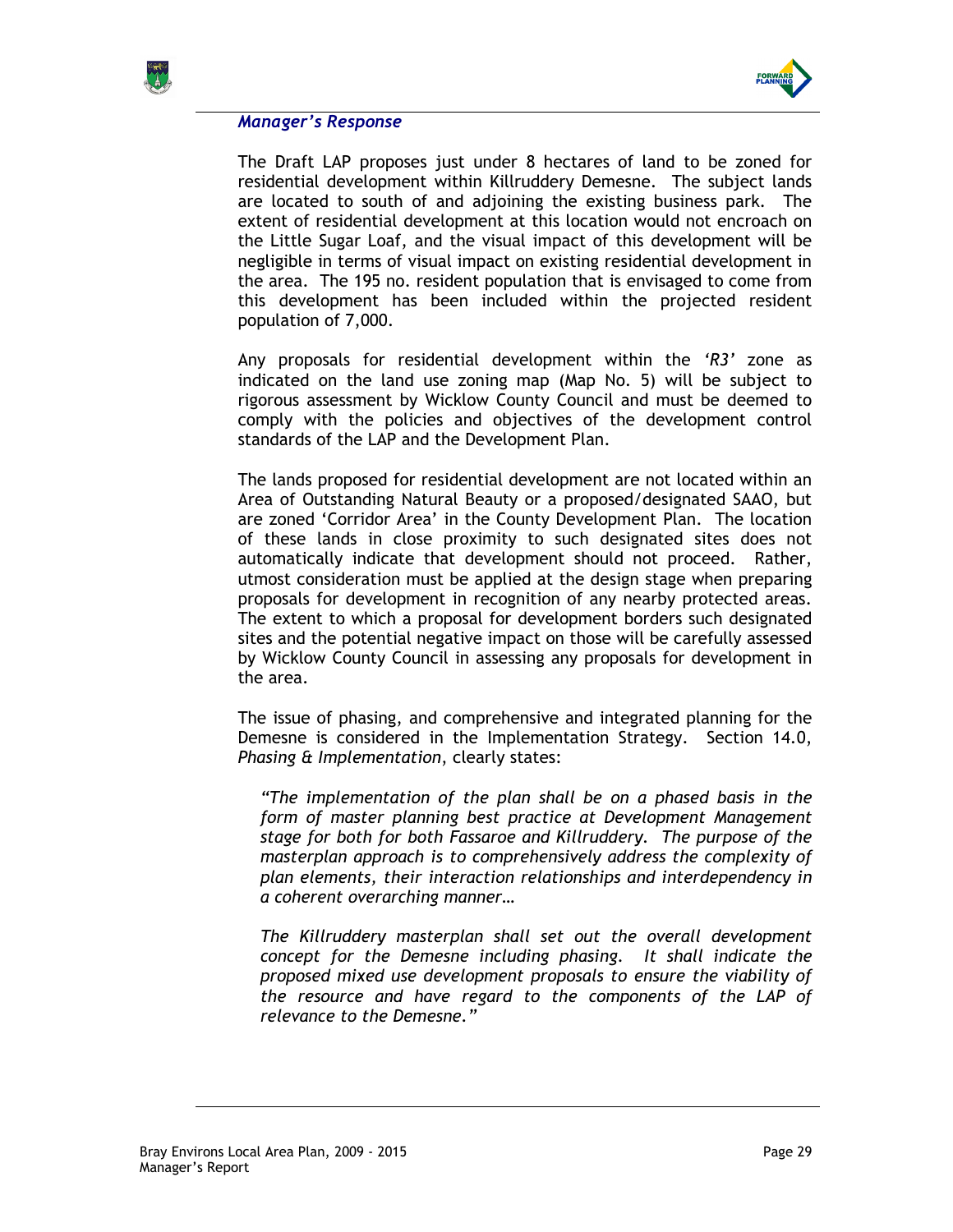### *Manager's Response*

The Draft LAP proposes just under 8 hectares of land to be zoned for residential development within Killruddery Demesne. The subject lands are located to south of and adjoining the existing business park. The extent of residential development at this location would not encroach on the Little Sugar Loaf, and the visual impact of this development will be negligible in terms of visual impact on existing residential development in the area. The 195 no. resident population that is envisaged to come from this development has been included within the projected resident population of 7,000.

Any proposals for residential development within the *'R3'* zone as indicated on the land use zoning map (Map No. 5) will be subject to rigorous assessment by Wicklow County Council and must be deemed to comply with the policies and objectives of the development control standards of the LAP and the Development Plan.

The lands proposed for residential development are not located within an Area of Outstanding Natural Beauty or a proposed/designated SAAO, but are zoned 'Corridor Area' in the County Development Plan. The location of these lands in close proximity to such designated sites does not automatically indicate that development should not proceed. Rather, utmost consideration must be applied at the design stage when preparing proposals for development in recognition of any nearby protected areas. The extent to which a proposal for development borders such designated sites and the potential negative impact on those will be carefully assessed by Wicklow County Council in assessing any proposals for development in the area.

The issue of phasing, and comprehensive and integrated planning for the Demesne is considered in the Implementation Strategy. Section 14.0, *Phasing & Implementation*, clearly states:

> *"The implementation of the plan shall be on a phased basis in the form of master planning best practice at Development Management stage for both for both Fassaroe and Killruddery. The purpose of the masterplan approach is to comprehensively address the complexity of plan elements, their interaction relationships and interdependency in a coherent overarching manner…*
>
> *The Killruddery masterplan shall set out the overall development concept for the Demesne including phasing. It shall indicate the proposed mixed use development proposals to ensure the viability of the resource and have regard to the components of the LAP of relevance to the Demesne."*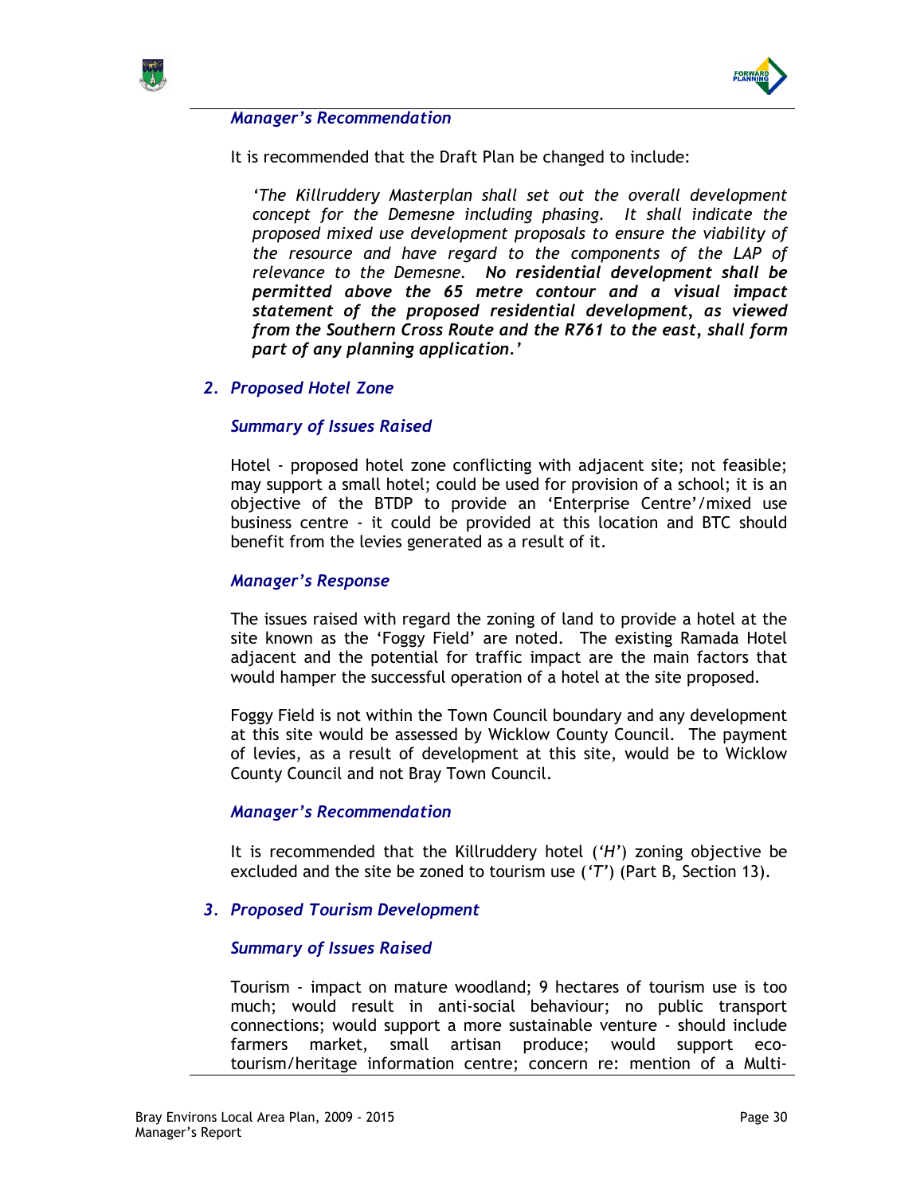***Manager's Recommendation***

It is recommended that the Draft Plan be changed to include:

> *'The Killruddery Masterplan shall set out the overall development concept for the Demesne including phasing. It shall indicate the proposed mixed use development proposals to ensure the viability of the resource and have regard to the components of the LAP of relevance to the Demesne.* ***No residential development shall be permitted above the 65 metre contour and a visual impact statement of the proposed residential development, as viewed from the Southern Cross Route and the R761 to the east, shall form part of any planning application****.'*

### *2. Proposed Hotel Zone*

***Summary of Issues Raised***

Hotel - proposed hotel zone conflicting with adjacent site; not feasible; may support a small hotel; could be used for provision of a school; it is an objective of the BTDP to provide an 'Enterprise Centre'/mixed use business centre - it could be provided at this location and BTC should benefit from the levies generated as a result of it.

***Manager's Response***

The issues raised with regard the zoning of land to provide a hotel at the site known as the 'Foggy Field' are noted. The existing Ramada Hotel adjacent and the potential for traffic impact are the main factors that would hamper the successful operation of a hotel at the site proposed.

Foggy Field is not within the Town Council boundary and any development at this site would be assessed by Wicklow County Council. The payment of levies, as a result of development at this site, would be to Wicklow County Council and not Bray Town Council.

***Manager's Recommendation***

It is recommended that the Killruddery hotel ('*H*') zoning objective be excluded and the site be zoned to tourism use ('*T*') (Part B, Section 13).

### *3. Proposed Tourism Development*

***Summary of Issues Raised***

Tourism - impact on mature woodland; 9 hectares of tourism use is too much; would result in anti-social behaviour; no public transport connections; would support a more sustainable venture - should include farmers market, small artisan produce; would support eco-tourism/heritage information centre; concern re: mention of a Multi-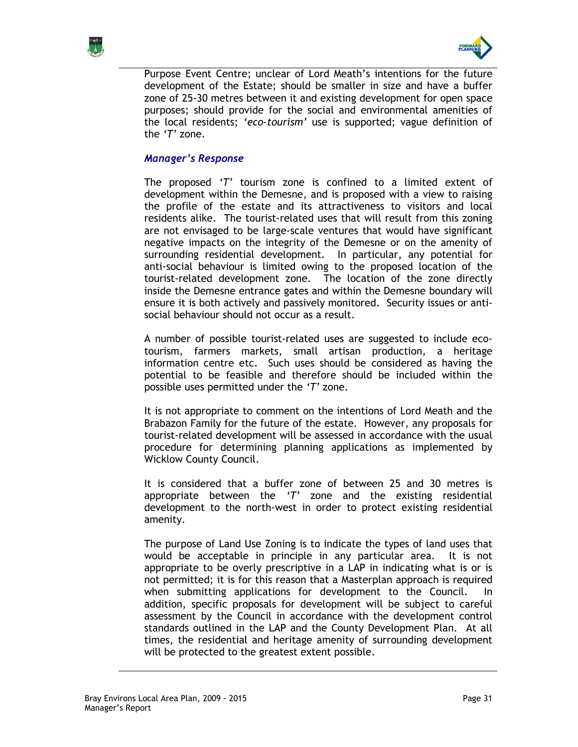Purpose Event Centre; unclear of Lord Meath's intentions for the future development of the Estate; should be smaller in size and have a buffer zone of 25-30 metres between it and existing development for open space purposes; should provide for the social and environmental amenities of the local residents; *'eco-tourism'* use is supported; vague definition of the '*T*' zone.

***Manager's Response***

The proposed '*T*' tourism zone is confined to a limited extent of development within the Demesne, and is proposed with a view to raising the profile of the estate and its attractiveness to visitors and local residents alike. The tourist-related uses that will result from this zoning are not envisaged to be large-scale ventures that would have significant negative impacts on the integrity of the Demesne or on the amenity of surrounding residential development. In particular, any potential for anti-social behaviour is limited owing to the proposed location of the tourist-related development zone. The location of the zone directly inside the Demesne entrance gates and within the Demesne boundary will ensure it is both actively and passively monitored. Security issues or anti-social behaviour should not occur as a result.

A number of possible tourist-related uses are suggested to include eco-tourism, farmers markets, small artisan production, a heritage information centre etc. Such uses should be considered as having the potential to be feasible and therefore should be included within the possible uses permitted under the '*T*' zone.

It is not appropriate to comment on the intentions of Lord Meath and the Brabazon Family for the future of the estate. However, any proposals for tourist-related development will be assessed in accordance with the usual procedure for determining planning applications as implemented by Wicklow County Council.

It is considered that a buffer zone of between 25 and 30 metres is appropriate between the '*T*' zone and the existing residential development to the north-west in order to protect existing residential amenity.

The purpose of Land Use Zoning is to indicate the types of land uses that would be acceptable in principle in any particular area. It is not appropriate to be overly prescriptive in a LAP in indicating what is or is not permitted; it is for this reason that a Masterplan approach is required when submitting applications for development to the Council. In addition, specific proposals for development will be subject to careful assessment by the Council in accordance with the development control standards outlined in the LAP and the County Development Plan. At all times, the residential and heritage amenity of surrounding development will be protected to the greatest extent possible.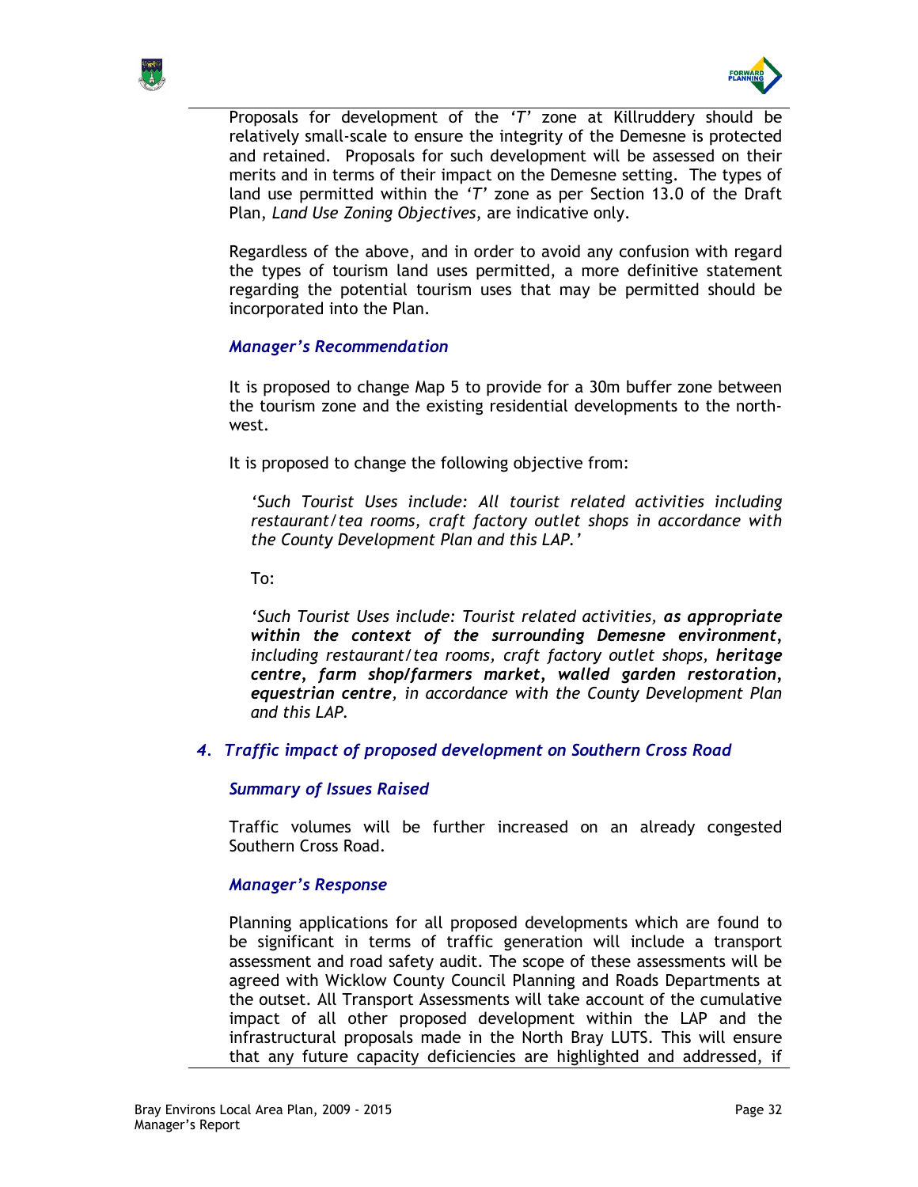Proposals for development of the *'T'* zone at Killruddery should be relatively small-scale to ensure the integrity of the Demesne is protected and retained. Proposals for such development will be assessed on their merits and in terms of their impact on the Demesne setting. The types of land use permitted within the *'T'* zone as per Section 13.0 of the Draft Plan, *Land Use Zoning Objectives*, are indicative only.

Regardless of the above, and in order to avoid any confusion with regard the types of tourism land uses permitted, a more definitive statement regarding the potential tourism uses that may be permitted should be incorporated into the Plan.

***Manager's Recommendation***

It is proposed to change Map 5 to provide for a 30m buffer zone between the tourism zone and the existing residential developments to the north-west.

It is proposed to change the following objective from:

> *'Such Tourist Uses include: All tourist related activities including restaurant/tea rooms, craft factory outlet shops in accordance with the County Development Plan and this LAP.'*

To:

> *'Such Tourist Uses include: Tourist related activities, **as appropriate within the context of the surrounding Demesne environment**, including restaurant/tea rooms, craft factory outlet shops, **heritage centre**, **farm shop/farmers market**, **walled garden restoration**, **equestrian centre**, in accordance with the County Development Plan and this LAP.*

### *4. Traffic impact of proposed development on Southern Cross Road*

***Summary of Issues Raised***

Traffic volumes will be further increased on an already congested Southern Cross Road.

***Manager's Response***

Planning applications for all proposed developments which are found to be significant in terms of traffic generation will include a transport assessment and road safety audit. The scope of these assessments will be agreed with Wicklow County Council Planning and Roads Departments at the outset. All Transport Assessments will take account of the cumulative impact of all other proposed development within the LAP and the infrastructural proposals made in the North Bray LUTS. This will ensure that any future capacity deficiencies are highlighted and addressed, if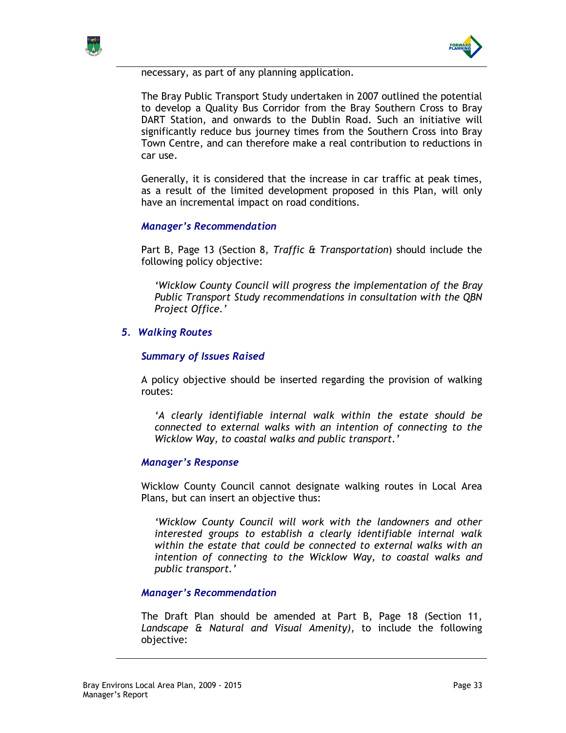necessary, as part of any planning application.

The Bray Public Transport Study undertaken in 2007 outlined the potential to develop a Quality Bus Corridor from the Bray Southern Cross to Bray DART Station, and onwards to the Dublin Road. Such an initiative will significantly reduce bus journey times from the Southern Cross into Bray Town Centre, and can therefore make a real contribution to reductions in car use.

Generally, it is considered that the increase in car traffic at peak times, as a result of the limited development proposed in this Plan, will only have an incremental impact on road conditions.

#### *Manager's Recommendation*

Part B, Page 13 (Section 8, *Traffic & Transportation*) should include the following policy objective:

> *'Wicklow County Council will progress the implementation of the Bray Public Transport Study recommendations in consultation with the QBN Project Office.'*

### *5. Walking Routes*

#### *Summary of Issues Raised*

A policy objective should be inserted regarding the provision of walking routes:

> *'A clearly identifiable internal walk within the estate should be connected to external walks with an intention of connecting to the Wicklow Way, to coastal walks and public transport.'*

#### *Manager's Response*

Wicklow County Council cannot designate walking routes in Local Area Plans, but can insert an objective thus:

> *'Wicklow County Council will work with the landowners and other interested groups to establish a clearly identifiable internal walk within the estate that could be connected to external walks with an intention of connecting to the Wicklow Way, to coastal walks and public transport.'*

#### *Manager's Recommendation*

The Draft Plan should be amended at Part B, Page 18 (Section 11, *Landscape & Natural and Visual Amenity)*, to include the following objective: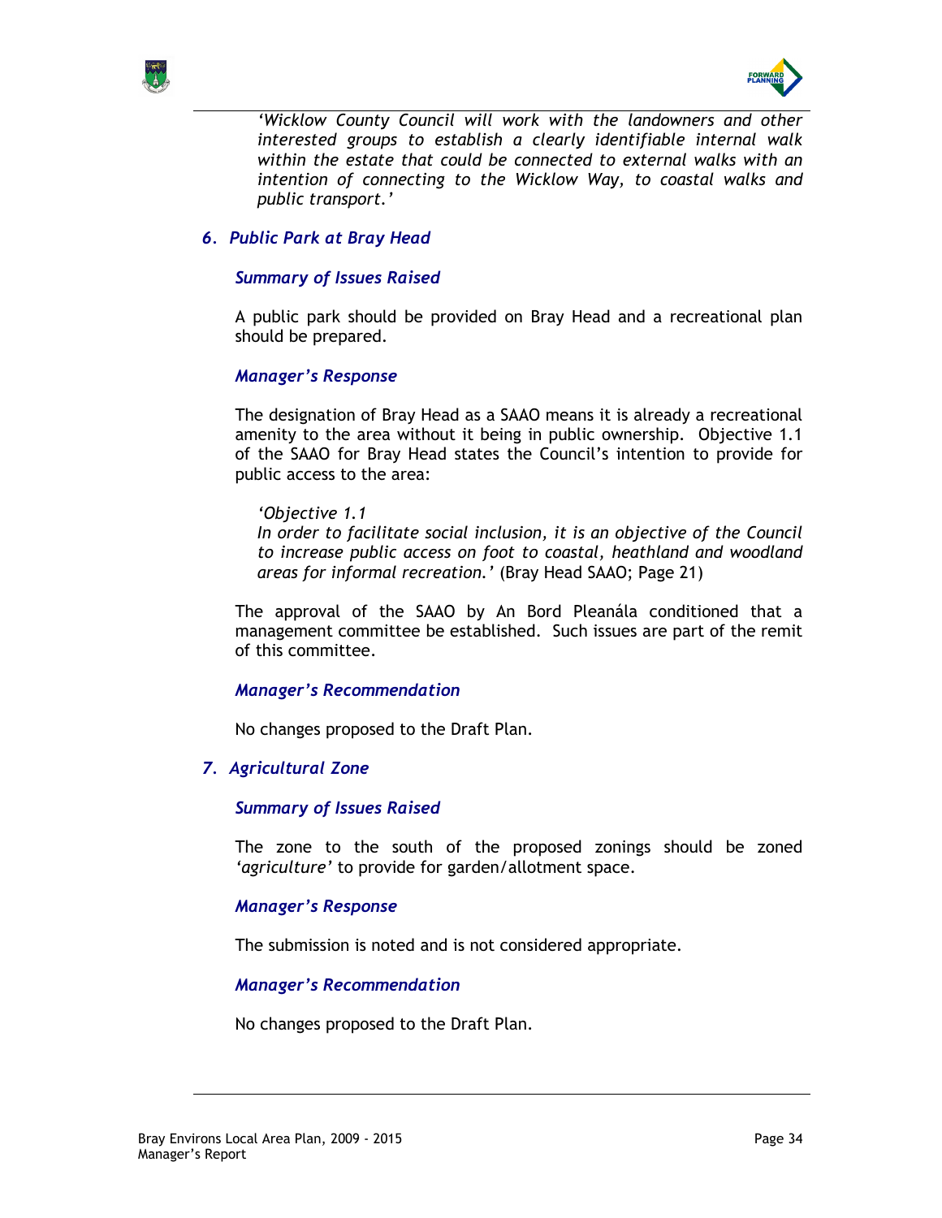*'Wicklow County Council will work with the landowners and other interested groups to establish a clearly identifiable internal walk within the estate that could be connected to external walks with an intention of connecting to the Wicklow Way, to coastal walks and public transport.'*

## *6. Public Park at Bray Head*

### *Summary of Issues Raised*

A public park should be provided on Bray Head and a recreational plan should be prepared.

### *Manager's Response*

The designation of Bray Head as a SAAO means it is already a recreational amenity to the area without it being in public ownership. Objective 1.1 of the SAAO for Bray Head states the Council's intention to provide for public access to the area:

> *'Objective 1.1*
> *In order to facilitate social inclusion, it is an objective of the Council to increase public access on foot to coastal, heathland and woodland areas for informal recreation.'* (Bray Head SAAO; Page 21)

The approval of the SAAO by An Bord Pleanála conditioned that a management committee be established. Such issues are part of the remit of this committee.

### *Manager's Recommendation*

No changes proposed to the Draft Plan.

## *7. Agricultural Zone*

### *Summary of Issues Raised*

The zone to the south of the proposed zonings should be zoned *'agriculture'* to provide for garden/allotment space.

### *Manager's Response*

The submission is noted and is not considered appropriate.

### *Manager's Recommendation*

No changes proposed to the Draft Plan.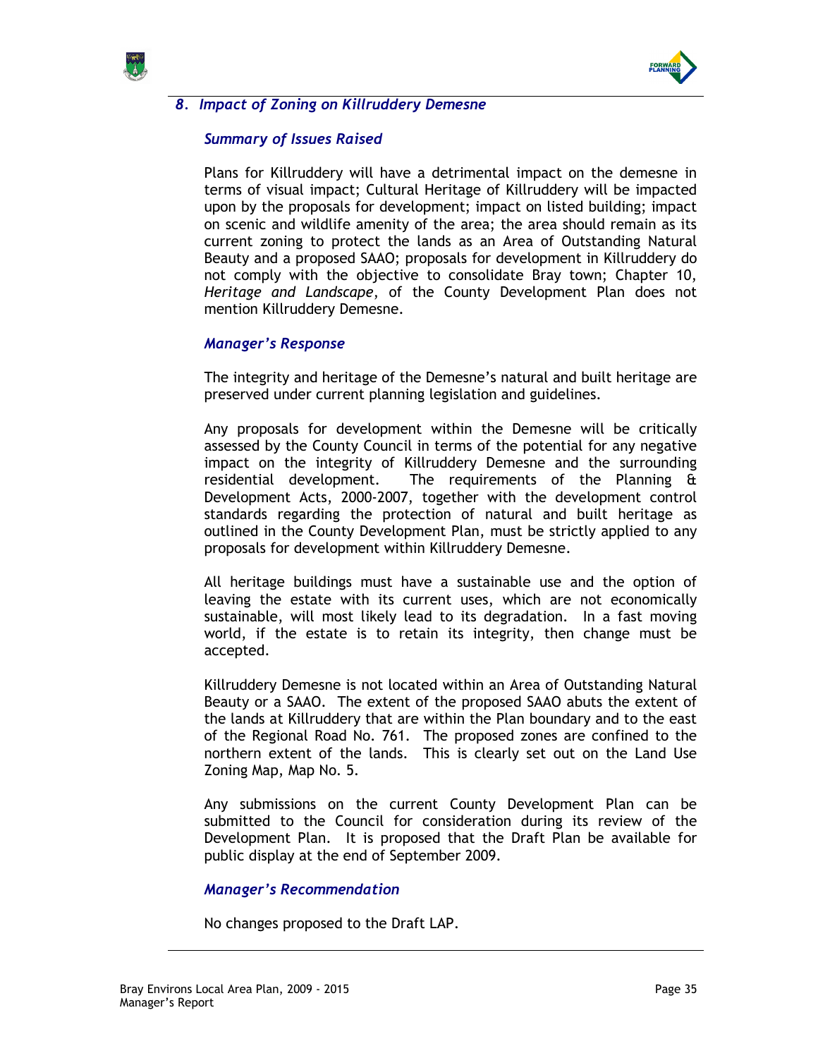## *8. Impact of Zoning on Killruddery Demesne*

### *Summary of Issues Raised*

Plans for Killruddery will have a detrimental impact on the demesne in terms of visual impact; Cultural Heritage of Killruddery will be impacted upon by the proposals for development; impact on listed building; impact on scenic and wildlife amenity of the area; the area should remain as its current zoning to protect the lands as an Area of Outstanding Natural Beauty and a proposed SAAO; proposals for development in Killruddery do not comply with the objective to consolidate Bray town; Chapter 10, *Heritage and Landscape*, of the County Development Plan does not mention Killruddery Demesne.

### *Manager's Response*

The integrity and heritage of the Demesne's natural and built heritage are preserved under current planning legislation and guidelines.

Any proposals for development within the Demesne will be critically assessed by the County Council in terms of the potential for any negative impact on the integrity of Killruddery Demesne and the surrounding residential development. The requirements of the Planning & Development Acts, 2000-2007, together with the development control standards regarding the protection of natural and built heritage as outlined in the County Development Plan, must be strictly applied to any proposals for development within Killruddery Demesne.

All heritage buildings must have a sustainable use and the option of leaving the estate with its current uses, which are not economically sustainable, will most likely lead to its degradation. In a fast moving world, if the estate is to retain its integrity, then change must be accepted.

Killruddery Demesne is not located within an Area of Outstanding Natural Beauty or a SAAO. The extent of the proposed SAAO abuts the extent of the lands at Killruddery that are within the Plan boundary and to the east of the Regional Road No. 761. The proposed zones are confined to the northern extent of the lands. This is clearly set out on the Land Use Zoning Map, Map No. 5.

Any submissions on the current County Development Plan can be submitted to the Council for consideration during its review of the Development Plan. It is proposed that the Draft Plan be available for public display at the end of September 2009.

### *Manager's Recommendation*

No changes proposed to the Draft LAP.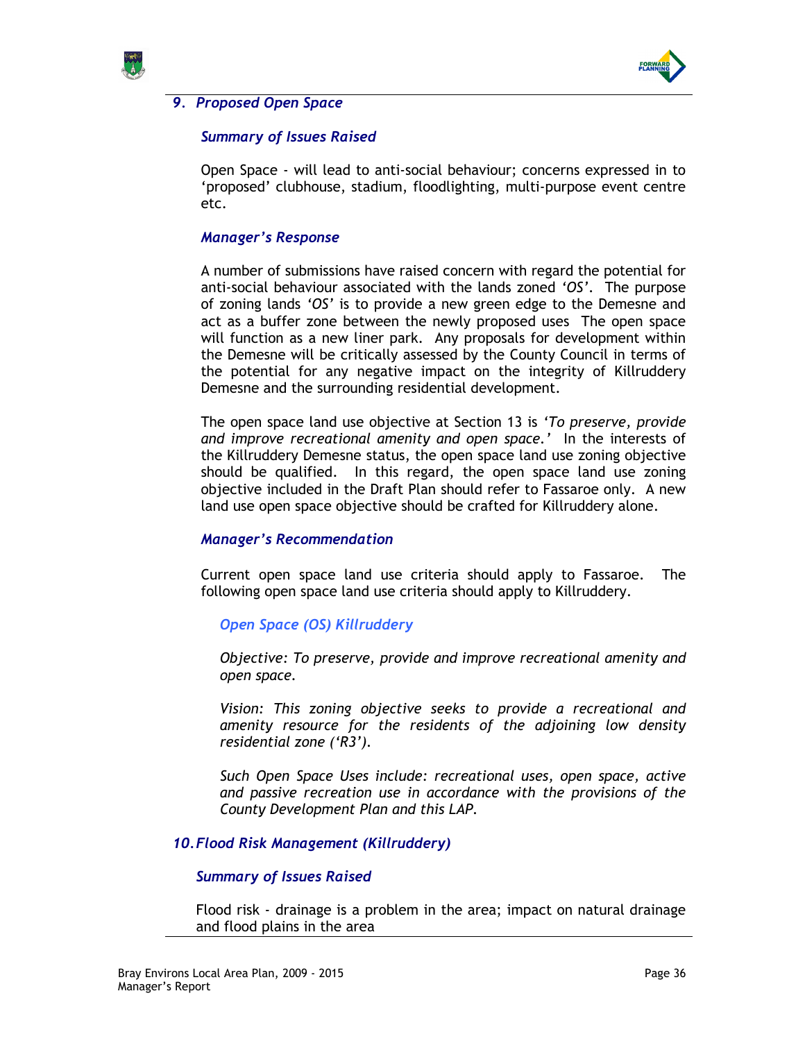## 9. Proposed Open Space

### Summary of Issues Raised

Open Space - will lead to anti-social behaviour; concerns expressed in to 'proposed' clubhouse, stadium, floodlighting, multi-purpose event centre etc.

### Manager's Response

A number of submissions have raised concern with regard the potential for anti-social behaviour associated with the lands zoned *'OS'*. The purpose of zoning lands *'OS'* is to provide a new green edge to the Demesne and act as a buffer zone between the newly proposed uses The open space will function as a new liner park. Any proposals for development within the Demesne will be critically assessed by the County Council in terms of the potential for any negative impact on the integrity of Killruddery Demesne and the surrounding residential development.

The open space land use objective at Section 13 is *'To preserve, provide and improve recreational amenity and open space.'* In the interests of the Killruddery Demesne status, the open space land use zoning objective should be qualified. In this regard, the open space land use zoning objective included in the Draft Plan should refer to Fassaroe only. A new land use open space objective should be crafted for Killruddery alone.

### Manager's Recommendation

Current open space land use criteria should apply to Fassaroe. The following open space land use criteria should apply to Killruddery.

#### Open Space (OS) Killruddery

*Objective: To preserve, provide and improve recreational amenity and open space.*

*Vision: This zoning objective seeks to provide a recreational and amenity resource for the residents of the adjoining low density residential zone ('R3').*

*Such Open Space Uses include: recreational uses, open space, active and passive recreation use in accordance with the provisions of the County Development Plan and this LAP.*

## 10. Flood Risk Management (Killruddery)

### Summary of Issues Raised

Flood risk - drainage is a problem in the area; impact on natural drainage and flood plains in the area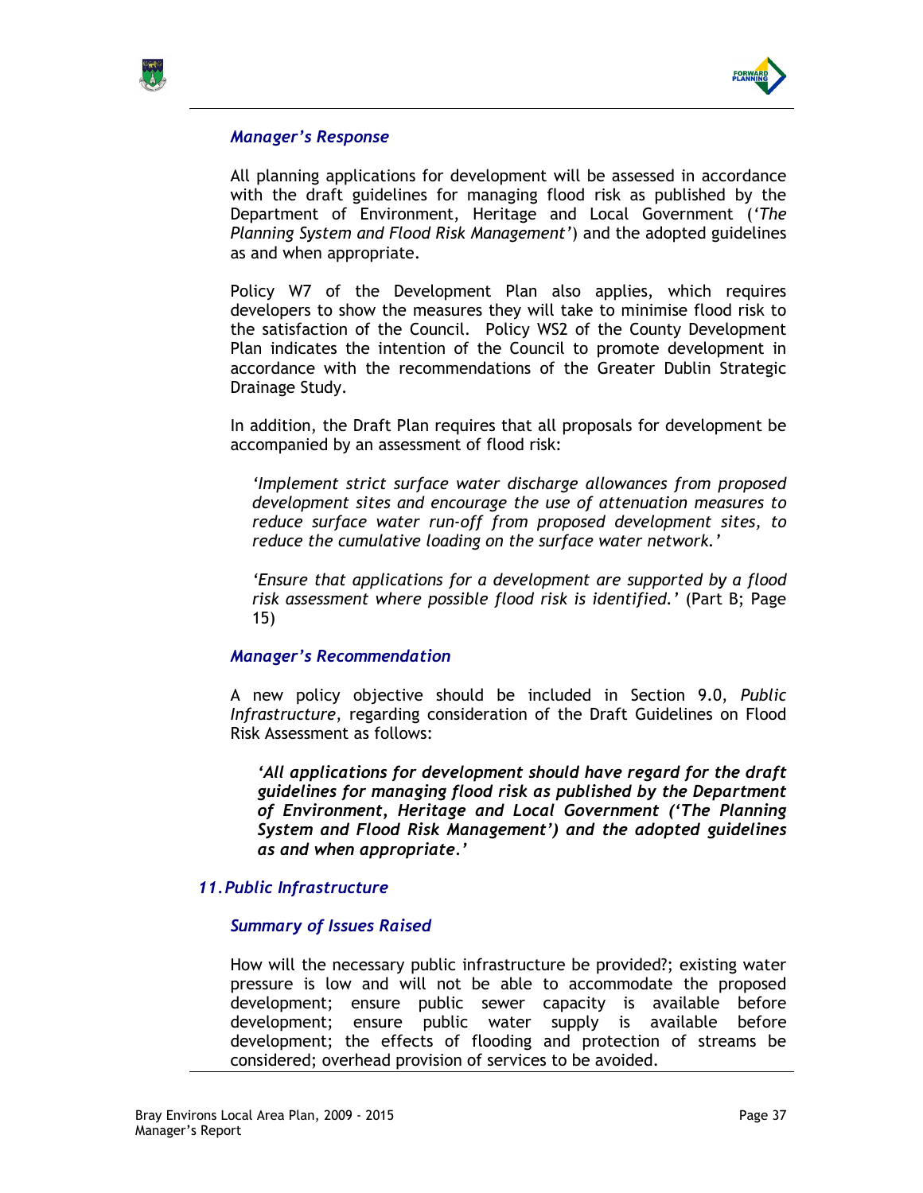### *Manager's Response*

All planning applications for development will be assessed in accordance with the draft guidelines for managing flood risk as published by the Department of Environment, Heritage and Local Government (*'The Planning System and Flood Risk Management'*) and the adopted guidelines as and when appropriate.

Policy W7 of the Development Plan also applies, which requires developers to show the measures they will take to minimise flood risk to the satisfaction of the Council. Policy WS2 of the County Development Plan indicates the intention of the Council to promote development in accordance with the recommendations of the Greater Dublin Strategic Drainage Study.

In addition, the Draft Plan requires that all proposals for development be accompanied by an assessment of flood risk:

> *'Implement strict surface water discharge allowances from proposed development sites and encourage the use of attenuation measures to reduce surface water run-off from proposed development sites, to reduce the cumulative loading on the surface water network.'*
>
> *'Ensure that applications for a development are supported by a flood risk assessment where possible flood risk is identified.'* (Part B; Page 15)

### *Manager's Recommendation*

A new policy objective should be included in Section 9.0, *Public Infrastructure*, regarding consideration of the Draft Guidelines on Flood Risk Assessment as follows:

> ***'All applications for development should have regard for the draft guidelines for managing flood risk as published by the Department of Environment, Heritage and Local Government ('The Planning System and Flood Risk Management') and the adopted guidelines as and when appropriate.'***

## *11. Public Infrastructure*

### *Summary of Issues Raised*

How will the necessary public infrastructure be provided?; existing water pressure is low and will not be able to accommodate the proposed development; ensure public sewer capacity is available before development; ensure public water supply is available before development; the effects of flooding and protection of streams be considered; overhead provision of services to be avoided.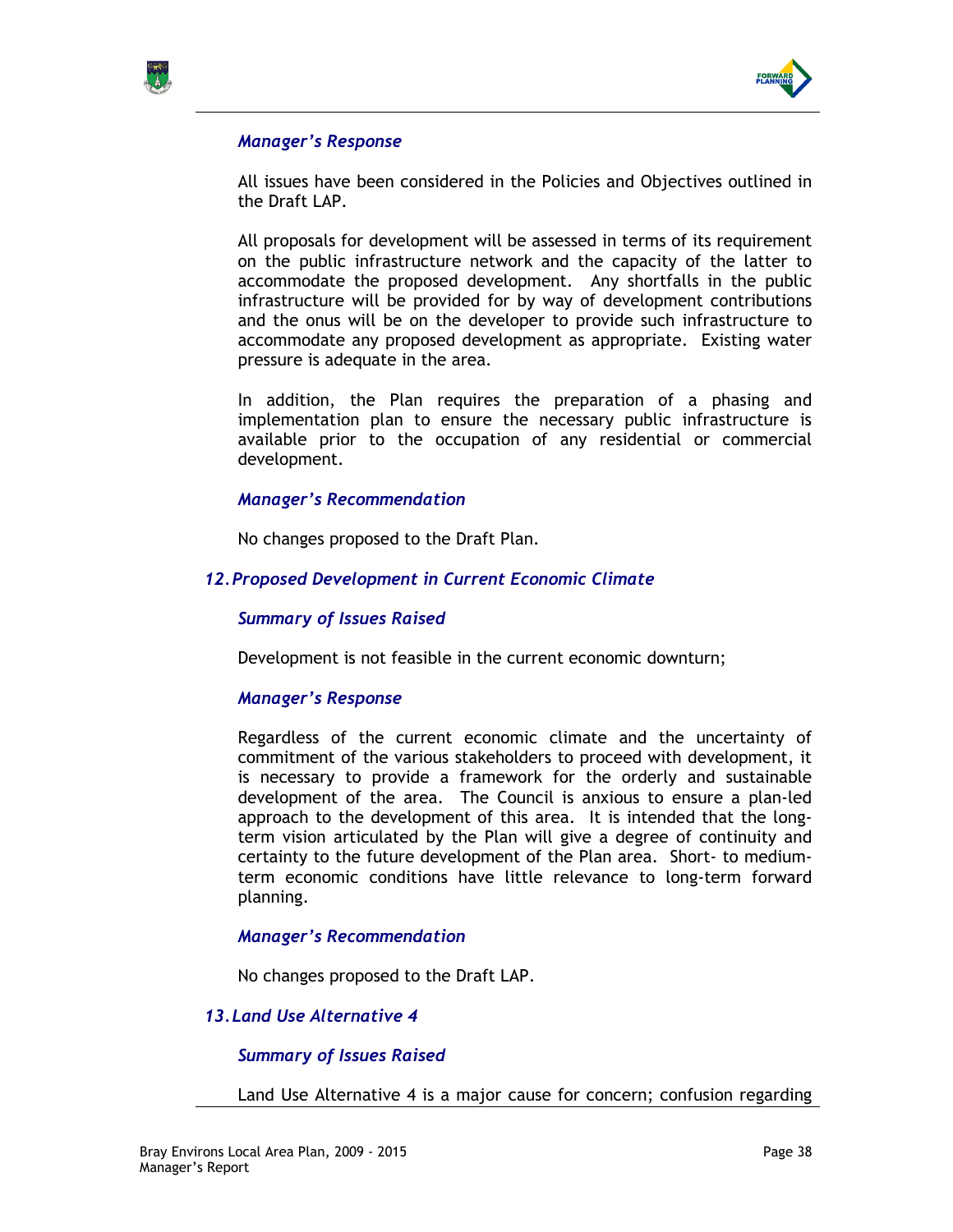#### *Manager's Response*

All issues have been considered in the Policies and Objectives outlined in the Draft LAP.

All proposals for development will be assessed in terms of its requirement on the public infrastructure network and the capacity of the latter to accommodate the proposed development. Any shortfalls in the public infrastructure will be provided for by way of development contributions and the onus will be on the developer to provide such infrastructure to accommodate any proposed development as appropriate. Existing water pressure is adequate in the area.

In addition, the Plan requires the preparation of a phasing and implementation plan to ensure the necessary public infrastructure is available prior to the occupation of any residential or commercial development.

#### *Manager's Recommendation*

No changes proposed to the Draft Plan.

### *12. Proposed Development in Current Economic Climate*

#### *Summary of Issues Raised*

Development is not feasible in the current economic downturn;

#### *Manager's Response*

Regardless of the current economic climate and the uncertainty of commitment of the various stakeholders to proceed with development, it is necessary to provide a framework for the orderly and sustainable development of the area. The Council is anxious to ensure a plan-led approach to the development of this area. It is intended that the long-term vision articulated by the Plan will give a degree of continuity and certainty to the future development of the Plan area. Short- to medium-term economic conditions have little relevance to long-term forward planning.

#### *Manager's Recommendation*

No changes proposed to the Draft LAP.

### *13. Land Use Alternative 4*

#### *Summary of Issues Raised*

Land Use Alternative 4 is a major cause for concern; confusion regarding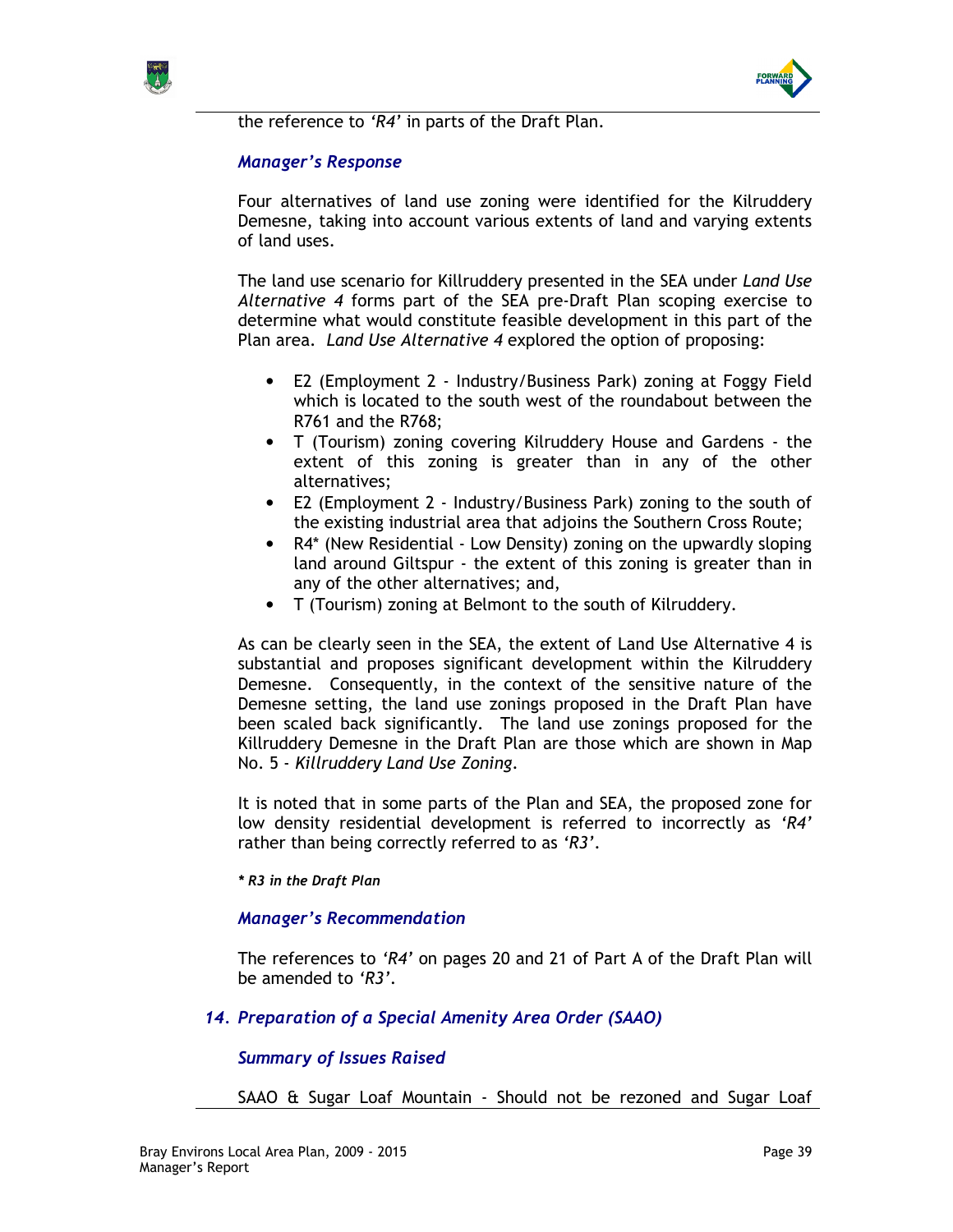the reference to *'R4'* in parts of the Draft Plan.

### *Manager's Response*

Four alternatives of land use zoning were identified for the Kilruddery Demesne, taking into account various extents of land and varying extents of land uses.

The land use scenario for Killruddery presented in the SEA under *Land Use Alternative 4* forms part of the SEA pre-Draft Plan scoping exercise to determine what would constitute feasible development in this part of the Plan area. *Land Use Alternative 4* explored the option of proposing:

- E2 (Employment 2 - Industry/Business Park) zoning at Foggy Field which is located to the south west of the roundabout between the R761 and the R768;
- T (Tourism) zoning covering Kilruddery House and Gardens - the extent of this zoning is greater than in any of the other alternatives;
- E2 (Employment 2 - Industry/Business Park) zoning to the south of the existing industrial area that adjoins the Southern Cross Route;
- R4* (New Residential - Low Density) zoning on the upwardly sloping land around Giltspur - the extent of this zoning is greater than in any of the other alternatives; and,
- T (Tourism) zoning at Belmont to the south of Kilruddery.

As can be clearly seen in the SEA, the extent of Land Use Alternative 4 is substantial and proposes significant development within the Kilruddery Demesne. Consequently, in the context of the sensitive nature of the Demesne setting, the land use zonings proposed in the Draft Plan have been scaled back significantly. The land use zonings proposed for the Killruddery Demesne in the Draft Plan are those which are shown in Map No. 5 - *Killruddery Land Use Zoning*.

It is noted that in some parts of the Plan and SEA, the proposed zone for low density residential development is referred to incorrectly as *'R4'* rather than being correctly referred to as *'R3'*.

***\* R3 in the Draft Plan***

### *Manager's Recommendation*

The references to *'R4'* on pages 20 and 21 of Part A of the Draft Plan will be amended to *'R3'*.

## *14. Preparation of a Special Amenity Area Order (SAAO)*

### *Summary of Issues Raised*

SAAO & Sugar Loaf Mountain - Should not be rezoned and Sugar Loaf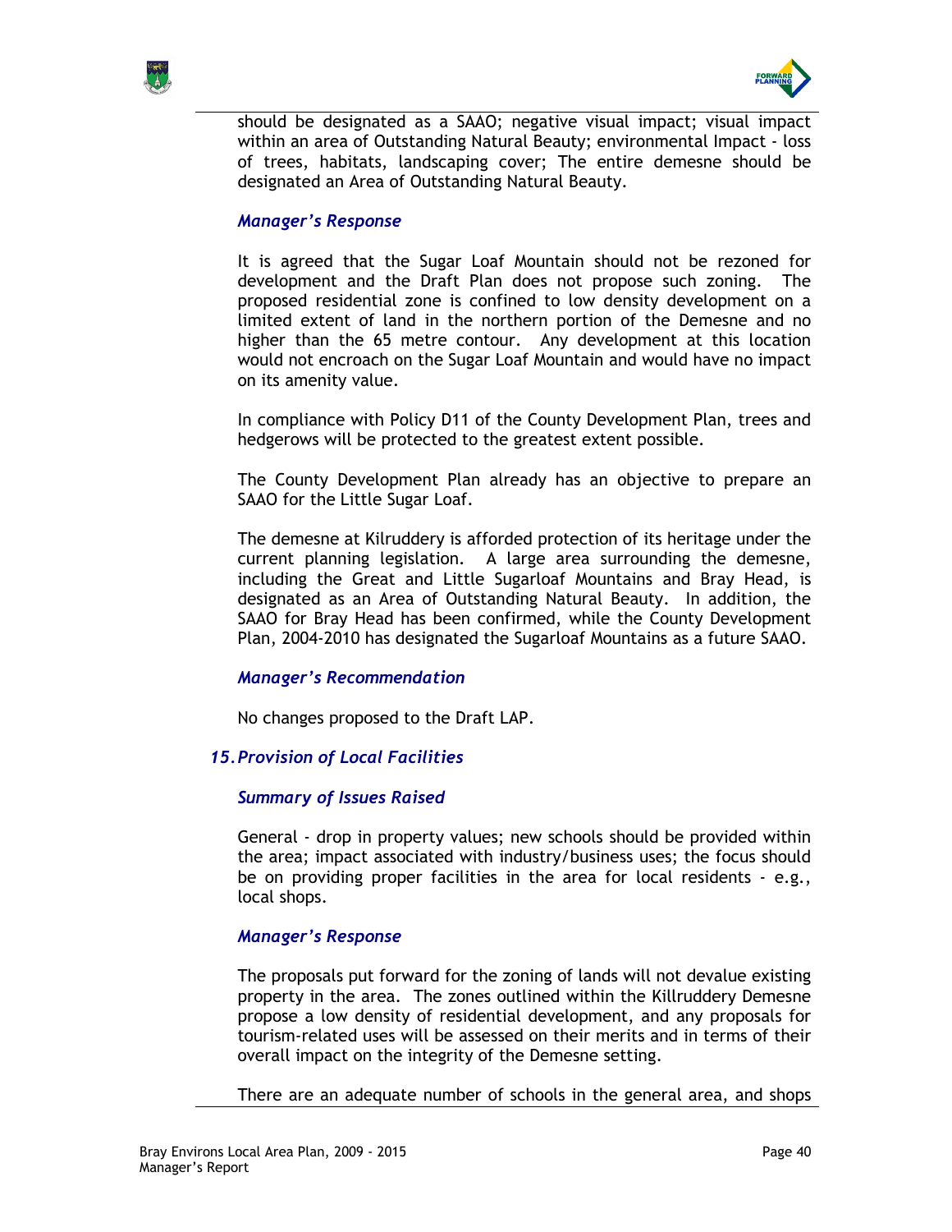should be designated as a SAAO; negative visual impact; visual impact within an area of Outstanding Natural Beauty; environmental Impact - loss of trees, habitats, landscaping cover; The entire demesne should be designated an Area of Outstanding Natural Beauty.

### *Manager's Response*

It is agreed that the Sugar Loaf Mountain should not be rezoned for development and the Draft Plan does not propose such zoning. The proposed residential zone is confined to low density development on a limited extent of land in the northern portion of the Demesne and no higher than the 65 metre contour. Any development at this location would not encroach on the Sugar Loaf Mountain and would have no impact on its amenity value.

In compliance with Policy D11 of the County Development Plan, trees and hedgerows will be protected to the greatest extent possible.

The County Development Plan already has an objective to prepare an SAAO for the Little Sugar Loaf.

The demesne at Kilruddery is afforded protection of its heritage under the current planning legislation. A large area surrounding the demesne, including the Great and Little Sugarloaf Mountains and Bray Head, is designated as an Area of Outstanding Natural Beauty. In addition, the SAAO for Bray Head has been confirmed, while the County Development Plan, 2004-2010 has designated the Sugarloaf Mountains as a future SAAO.

### *Manager's Recommendation*

No changes proposed to the Draft LAP.

## *15. Provision of Local Facilities*

### *Summary of Issues Raised*

General - drop in property values; new schools should be provided within the area; impact associated with industry/business uses; the focus should be on providing proper facilities in the area for local residents - e.g., local shops.

### *Manager's Response*

The proposals put forward for the zoning of lands will not devalue existing property in the area. The zones outlined within the Killruddery Demesne propose a low density of residential development, and any proposals for tourism-related uses will be assessed on their merits and in terms of their overall impact on the integrity of the Demesne setting.

There are an adequate number of schools in the general area, and shops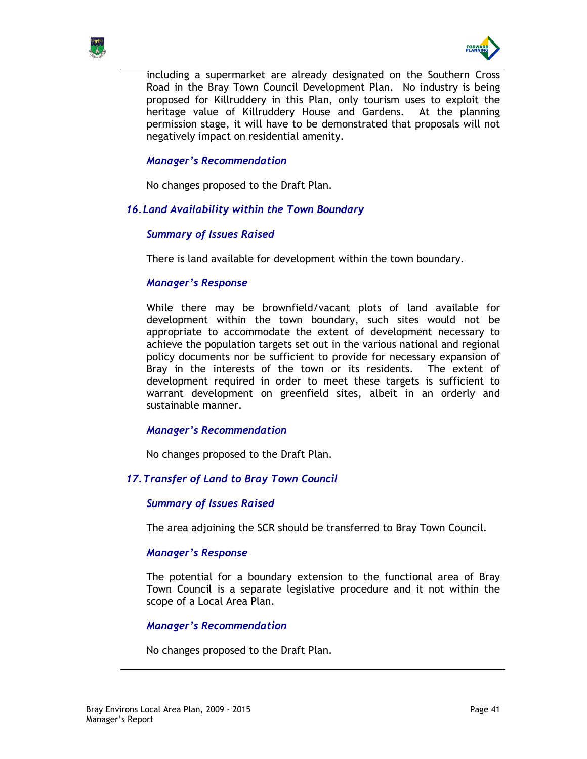including a supermarket are already designated on the Southern Cross Road in the Bray Town Council Development Plan. No industry is being proposed for Killruddery in this Plan, only tourism uses to exploit the heritage value of Killruddery House and Gardens. At the planning permission stage, it will have to be demonstrated that proposals will not negatively impact on residential amenity.

#### *Manager's Recommendation*

No changes proposed to the Draft Plan.

### *16. Land Availability within the Town Boundary*

#### *Summary of Issues Raised*

There is land available for development within the town boundary.

#### *Manager's Response*

While there may be brownfield/vacant plots of land available for development within the town boundary, such sites would not be appropriate to accommodate the extent of development necessary to achieve the population targets set out in the various national and regional policy documents nor be sufficient to provide for necessary expansion of Bray in the interests of the town or its residents. The extent of development required in order to meet these targets is sufficient to warrant development on greenfield sites, albeit in an orderly and sustainable manner.

#### *Manager's Recommendation*

No changes proposed to the Draft Plan.

### *17. Transfer of Land to Bray Town Council*

#### *Summary of Issues Raised*

The area adjoining the SCR should be transferred to Bray Town Council.

#### *Manager's Response*

The potential for a boundary extension to the functional area of Bray Town Council is a separate legislative procedure and it not within the scope of a Local Area Plan.

#### *Manager's Recommendation*

No changes proposed to the Draft Plan.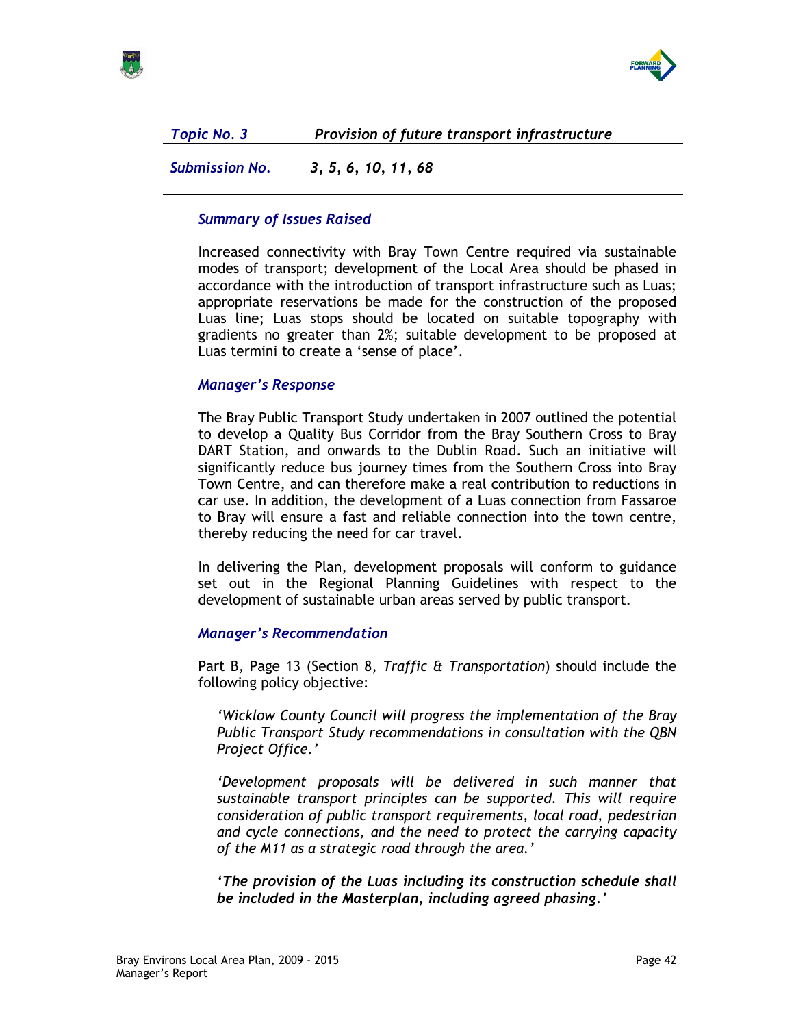| *Topic No. 3* | *Provision of future transport infrastructure* |
|---|---|
| *Submission No.* | *3, 5, 6, 10, 11, 68* |

### *Summary of Issues Raised*

Increased connectivity with Bray Town Centre required via sustainable modes of transport; development of the Local Area should be phased in accordance with the introduction of transport infrastructure such as Luas; appropriate reservations be made for the construction of the proposed Luas line; Luas stops should be located on suitable topography with gradients no greater than 2%; suitable development to be proposed at Luas termini to create a 'sense of place'.

### *Manager's Response*

The Bray Public Transport Study undertaken in 2007 outlined the potential to develop a Quality Bus Corridor from the Bray Southern Cross to Bray DART Station, and onwards to the Dublin Road. Such an initiative will significantly reduce bus journey times from the Southern Cross into Bray Town Centre, and can therefore make a real contribution to reductions in car use. In addition, the development of a Luas connection from Fassaroe to Bray will ensure a fast and reliable connection into the town centre, thereby reducing the need for car travel.

In delivering the Plan, development proposals will conform to guidance set out in the Regional Planning Guidelines with respect to the development of sustainable urban areas served by public transport.

### *Manager's Recommendation*

Part B, Page 13 (Section 8, *Traffic & Transportation*) should include the following policy objective:

*'Wicklow County Council will progress the implementation of the Bray Public Transport Study recommendations in consultation with the QBN Project Office.'*

*'Development proposals will be delivered in such manner that sustainable transport principles can be supported. This will require consideration of public transport requirements, local road, pedestrian and cycle connections, and the need to protect the carrying capacity of the M11 as a strategic road through the area.'*

***'The provision of the Luas including its construction schedule shall be included in the Masterplan, including agreed phasing.'***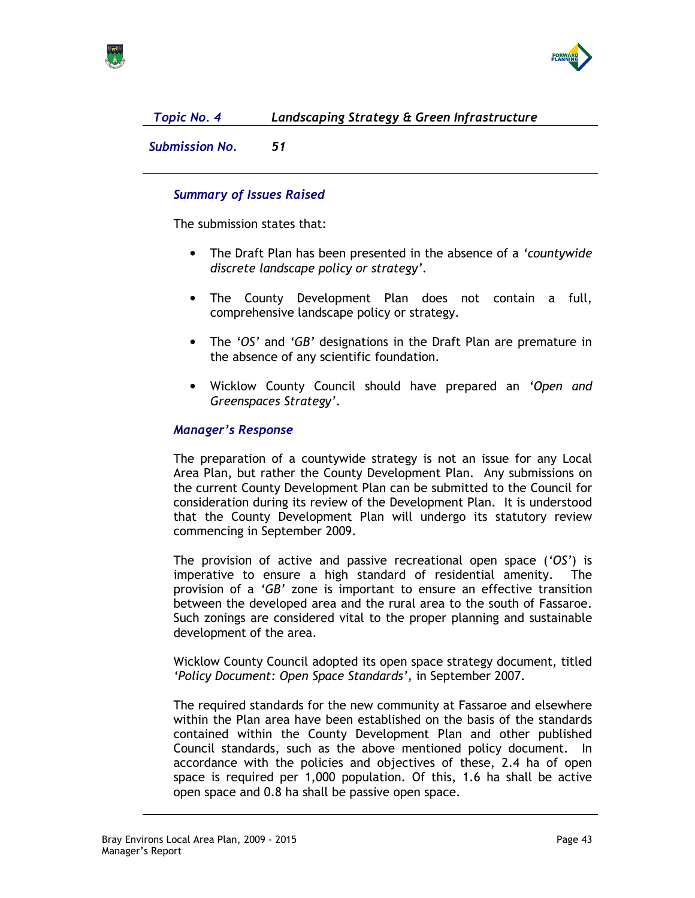*Topic No. 4* **Landscaping Strategy & Green Infrastructure**

***Submission No.*** ***51***

### *Summary of Issues Raised*

The submission states that:

- The Draft Plan has been presented in the absence of a *'countywide discrete landscape policy or strategy'*.
- The County Development Plan does not contain a full, comprehensive landscape policy or strategy.
- The *'OS'* and *'GB'* designations in the Draft Plan are premature in the absence of any scientific foundation.
- Wicklow County Council should have prepared an *'Open and Greenspaces Strategy'*.

### *Manager's Response*

The preparation of a countywide strategy is not an issue for any Local Area Plan, but rather the County Development Plan. Any submissions on the current County Development Plan can be submitted to the Council for consideration during its review of the Development Plan. It is understood that the County Development Plan will undergo its statutory review commencing in September 2009.

The provision of active and passive recreational open space (*'OS'*) is imperative to ensure a high standard of residential amenity. The provision of a *'GB'* zone is important to ensure an effective transition between the developed area and the rural area to the south of Fassaroe. Such zonings are considered vital to the proper planning and sustainable development of the area.

Wicklow County Council adopted its open space strategy document, titled *'Policy Document: Open Space Standards'*, in September 2007.

The required standards for the new community at Fassaroe and elsewhere within the Plan area have been established on the basis of the standards contained within the County Development Plan and other published Council standards, such as the above mentioned policy document. In accordance with the policies and objectives of these, 2.4 ha of open space is required per 1,000 population. Of this, 1.6 ha shall be active open space and 0.8 ha shall be passive open space.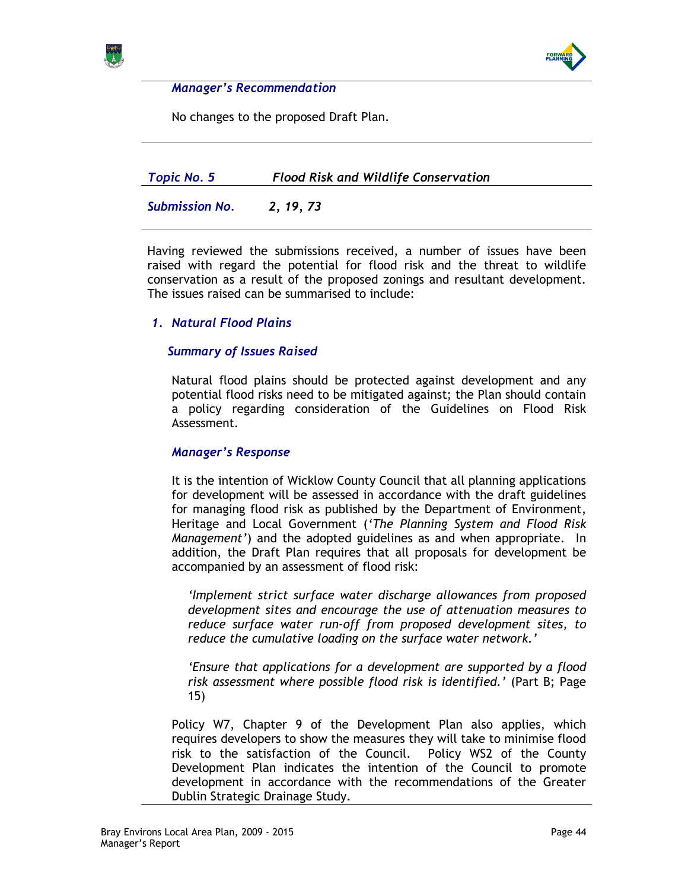*Manager's Recommendation*

No changes to the proposed Draft Plan.

---

| *Topic No. 5* | ***Flood Risk and Wildlife Conservation*** |
|---|---|
| *Submission No.* | ***2, 19, 73*** |

Having reviewed the submissions received, a number of issues have been raised with regard the potential for flood risk and the threat to wildlife conservation as a result of the proposed zonings and resultant development. The issues raised can be summarised to include:

### 1. *Natural Flood Plains*

#### *Summary of Issues Raised*

Natural flood plains should be protected against development and any potential flood risks need to be mitigated against; the Plan should contain a policy regarding consideration of the Guidelines on Flood Risk Assessment.

#### *Manager's Response*

It is the intention of Wicklow County Council that all planning applications for development will be assessed in accordance with the draft guidelines for managing flood risk as published by the Department of Environment, Heritage and Local Government (*'The Planning System and Flood Risk Management'*) and the adopted guidelines as and when appropriate. In addition, the Draft Plan requires that all proposals for development be accompanied by an assessment of flood risk:

> *'Implement strict surface water discharge allowances from proposed development sites and encourage the use of attenuation measures to reduce surface water run-off from proposed development sites, to reduce the cumulative loading on the surface water network.'*

> *'Ensure that applications for a development are supported by a flood risk assessment where possible flood risk is identified.'* (Part B; Page 15)

Policy W7, Chapter 9 of the Development Plan also applies, which requires developers to show the measures they will take to minimise flood risk to the satisfaction of the Council. Policy WS2 of the County Development Plan indicates the intention of the Council to promote development in accordance with the recommendations of the Greater Dublin Strategic Drainage Study.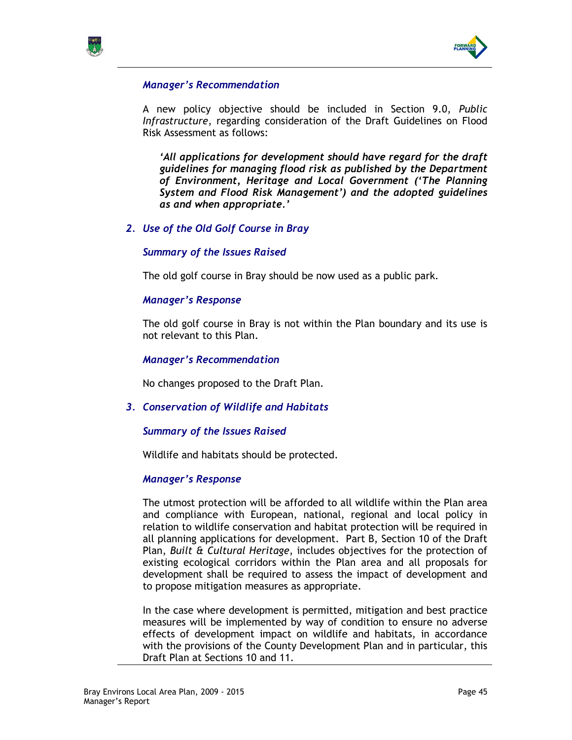#### *Manager's Recommendation*

A new policy objective should be included in Section 9.0, *Public Infrastructure*, regarding consideration of the Draft Guidelines on Flood Risk Assessment as follows:

> ***'All applications for development should have regard for the draft guidelines for managing flood risk as published by the Department of Environment, Heritage and Local Government ('The Planning System and Flood Risk Management') and the adopted guidelines as and when appropriate.'***

### *2. Use of the Old Golf Course in Bray*

#### *Summary of the Issues Raised*

The old golf course in Bray should be now used as a public park.

#### *Manager's Response*

The old golf course in Bray is not within the Plan boundary and its use is not relevant to this Plan.

#### *Manager's Recommendation*

No changes proposed to the Draft Plan.

### *3. Conservation of Wildlife and Habitats*

#### *Summary of the Issues Raised*

Wildlife and habitats should be protected.

#### *Manager's Response*

The utmost protection will be afforded to all wildlife within the Plan area and compliance with European, national, regional and local policy in relation to wildlife conservation and habitat protection will be required in all planning applications for development. Part B, Section 10 of the Draft Plan, *Built & Cultural Heritage*, includes objectives for the protection of existing ecological corridors within the Plan area and all proposals for development shall be required to assess the impact of development and to propose mitigation measures as appropriate.

In the case where development is permitted, mitigation and best practice measures will be implemented by way of condition to ensure no adverse effects of development impact on wildlife and habitats, in accordance with the provisions of the County Development Plan and in particular, this Draft Plan at Sections 10 and 11.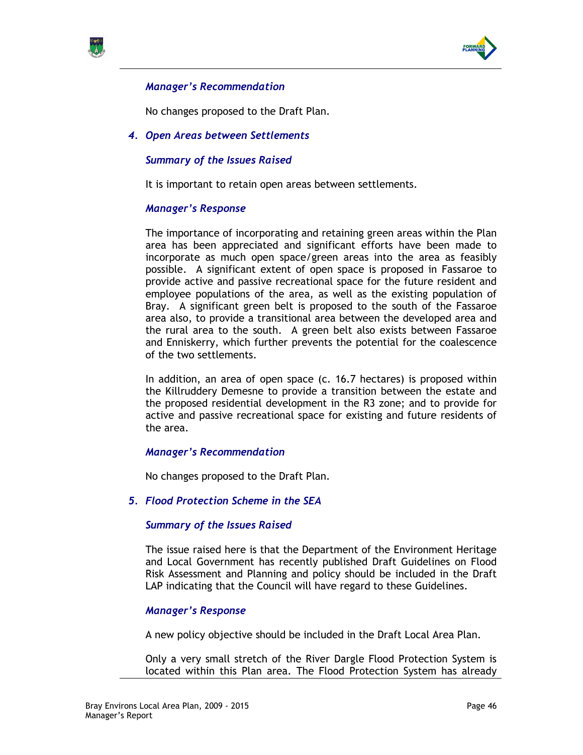### *Manager's Recommendation*

No changes proposed to the Draft Plan.

### *4. Open Areas between Settlements*

#### *Summary of the Issues Raised*

It is important to retain open areas between settlements.

#### *Manager's Response*

The importance of incorporating and retaining green areas within the Plan area has been appreciated and significant efforts have been made to incorporate as much open space/green areas into the area as feasibly possible. A significant extent of open space is proposed in Fassaroe to provide active and passive recreational space for the future resident and employee populations of the area, as well as the existing population of Bray. A significant green belt is proposed to the south of the Fassaroe area also, to provide a transitional area between the developed area and the rural area to the south. A green belt also exists between Fassaroe and Enniskerry, which further prevents the potential for the coalescence of the two settlements.

In addition, an area of open space (c. 16.7 hectares) is proposed within the Killruddery Demesne to provide a transition between the estate and the proposed residential development in the R3 zone; and to provide for active and passive recreational space for existing and future residents of the area.

#### *Manager's Recommendation*

No changes proposed to the Draft Plan.

### *5. Flood Protection Scheme in the SEA*

#### *Summary of the Issues Raised*

The issue raised here is that the Department of the Environment Heritage and Local Government has recently published Draft Guidelines on Flood Risk Assessment and Planning and policy should be included in the Draft LAP indicating that the Council will have regard to these Guidelines.

#### *Manager's Response*

A new policy objective should be included in the Draft Local Area Plan.

Only a very small stretch of the River Dargle Flood Protection System is located within this Plan area. The Flood Protection System has already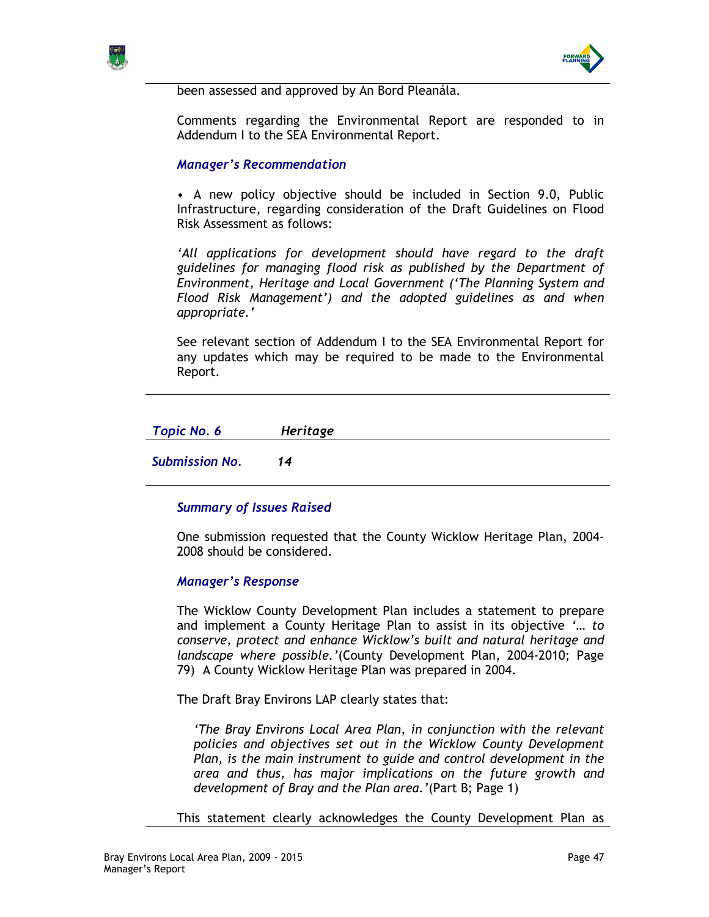been assessed and approved by An Bord Pleanála.

Comments regarding the Environmental Report are responded to in Addendum I to the SEA Environmental Report.

***Manager's Recommendation***

• A new policy objective should be included in Section 9.0, Public Infrastructure, regarding consideration of the Draft Guidelines on Flood Risk Assessment as follows:

*'All applications for development should have regard to the draft guidelines for managing flood risk as published by the Department of Environment, Heritage and Local Government ('The Planning System and Flood Risk Management') and the adopted guidelines as and when appropriate.'*

See relevant section of Addendum I to the SEA Environmental Report for any updates which may be required to be made to the Environmental Report.

---

***Topic No. 6*** ***Heritage***

***Submission No.*** ***14***

---

***Summary of Issues Raised***

One submission requested that the County Wicklow Heritage Plan, 2004-2008 should be considered.

***Manager's Response***

The Wicklow County Development Plan includes a statement to prepare and implement a County Heritage Plan to assist in its objective '*… to conserve, protect and enhance Wicklow's built and natural heritage and landscape where possible.*'(County Development Plan, 2004-2010; Page 79) A County Wicklow Heritage Plan was prepared in 2004.

The Draft Bray Environs LAP clearly states that:

> *'The Bray Environs Local Area Plan, in conjunction with the relevant policies and objectives set out in the Wicklow County Development Plan, is the main instrument to guide and control development in the area and thus, has major implications on the future growth and development of Bray and the Plan area.'*(Part B; Page 1)

This statement clearly acknowledges the County Development Plan as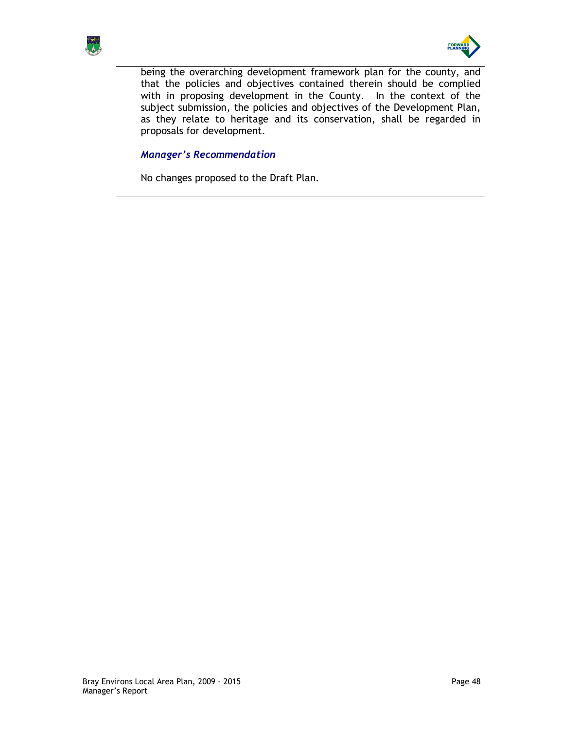being the overarching development framework plan for the county, and that the policies and objectives contained therein should be complied with in proposing development in the County. In the context of the subject submission, the policies and objectives of the Development Plan, as they relate to heritage and its conservation, shall be regarded in proposals for development.

***Manager's Recommendation***

No changes proposed to the Draft Plan.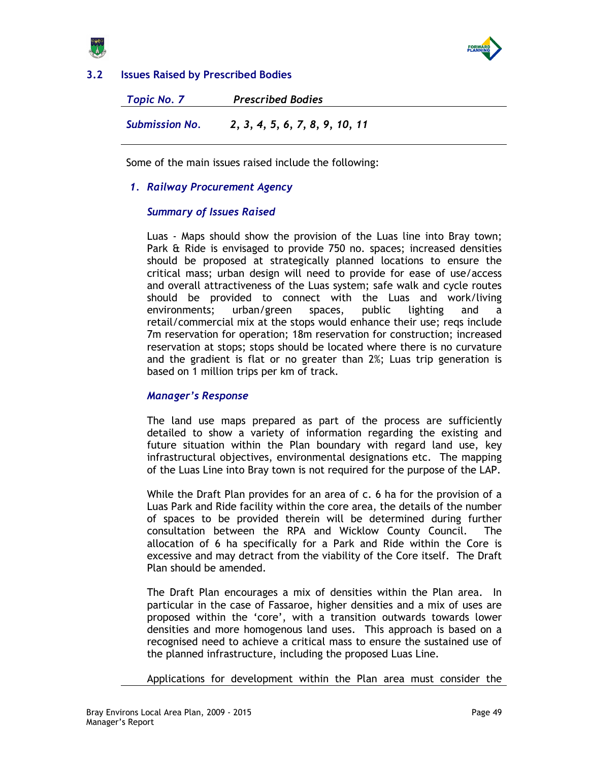### 3.2 Issues Raised by Prescribed Bodies

| *Topic No. 7* | *Prescribed Bodies* |
|---|---|
| *Submission No.* | *2, 3, 4, 5, 6, 7, 8, 9, 10, 11* |

Some of the main issues raised include the following:

1. ***Railway Procurement Agency***

   ***Summary of Issues Raised***

   Luas - Maps should show the provision of the Luas line into Bray town; Park & Ride is envisaged to provide 750 no. spaces; increased densities should be proposed at strategically planned locations to ensure the critical mass; urban design will need to provide for ease of use/access and overall attractiveness of the Luas system; safe walk and cycle routes should be provided to connect with the Luas and work/living environments; urban/green spaces, public lighting and a retail/commercial mix at the stops would enhance their use; reqs include 7m reservation for operation; 18m reservation for construction; increased reservation at stops; stops should be located where there is no curvature and the gradient is flat or no greater than 2%; Luas trip generation is based on 1 million trips per km of track.

   ***Manager's Response***

   The land use maps prepared as part of the process are sufficiently detailed to show a variety of information regarding the existing and future situation within the Plan boundary with regard land use, key infrastructural objectives, environmental designations etc. The mapping of the Luas Line into Bray town is not required for the purpose of the LAP.

   While the Draft Plan provides for an area of c. 6 ha for the provision of a Luas Park and Ride facility within the core area, the details of the number of spaces to be provided therein will be determined during further consultation between the RPA and Wicklow County Council. The allocation of 6 ha specifically for a Park and Ride within the Core is excessive and may detract from the viability of the Core itself. The Draft Plan should be amended.

   The Draft Plan encourages a mix of densities within the Plan area. In particular in the case of Fassaroe, higher densities and a mix of uses are proposed within the 'core', with a transition outwards towards lower densities and more homogenous land uses. This approach is based on a recognised need to achieve a critical mass to ensure the sustained use of the planned infrastructure, including the proposed Luas Line.

   Applications for development within the Plan area must consider the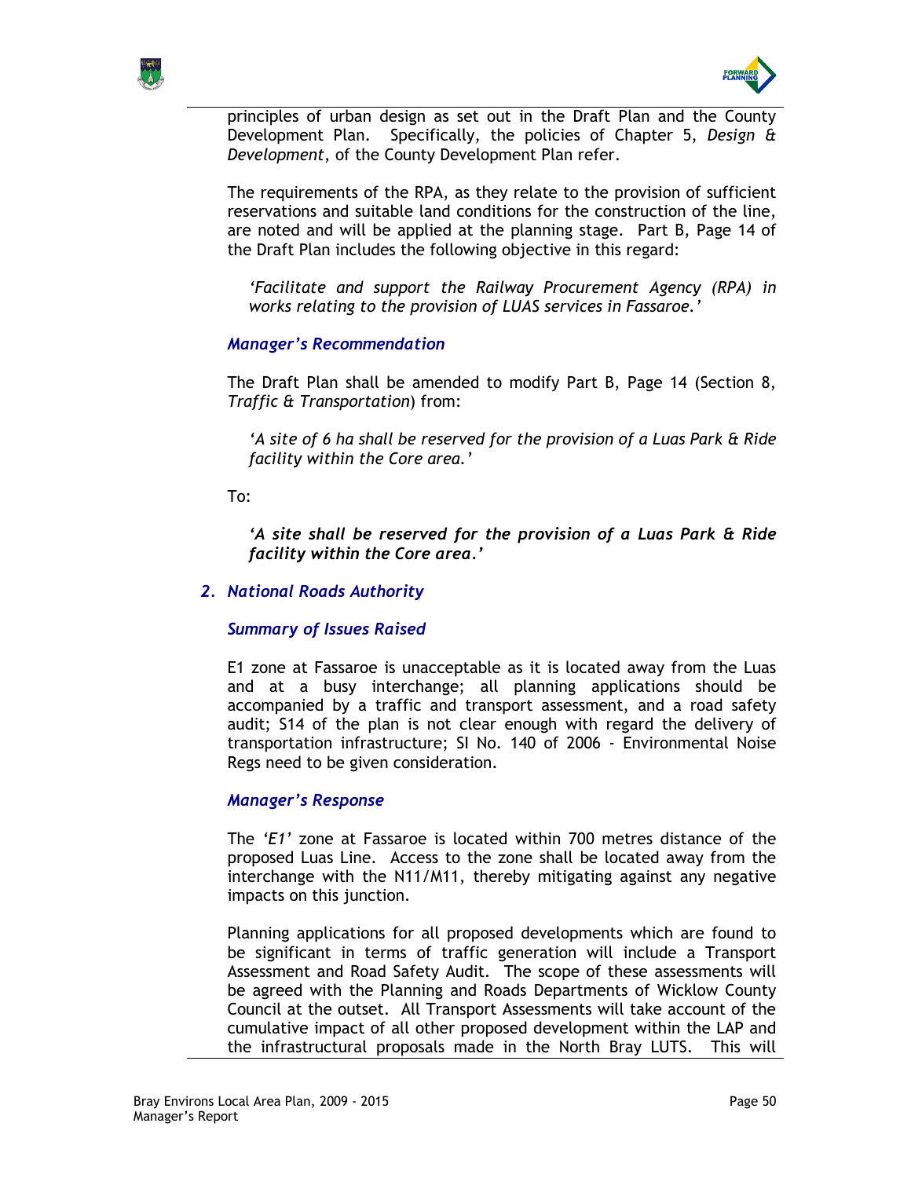principles of urban design as set out in the Draft Plan and the County Development Plan. Specifically, the policies of Chapter 5, *Design & Development*, of the County Development Plan refer.

The requirements of the RPA, as they relate to the provision of sufficient reservations and suitable land conditions for the construction of the line, are noted and will be applied at the planning stage. Part B, Page 14 of the Draft Plan includes the following objective in this regard:

> *'Facilitate and support the Railway Procurement Agency (RPA) in works relating to the provision of LUAS services in Fassaroe.'*

### *Manager's Recommendation*

The Draft Plan shall be amended to modify Part B, Page 14 (Section 8, *Traffic & Transportation*) from:

> *'A site of 6 ha shall be reserved for the provision of a Luas Park & Ride facility within the Core area.'*

To:

> ***'A site shall be reserved for the provision of a Luas Park & Ride facility within the Core area.'***

## *2. National Roads Authority*

### *Summary of Issues Raised*

E1 zone at Fassaroe is unacceptable as it is located away from the Luas and at a busy interchange; all planning applications should be accompanied by a traffic and transport assessment, and a road safety audit; S14 of the plan is not clear enough with regard the delivery of transportation infrastructure; SI No. 140 of 2006 - Environmental Noise Regs need to be given consideration.

### *Manager's Response*

The *'E1'* zone at Fassaroe is located within 700 metres distance of the proposed Luas Line. Access to the zone shall be located away from the interchange with the N11/M11, thereby mitigating against any negative impacts on this junction.

Planning applications for all proposed developments which are found to be significant in terms of traffic generation will include a Transport Assessment and Road Safety Audit. The scope of these assessments will be agreed with the Planning and Roads Departments of Wicklow County Council at the outset. All Transport Assessments will take account of the cumulative impact of all other proposed development within the LAP and the infrastructural proposals made in the North Bray LUTS. This will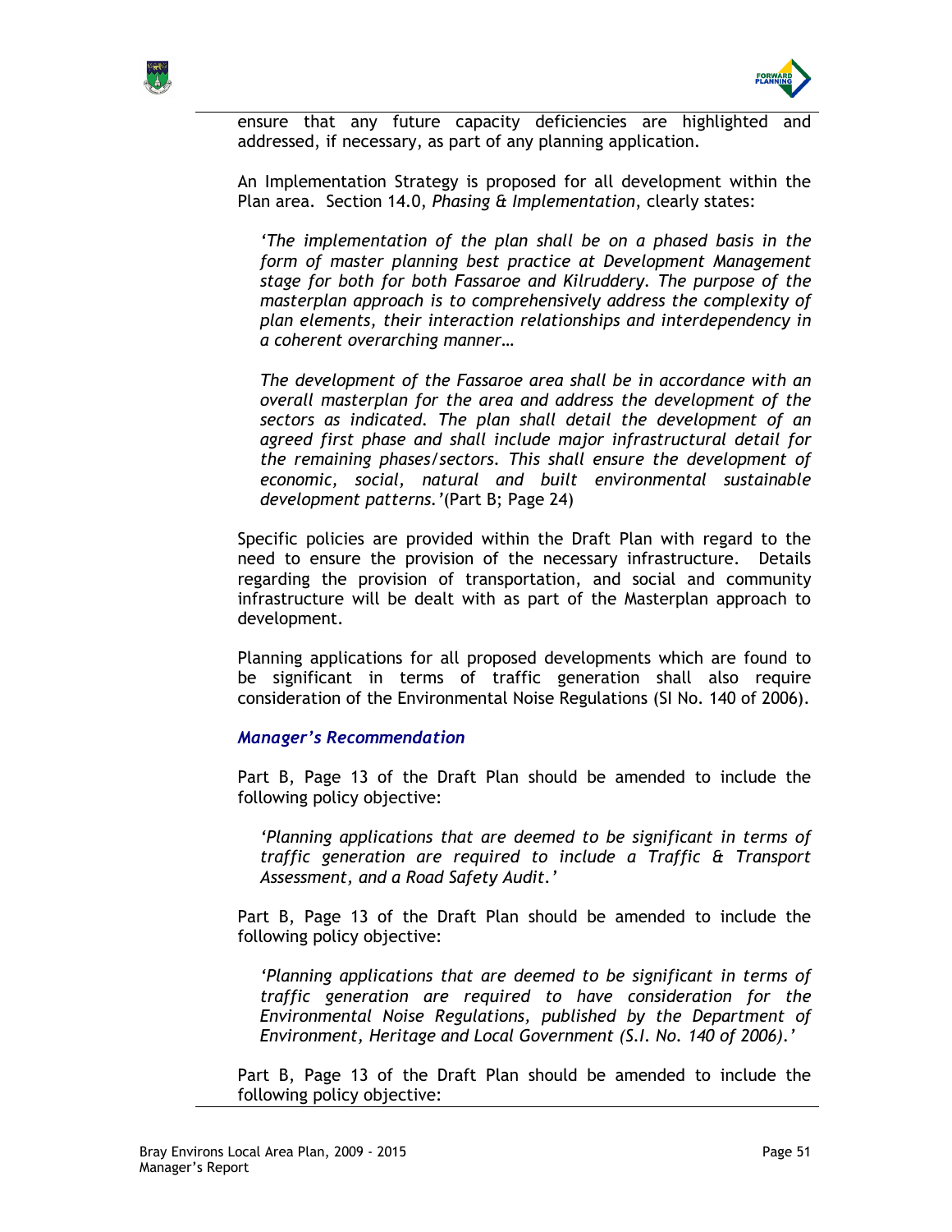ensure that any future capacity deficiencies are highlighted and addressed, if necessary, as part of any planning application.

An Implementation Strategy is proposed for all development within the Plan area. Section 14.0, *Phasing & Implementation*, clearly states:

> *'The implementation of the plan shall be on a phased basis in the form of master planning best practice at Development Management stage for both for both Fassaroe and Kilruddery. The purpose of the masterplan approach is to comprehensively address the complexity of plan elements, their interaction relationships and interdependency in a coherent overarching manner…*
>
> *The development of the Fassaroe area shall be in accordance with an overall masterplan for the area and address the development of the sectors as indicated. The plan shall detail the development of an agreed first phase and shall include major infrastructural detail for the remaining phases/sectors. This shall ensure the development of economic, social, natural and built environmental sustainable development patterns.'*(Part B; Page 24)

Specific policies are provided within the Draft Plan with regard to the need to ensure the provision of the necessary infrastructure. Details regarding the provision of transportation, and social and community infrastructure will be dealt with as part of the Masterplan approach to development.

Planning applications for all proposed developments which are found to be significant in terms of traffic generation shall also require consideration of the Environmental Noise Regulations (SI No. 140 of 2006).

### *Manager's Recommendation*

Part B, Page 13 of the Draft Plan should be amended to include the following policy objective:

> *'Planning applications that are deemed to be significant in terms of traffic generation are required to include a Traffic & Transport Assessment, and a Road Safety Audit.'*

Part B, Page 13 of the Draft Plan should be amended to include the following policy objective:

> *'Planning applications that are deemed to be significant in terms of traffic generation are required to have consideration for the Environmental Noise Regulations, published by the Department of Environment, Heritage and Local Government (S.I. No. 140 of 2006).'*

Part B, Page 13 of the Draft Plan should be amended to include the following policy objective: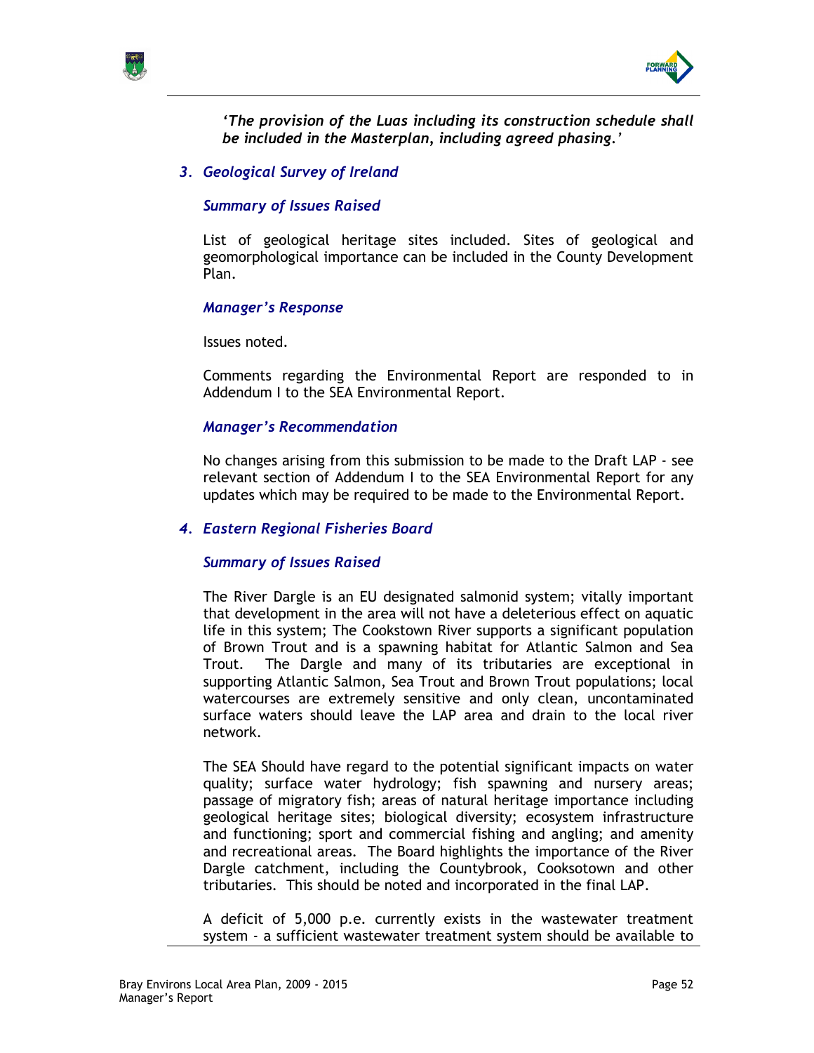*'The provision of the Luas including its construction schedule shall be included in the Masterplan, including agreed phasing.'*

### *3. Geological Survey of Ireland*

#### *Summary of Issues Raised*

List of geological heritage sites included. Sites of geological and geomorphological importance can be included in the County Development Plan.

#### *Manager's Response*

Issues noted.

Comments regarding the Environmental Report are responded to in Addendum I to the SEA Environmental Report.

#### *Manager's Recommendation*

No changes arising from this submission to be made to the Draft LAP - see relevant section of Addendum I to the SEA Environmental Report for any updates which may be required to be made to the Environmental Report.

### *4. Eastern Regional Fisheries Board*

#### *Summary of Issues Raised*

The River Dargle is an EU designated salmonid system; vitally important that development in the area will not have a deleterious effect on aquatic life in this system; The Cookstown River supports a significant population of Brown Trout and is a spawning habitat for Atlantic Salmon and Sea Trout. The Dargle and many of its tributaries are exceptional in supporting Atlantic Salmon, Sea Trout and Brown Trout populations; local watercourses are extremely sensitive and only clean, uncontaminated surface waters should leave the LAP area and drain to the local river network.

The SEA Should have regard to the potential significant impacts on water quality; surface water hydrology; fish spawning and nursery areas; passage of migratory fish; areas of natural heritage importance including geological heritage sites; biological diversity; ecosystem infrastructure and functioning; sport and commercial fishing and angling; and amenity and recreational areas. The Board highlights the importance of the River Dargle catchment, including the Countybrook, Cooksotown and other tributaries. This should be noted and incorporated in the final LAP.

A deficit of 5,000 p.e. currently exists in the wastewater treatment system - a sufficient wastewater treatment system should be available to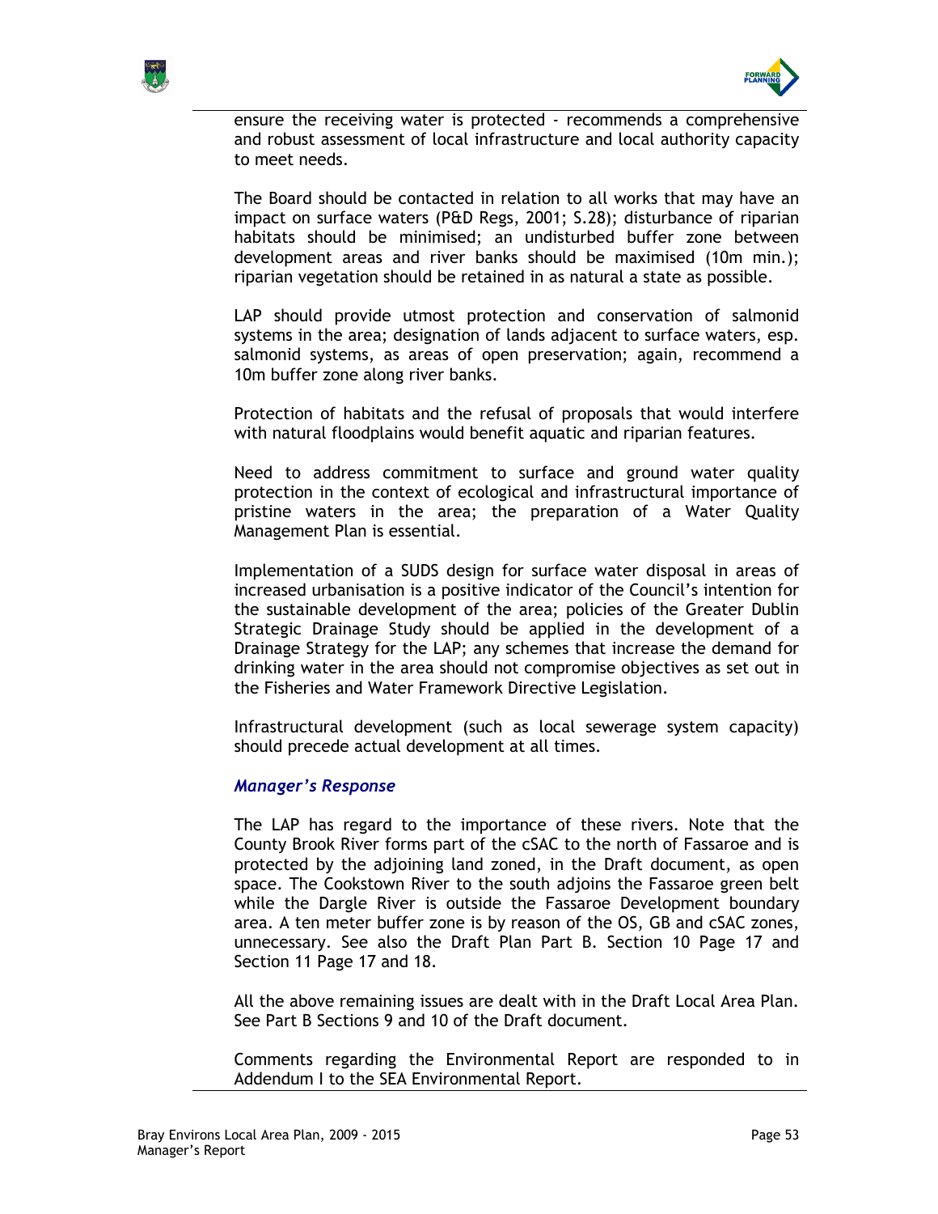ensure the receiving water is protected - recommends a comprehensive and robust assessment of local infrastructure and local authority capacity to meet needs.

The Board should be contacted in relation to all works that may have an impact on surface waters (P&D Regs, 2001; S.28); disturbance of riparian habitats should be minimised; an undisturbed buffer zone between development areas and river banks should be maximised (10m min.); riparian vegetation should be retained in as natural a state as possible.

LAP should provide utmost protection and conservation of salmonid systems in the area; designation of lands adjacent to surface waters, esp. salmonid systems, as areas of open preservation; again, recommend a 10m buffer zone along river banks.

Protection of habitats and the refusal of proposals that would interfere with natural floodplains would benefit aquatic and riparian features.

Need to address commitment to surface and ground water quality protection in the context of ecological and infrastructural importance of pristine waters in the area; the preparation of a Water Quality Management Plan is essential.

Implementation of a SUDS design for surface water disposal in areas of increased urbanisation is a positive indicator of the Council's intention for the sustainable development of the area; policies of the Greater Dublin Strategic Drainage Study should be applied in the development of a Drainage Strategy for the LAP; any schemes that increase the demand for drinking water in the area should not compromise objectives as set out in the Fisheries and Water Framework Directive Legislation.

Infrastructural development (such as local sewerage system capacity) should precede actual development at all times.

***Manager's Response***

The LAP has regard to the importance of these rivers. Note that the County Brook River forms part of the cSAC to the north of Fassaroe and is protected by the adjoining land zoned, in the Draft document, as open space. The Cookstown River to the south adjoins the Fassaroe green belt while the Dargle River is outside the Fassaroe Development boundary area. A ten meter buffer zone is by reason of the OS, GB and cSAC zones, unnecessary. See also the Draft Plan Part B. Section 10 Page 17 and Section 11 Page 17 and 18.

All the above remaining issues are dealt with in the Draft Local Area Plan. See Part B Sections 9 and 10 of the Draft document.

Comments regarding the Environmental Report are responded to in Addendum I to the SEA Environmental Report.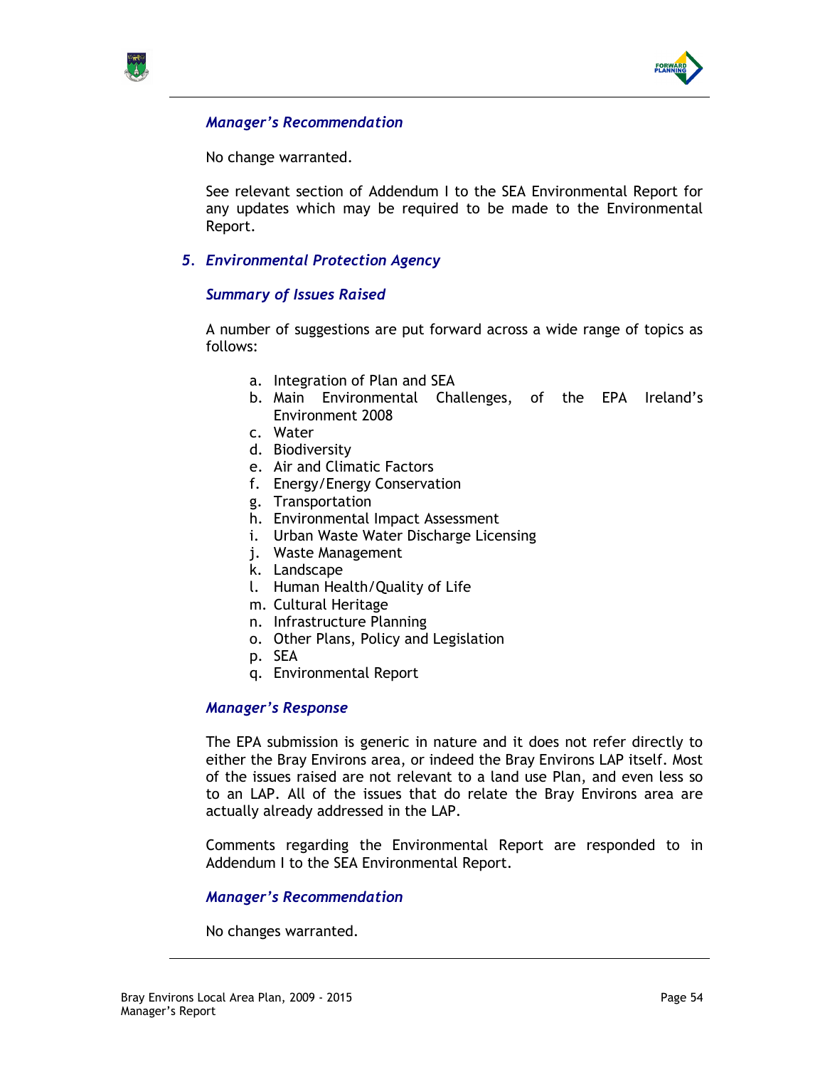### *Manager's Recommendation*

No change warranted.

See relevant section of Addendum I to the SEA Environmental Report for any updates which may be required to be made to the Environmental Report.

## *5. Environmental Protection Agency*

### *Summary of Issues Raised*

A number of suggestions are put forward across a wide range of topics as follows:

a. Integration of Plan and SEA
b. Main Environmental Challenges, of the EPA Ireland's Environment 2008
c. Water
d. Biodiversity
e. Air and Climatic Factors
f. Energy/Energy Conservation
g. Transportation
h. Environmental Impact Assessment
i. Urban Waste Water Discharge Licensing
j. Waste Management
k. Landscape
l. Human Health/Quality of Life
m. Cultural Heritage
n. Infrastructure Planning
o. Other Plans, Policy and Legislation
p. SEA
q. Environmental Report

### *Manager's Response*

The EPA submission is generic in nature and it does not refer directly to either the Bray Environs area, or indeed the Bray Environs LAP itself. Most of the issues raised are not relevant to a land use Plan, and even less so to an LAP. All of the issues that do relate the Bray Environs area are actually already addressed in the LAP.

Comments regarding the Environmental Report are responded to in Addendum I to the SEA Environmental Report.

### *Manager's Recommendation*

No changes warranted.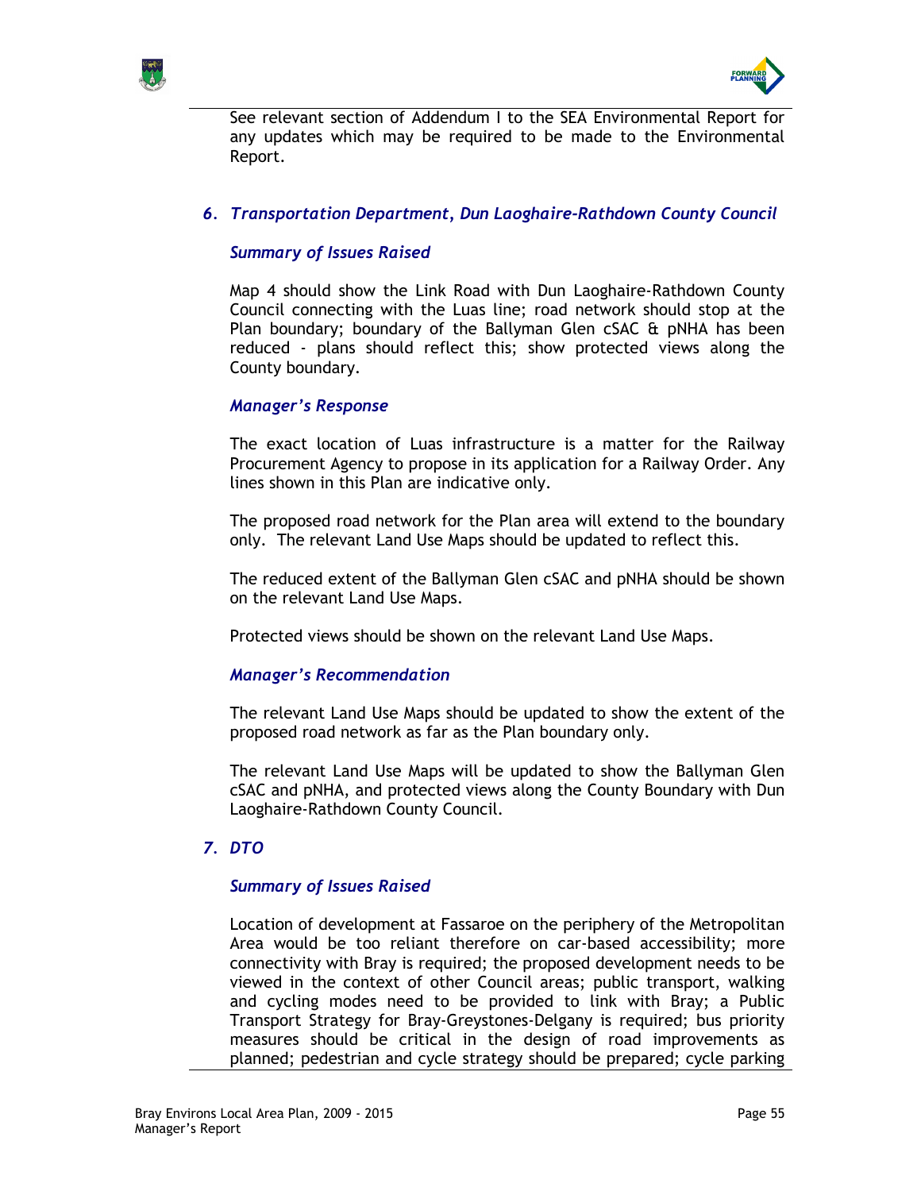See relevant section of Addendum I to the SEA Environmental Report for any updates which may be required to be made to the Environmental Report.

### 6. Transportation Department, Dun Laoghaire-Rathdown County Council

#### *Summary of Issues Raised*

Map 4 should show the Link Road with Dun Laoghaire-Rathdown County Council connecting with the Luas line; road network should stop at the Plan boundary; boundary of the Ballyman Glen cSAC & pNHA has been reduced - plans should reflect this; show protected views along the County boundary.

#### *Manager's Response*

The exact location of Luas infrastructure is a matter for the Railway Procurement Agency to propose in its application for a Railway Order. Any lines shown in this Plan are indicative only.

The proposed road network for the Plan area will extend to the boundary only. The relevant Land Use Maps should be updated to reflect this.

The reduced extent of the Ballyman Glen cSAC and pNHA should be shown on the relevant Land Use Maps.

Protected views should be shown on the relevant Land Use Maps.

#### *Manager's Recommendation*

The relevant Land Use Maps should be updated to show the extent of the proposed road network as far as the Plan boundary only.

The relevant Land Use Maps will be updated to show the Ballyman Glen cSAC and pNHA, and protected views along the County Boundary with Dun Laoghaire-Rathdown County Council.

### 7. DTO

#### *Summary of Issues Raised*

Location of development at Fassaroe on the periphery of the Metropolitan Area would be too reliant therefore on car-based accessibility; more connectivity with Bray is required; the proposed development needs to be viewed in the context of other Council areas; public transport, walking and cycling modes need to be provided to link with Bray; a Public Transport Strategy for Bray-Greystones-Delgany is required; bus priority measures should be critical in the design of road improvements as planned; pedestrian and cycle strategy should be prepared; cycle parking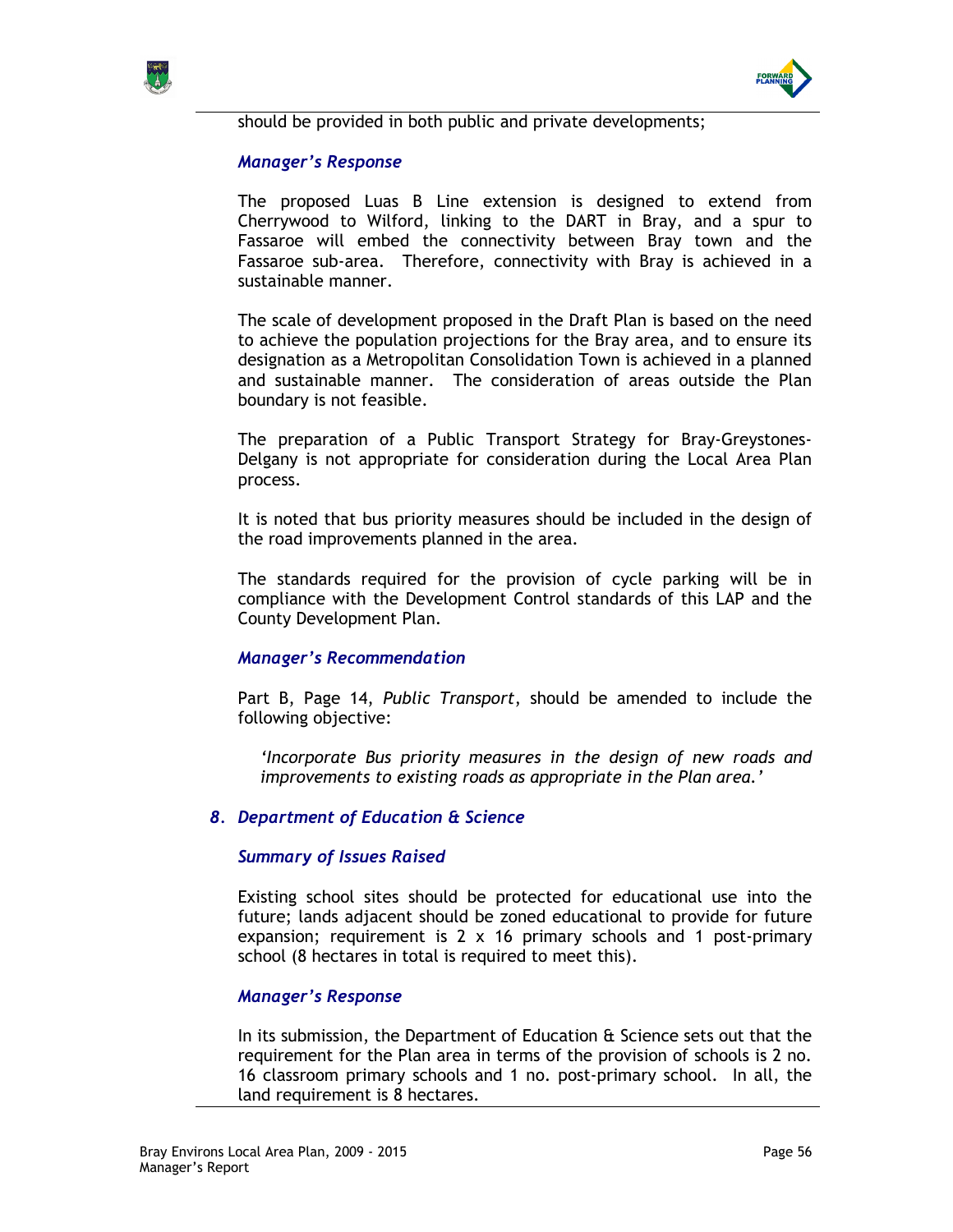should be provided in both public and private developments;

***Manager's Response***

The proposed Luas B Line extension is designed to extend from Cherrywood to Wilford, linking to the DART in Bray, and a spur to Fassaroe will embed the connectivity between Bray town and the Fassaroe sub-area. Therefore, connectivity with Bray is achieved in a sustainable manner.

The scale of development proposed in the Draft Plan is based on the need to achieve the population projections for the Bray area, and to ensure its designation as a Metropolitan Consolidation Town is achieved in a planned and sustainable manner. The consideration of areas outside the Plan boundary is not feasible.

The preparation of a Public Transport Strategy for Bray-Greystones-Delgany is not appropriate for consideration during the Local Area Plan process.

It is noted that bus priority measures should be included in the design of the road improvements planned in the area.

The standards required for the provision of cycle parking will be in compliance with the Development Control standards of this LAP and the County Development Plan.

***Manager's Recommendation***

Part B, Page 14, *Public Transport*, should be amended to include the following objective:

> *'Incorporate Bus priority measures in the design of new roads and improvements to existing roads as appropriate in the Plan area.'*

### *8. Department of Education & Science*

***Summary of Issues Raised***

Existing school sites should be protected for educational use into the future; lands adjacent should be zoned educational to provide for future expansion; requirement is 2 x 16 primary schools and 1 post-primary school (8 hectares in total is required to meet this).

***Manager's Response***

In its submission, the Department of Education & Science sets out that the requirement for the Plan area in terms of the provision of schools is 2 no. 16 classroom primary schools and 1 no. post-primary school. In all, the land requirement is 8 hectares.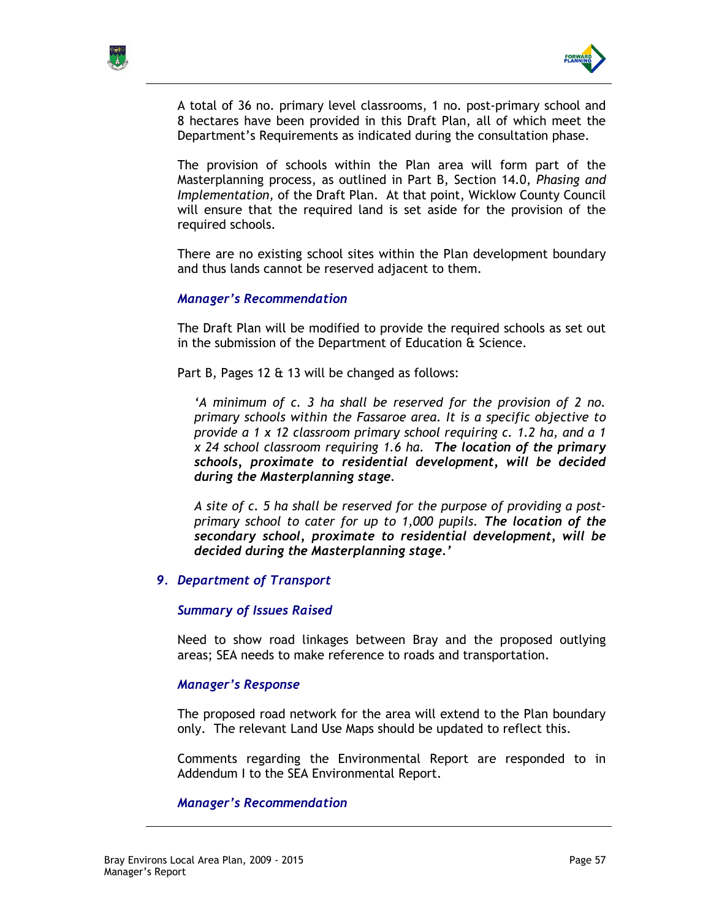A total of 36 no. primary level classrooms, 1 no. post-primary school and 8 hectares have been provided in this Draft Plan, all of which meet the Department's Requirements as indicated during the consultation phase.

The provision of schools within the Plan area will form part of the Masterplanning process, as outlined in Part B, Section 14.0, *Phasing and Implementation,* of the Draft Plan. At that point, Wicklow County Council will ensure that the required land is set aside for the provision of the required schools.

There are no existing school sites within the Plan development boundary and thus lands cannot be reserved adjacent to them.

*Manager's Recommendation*

The Draft Plan will be modified to provide the required schools as set out in the submission of the Department of Education & Science.

Part B, Pages 12 & 13 will be changed as follows:

> *'A minimum of c. 3 ha shall be reserved for the provision of 2 no. primary schools within the Fassaroe area. It is a specific objective to provide a 1 x 12 classroom primary school requiring c. 1.2 ha, and a 1 x 24 school classroom requiring 1.6 ha.* ***The location of the primary schools, proximate to residential development, will be decided during the Masterplanning stage****.*
>
> *A site of c. 5 ha shall be reserved for the purpose of providing a post-primary school to cater for up to 1,000 pupils.* ***The location of the secondary school, proximate to residential development, will be decided during the Masterplanning stage****.'*

### 9. *Department of Transport*

*Summary of Issues Raised*

Need to show road linkages between Bray and the proposed outlying areas; SEA needs to make reference to roads and transportation.

*Manager's Response*

The proposed road network for the area will extend to the Plan boundary only. The relevant Land Use Maps should be updated to reflect this.

Comments regarding the Environmental Report are responded to in Addendum I to the SEA Environmental Report.

*Manager's Recommendation*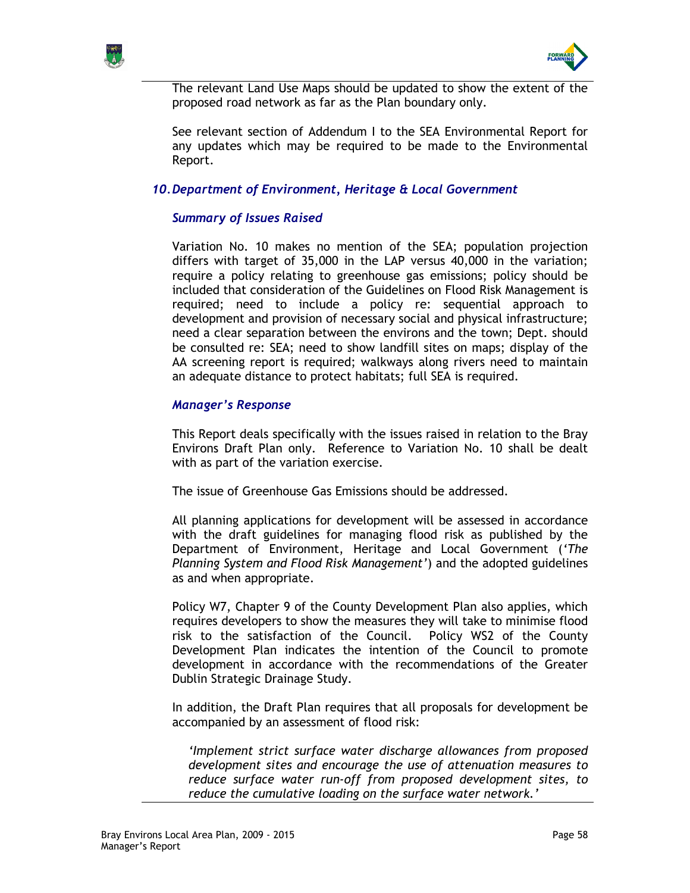The relevant Land Use Maps should be updated to show the extent of the proposed road network as far as the Plan boundary only.

See relevant section of Addendum I to the SEA Environmental Report for any updates which may be required to be made to the Environmental Report.

### *10. Department of Environment, Heritage & Local Government*

#### *Summary of Issues Raised*

Variation No. 10 makes no mention of the SEA; population projection differs with target of 35,000 in the LAP versus 40,000 in the variation; require a policy relating to greenhouse gas emissions; policy should be included that consideration of the Guidelines on Flood Risk Management is required; need to include a policy re: sequential approach to development and provision of necessary social and physical infrastructure; need a clear separation between the environs and the town; Dept. should be consulted re: SEA; need to show landfill sites on maps; display of the AA screening report is required; walkways along rivers need to maintain an adequate distance to protect habitats; full SEA is required.

#### *Manager's Response*

This Report deals specifically with the issues raised in relation to the Bray Environs Draft Plan only. Reference to Variation No. 10 shall be dealt with as part of the variation exercise.

The issue of Greenhouse Gas Emissions should be addressed.

All planning applications for development will be assessed in accordance with the draft guidelines for managing flood risk as published by the Department of Environment, Heritage and Local Government (*'The Planning System and Flood Risk Management'*) and the adopted guidelines as and when appropriate.

Policy W7, Chapter 9 of the County Development Plan also applies, which requires developers to show the measures they will take to minimise flood risk to the satisfaction of the Council. Policy WS2 of the County Development Plan indicates the intention of the Council to promote development in accordance with the recommendations of the Greater Dublin Strategic Drainage Study.

In addition, the Draft Plan requires that all proposals for development be accompanied by an assessment of flood risk:

> *'Implement strict surface water discharge allowances from proposed development sites and encourage the use of attenuation measures to reduce surface water run-off from proposed development sites, to reduce the cumulative loading on the surface water network.'*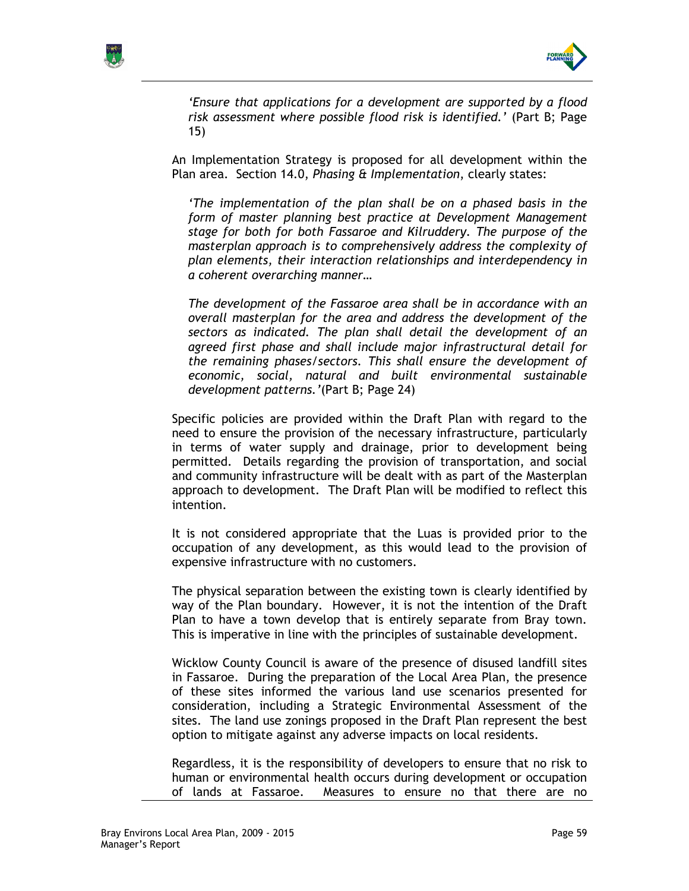*'Ensure that applications for a development are supported by a flood risk assessment where possible flood risk is identified.'* (Part B; Page 15)

An Implementation Strategy is proposed for all development within the Plan area. Section 14.0, *Phasing & Implementation*, clearly states:

> *'The implementation of the plan shall be on a phased basis in the form of master planning best practice at Development Management stage for both for both Fassaroe and Kilruddery. The purpose of the masterplan approach is to comprehensively address the complexity of plan elements, their interaction relationships and interdependency in a coherent overarching manner…*
>
> *The development of the Fassaroe area shall be in accordance with an overall masterplan for the area and address the development of the sectors as indicated. The plan shall detail the development of an agreed first phase and shall include major infrastructural detail for the remaining phases/sectors. This shall ensure the development of economic, social, natural and built environmental sustainable development patterns.'*(Part B; Page 24)

Specific policies are provided within the Draft Plan with regard to the need to ensure the provision of the necessary infrastructure, particularly in terms of water supply and drainage, prior to development being permitted. Details regarding the provision of transportation, and social and community infrastructure will be dealt with as part of the Masterplan approach to development. The Draft Plan will be modified to reflect this intention.

It is not considered appropriate that the Luas is provided prior to the occupation of any development, as this would lead to the provision of expensive infrastructure with no customers.

The physical separation between the existing town is clearly identified by way of the Plan boundary. However, it is not the intention of the Draft Plan to have a town develop that is entirely separate from Bray town. This is imperative in line with the principles of sustainable development.

Wicklow County Council is aware of the presence of disused landfill sites in Fassaroe. During the preparation of the Local Area Plan, the presence of these sites informed the various land use scenarios presented for consideration, including a Strategic Environmental Assessment of the sites. The land use zonings proposed in the Draft Plan represent the best option to mitigate against any adverse impacts on local residents.

Regardless, it is the responsibility of developers to ensure that no risk to human or environmental health occurs during development or occupation of lands at Fassaroe. Measures to ensure no that there are no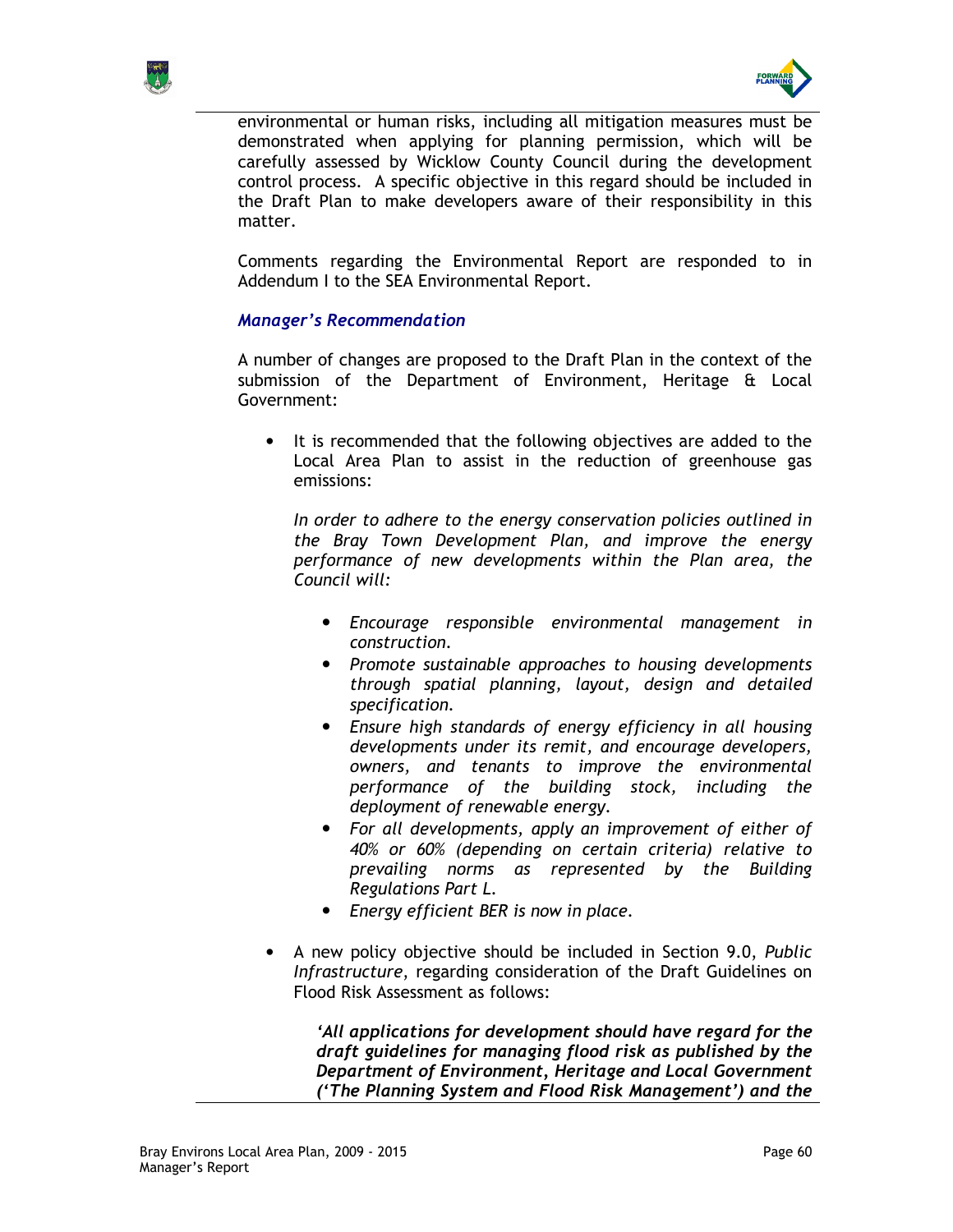environmental or human risks, including all mitigation measures must be demonstrated when applying for planning permission, which will be carefully assessed by Wicklow County Council during the development control process. A specific objective in this regard should be included in the Draft Plan to make developers aware of their responsibility in this matter.

Comments regarding the Environmental Report are responded to in Addendum I to the SEA Environmental Report.

***Manager's Recommendation***

A number of changes are proposed to the Draft Plan in the context of the submission of the Department of Environment, Heritage & Local Government:

- It is recommended that the following objectives are added to the Local Area Plan to assist in the reduction of greenhouse gas emissions:

  *In order to adhere to the energy conservation policies outlined in the Bray Town Development Plan, and improve the energy performance of new developments within the Plan area, the Council will:*

  - *Encourage responsible environmental management in construction.*
  - *Promote sustainable approaches to housing developments through spatial planning, layout, design and detailed specification.*
  - *Ensure high standards of energy efficiency in all housing developments under its remit, and encourage developers, owners, and tenants to improve the environmental performance of the building stock, including the deployment of renewable energy.*
  - *For all developments, apply an improvement of either of 40% or 60% (depending on certain criteria) relative to prevailing norms as represented by the Building Regulations Part L.*
  - *Energy efficient BER is now in place.*

- A new policy objective should be included in Section 9.0, *Public Infrastructure*, regarding consideration of the Draft Guidelines on Flood Risk Assessment as follows:

  ***'All applications for development should have regard for the draft guidelines for managing flood risk as published by the Department of Environment, Heritage and Local Government ('The Planning System and Flood Risk Management') and the***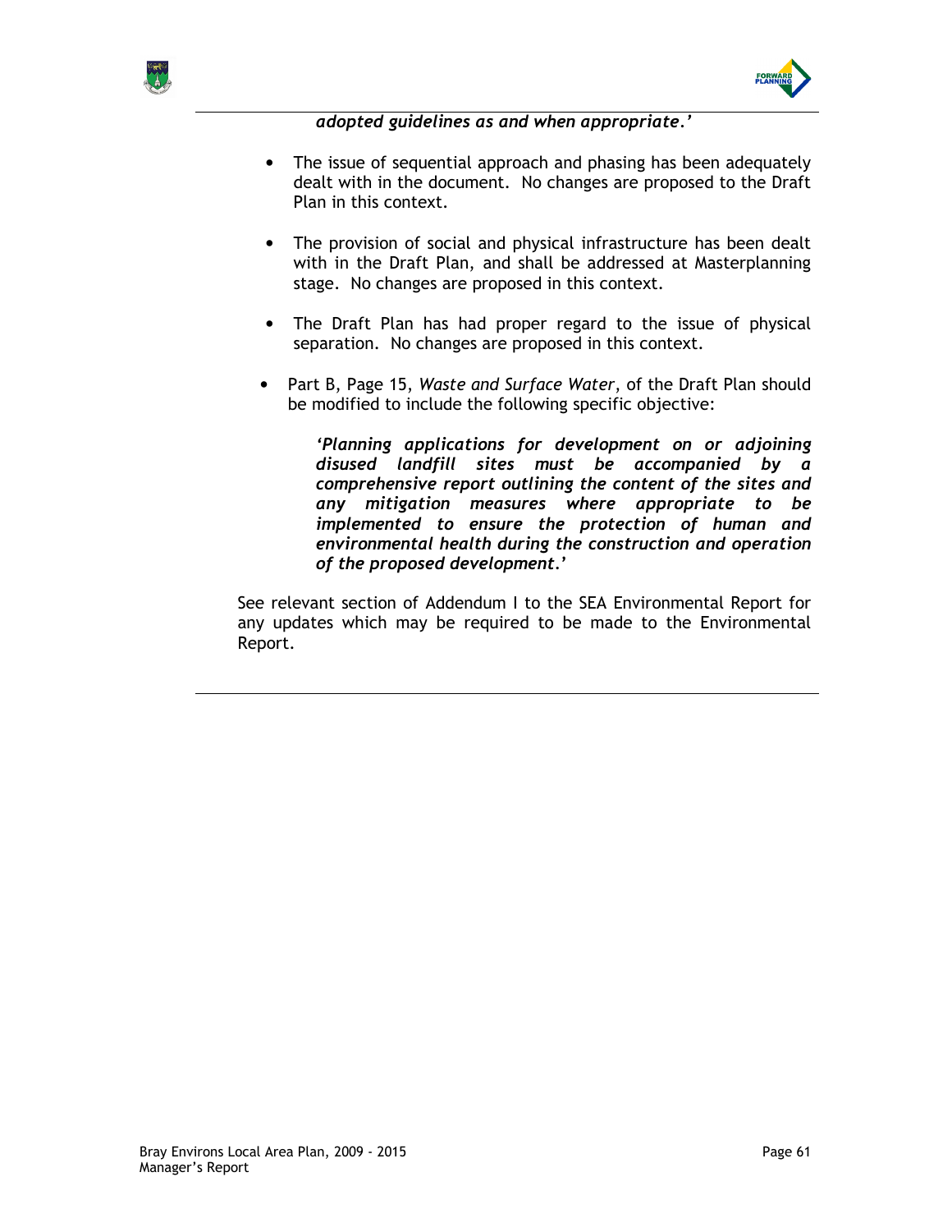***adopted guidelines as and when appropriate*.'**

- The issue of sequential approach and phasing has been adequately dealt with in the document. No changes are proposed to the Draft Plan in this context.

- The provision of social and physical infrastructure has been dealt with in the Draft Plan, and shall be addressed at Masterplanning stage. No changes are proposed in this context.

- The Draft Plan has had proper regard to the issue of physical separation. No changes are proposed in this context.

- Part B, Page 15, *Waste and Surface Water*, of the Draft Plan should be modified to include the following specific objective:

  ***'Planning applications for development on or adjoining disused landfill sites must be accompanied by a comprehensive report outlining the content of the sites and any mitigation measures where appropriate to be implemented to ensure the protection of human and environmental health during the construction and operation of the proposed development*.'**

See relevant section of Addendum I to the SEA Environmental Report for any updates which may be required to be made to the Environmental Report.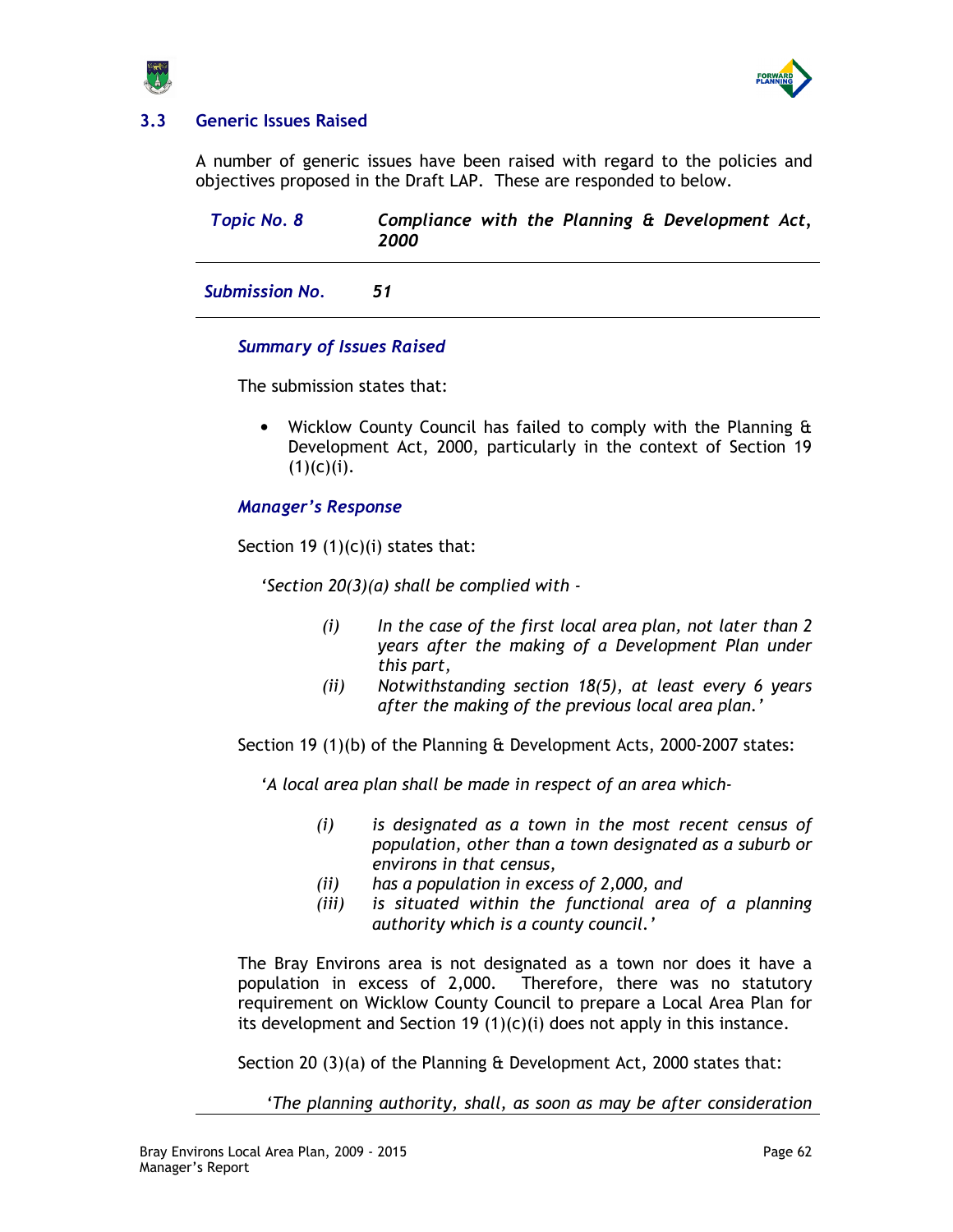## 3.3 Generic Issues Raised

A number of generic issues have been raised with regard to the policies and objectives proposed in the Draft LAP. These are responded to below.

| *Topic No. 8* | ***Compliance with the Planning & Development Act, 2000*** |
|---|---|

| *Submission No.* | ***51*** |
|---|---|

### *Summary of Issues Raised*

The submission states that:

- Wicklow County Council has failed to comply with the Planning & Development Act, 2000, particularly in the context of Section 19 (1)(c)(i).

### *Manager's Response*

Section 19 (1)(c)(i) states that:

*'Section 20(3)(a) shall be complied with -*

> *(i) In the case of the first local area plan, not later than 2 years after the making of a Development Plan under this part,*
>
> *(ii) Notwithstanding section 18(5), at least every 6 years after the making of the previous local area plan.'*

Section 19 (1)(b) of the Planning & Development Acts, 2000-2007 states:

*'A local area plan shall be made in respect of an area which-*

> *(i) is designated as a town in the most recent census of population, other than a town designated as a suburb or environs in that census,*
>
> *(ii) has a population in excess of 2,000, and*
>
> *(iii) is situated within the functional area of a planning authority which is a county council.'*

The Bray Environs area is not designated as a town nor does it have a population in excess of 2,000. Therefore, there was no statutory requirement on Wicklow County Council to prepare a Local Area Plan for its development and Section 19 (1)(c)(i) does not apply in this instance.

Section 20 (3)(a) of the Planning & Development Act, 2000 states that:

*'The planning authority, shall, as soon as may be after consideration*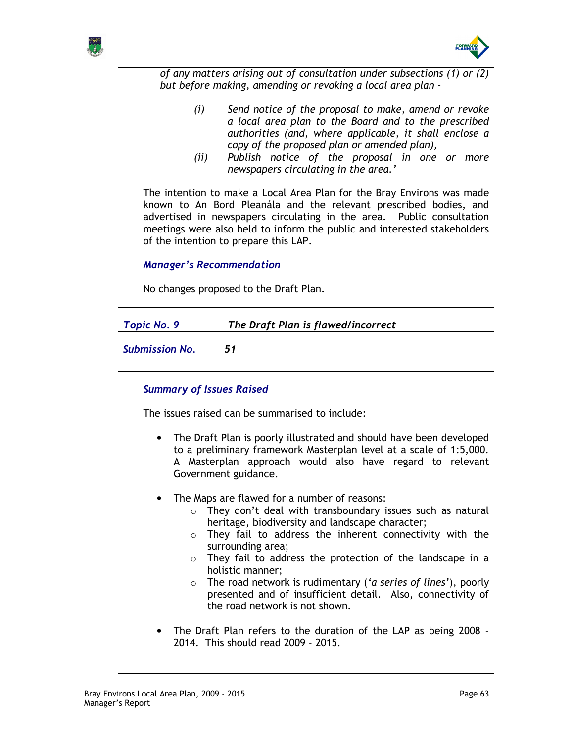*of any matters arising out of consultation under subsections (1) or (2) but before making, amending or revoking a local area plan -*

> *(i) Send notice of the proposal to make, amend or revoke a local area plan to the Board and to the prescribed authorities (and, where applicable, it shall enclose a copy of the proposed plan or amended plan),*
>
> *(ii) Publish notice of the proposal in one or more newspapers circulating in the area.'*

The intention to make a Local Area Plan for the Bray Environs was made known to An Bord Pleanála and the relevant prescribed bodies, and advertised in newspapers circulating in the area. Public consultation meetings were also held to inform the public and interested stakeholders of the intention to prepare this LAP.

***Manager's Recommendation***

No changes proposed to the Draft Plan.

---

***Topic No. 9*** ***The Draft Plan is flawed/incorrect***

***Submission No.*** ***51***

---

***Summary of Issues Raised***

The issues raised can be summarised to include:

- The Draft Plan is poorly illustrated and should have been developed to a preliminary framework Masterplan level at a scale of 1:5,000. A Masterplan approach would also have regard to relevant Government guidance.
- The Maps are flawed for a number of reasons:
  - They don't deal with transboundary issues such as natural heritage, biodiversity and landscape character;
  - They fail to address the inherent connectivity with the surrounding area;
  - They fail to address the protection of the landscape in a holistic manner;
  - The road network is rudimentary (*'a series of lines'*), poorly presented and of insufficient detail. Also, connectivity of the road network is not shown.
- The Draft Plan refers to the duration of the LAP as being 2008 - 2014. This should read 2009 - 2015.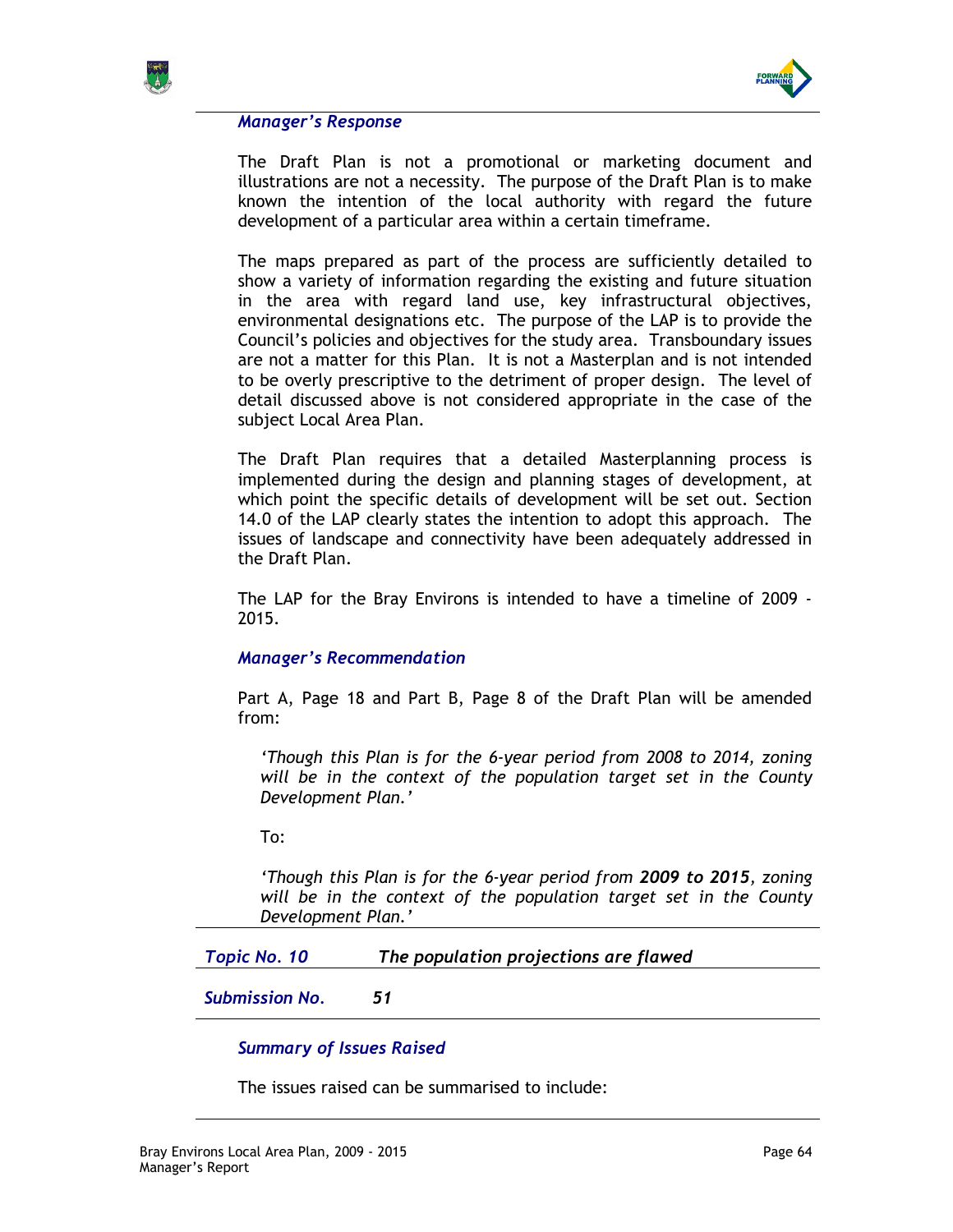***Manager's Response***

The Draft Plan is not a promotional or marketing document and illustrations are not a necessity. The purpose of the Draft Plan is to make known the intention of the local authority with regard the future development of a particular area within a certain timeframe.

The maps prepared as part of the process are sufficiently detailed to show a variety of information regarding the existing and future situation in the area with regard land use, key infrastructural objectives, environmental designations etc. The purpose of the LAP is to provide the Council's policies and objectives for the study area. Transboundary issues are not a matter for this Plan. It is not a Masterplan and is not intended to be overly prescriptive to the detriment of proper design. The level of detail discussed above is not considered appropriate in the case of the subject Local Area Plan.

The Draft Plan requires that a detailed Masterplanning process is implemented during the design and planning stages of development, at which point the specific details of development will be set out. Section 14.0 of the LAP clearly states the intention to adopt this approach. The issues of landscape and connectivity have been adequately addressed in the Draft Plan.

The LAP for the Bray Environs is intended to have a timeline of 2009 - 2015.

***Manager's Recommendation***

Part A, Page 18 and Part B, Page 8 of the Draft Plan will be amended from:

*'Though this Plan is for the 6-year period from 2008 to 2014, zoning will be in the context of the population target set in the County Development Plan.'*

To:

*'Though this Plan is for the 6-year period from **2009 to 2015**, zoning will be in the context of the population target set in the County Development Plan.'*

---

***Topic No. 10*** ***The population projections are flawed***

***Submission No.*** ***51***

---

***Summary of Issues Raised***

The issues raised can be summarised to include: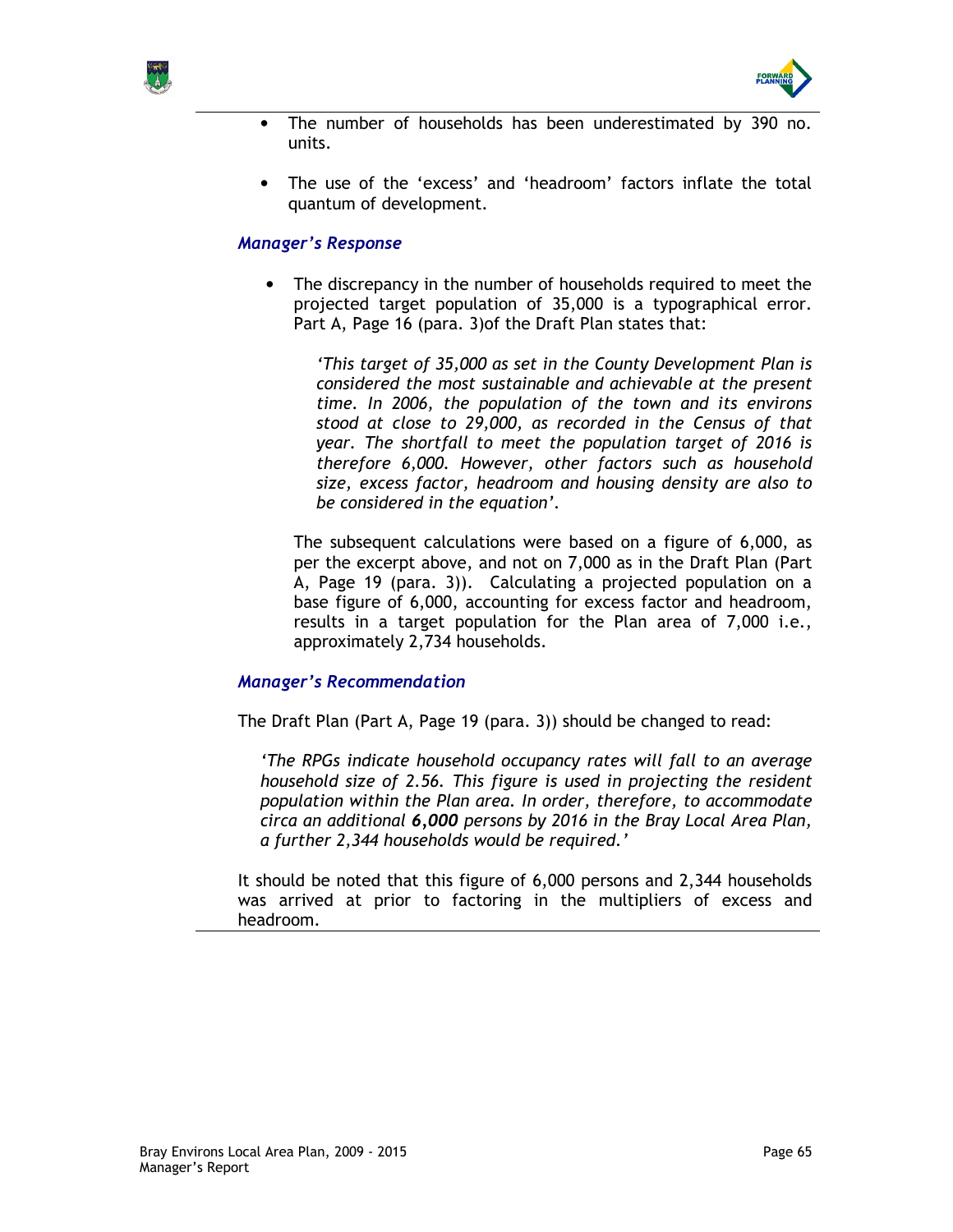- The number of households has been underestimated by 390 no. units.

- The use of the 'excess' and 'headroom' factors inflate the total quantum of development.

### *Manager's Response*

- The discrepancy in the number of households required to meet the projected target population of 35,000 is a typographical error. Part A, Page 16 (para. 3)of the Draft Plan states that:

  > *'This target of 35,000 as set in the County Development Plan is considered the most sustainable and achievable at the present time. In 2006, the population of the town and its environs stood at close to 29,000, as recorded in the Census of that year. The shortfall to meet the population target of 2016 is therefore 6,000. However, other factors such as household size, excess factor, headroom and housing density are also to be considered in the equation'.*

  The subsequent calculations were based on a figure of 6,000, as per the excerpt above, and not on 7,000 as in the Draft Plan (Part A, Page 19 (para. 3)). Calculating a projected population on a base figure of 6,000, accounting for excess factor and headroom, results in a target population for the Plan area of 7,000 i.e., approximately 2,734 households.

### *Manager's Recommendation*

The Draft Plan (Part A, Page 19 (para. 3)) should be changed to read:

> *'The RPGs indicate household occupancy rates will fall to an average household size of 2.56. This figure is used in projecting the resident population within the Plan area. In order, therefore, to accommodate circa an additional **6,000** persons by 2016 in the Bray Local Area Plan, a further 2,344 households would be required.'*

It should be noted that this figure of 6,000 persons and 2,344 households was arrived at prior to factoring in the multipliers of excess and headroom.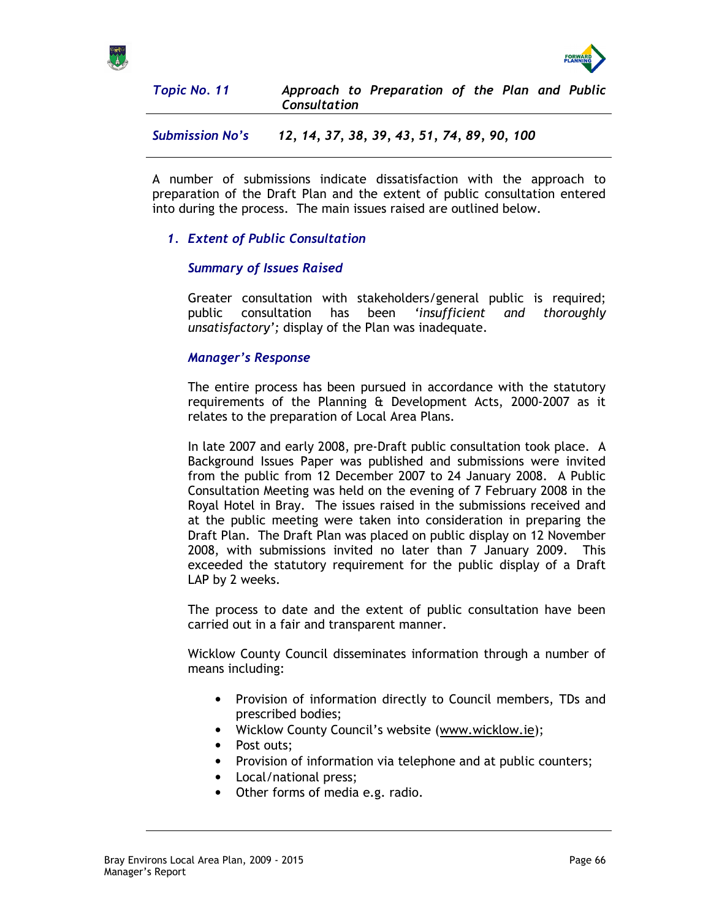## *Topic No. 11* — *Approach to Preparation of the Plan and Public Consultation*

***Submission No's*** ***12, 14, 37, 38, 39, 43, 51, 74, 89, 90, 100***

A number of submissions indicate dissatisfaction with the approach to preparation of the Draft Plan and the extent of public consultation entered into during the process. The main issues raised are outlined below.

### 1. *Extent of Public Consultation*

#### *Summary of Issues Raised*

Greater consultation with stakeholders/general public is required; public consultation has been *'insufficient and thoroughly unsatisfactory';* display of the Plan was inadequate.

#### *Manager's Response*

The entire process has been pursued in accordance with the statutory requirements of the Planning & Development Acts, 2000-2007 as it relates to the preparation of Local Area Plans.

In late 2007 and early 2008, pre-Draft public consultation took place. A Background Issues Paper was published and submissions were invited from the public from 12 December 2007 to 24 January 2008. A Public Consultation Meeting was held on the evening of 7 February 2008 in the Royal Hotel in Bray. The issues raised in the submissions received and at the public meeting were taken into consideration in preparing the Draft Plan. The Draft Plan was placed on public display on 12 November 2008, with submissions invited no later than 7 January 2009. This exceeded the statutory requirement for the public display of a Draft LAP by 2 weeks.

The process to date and the extent of public consultation have been carried out in a fair and transparent manner.

Wicklow County Council disseminates information through a number of means including:

- Provision of information directly to Council members, TDs and prescribed bodies;
- Wicklow County Council's website (www.wicklow.ie);
- Post outs;
- Provision of information via telephone and at public counters;
- Local/national press;
- Other forms of media e.g. radio.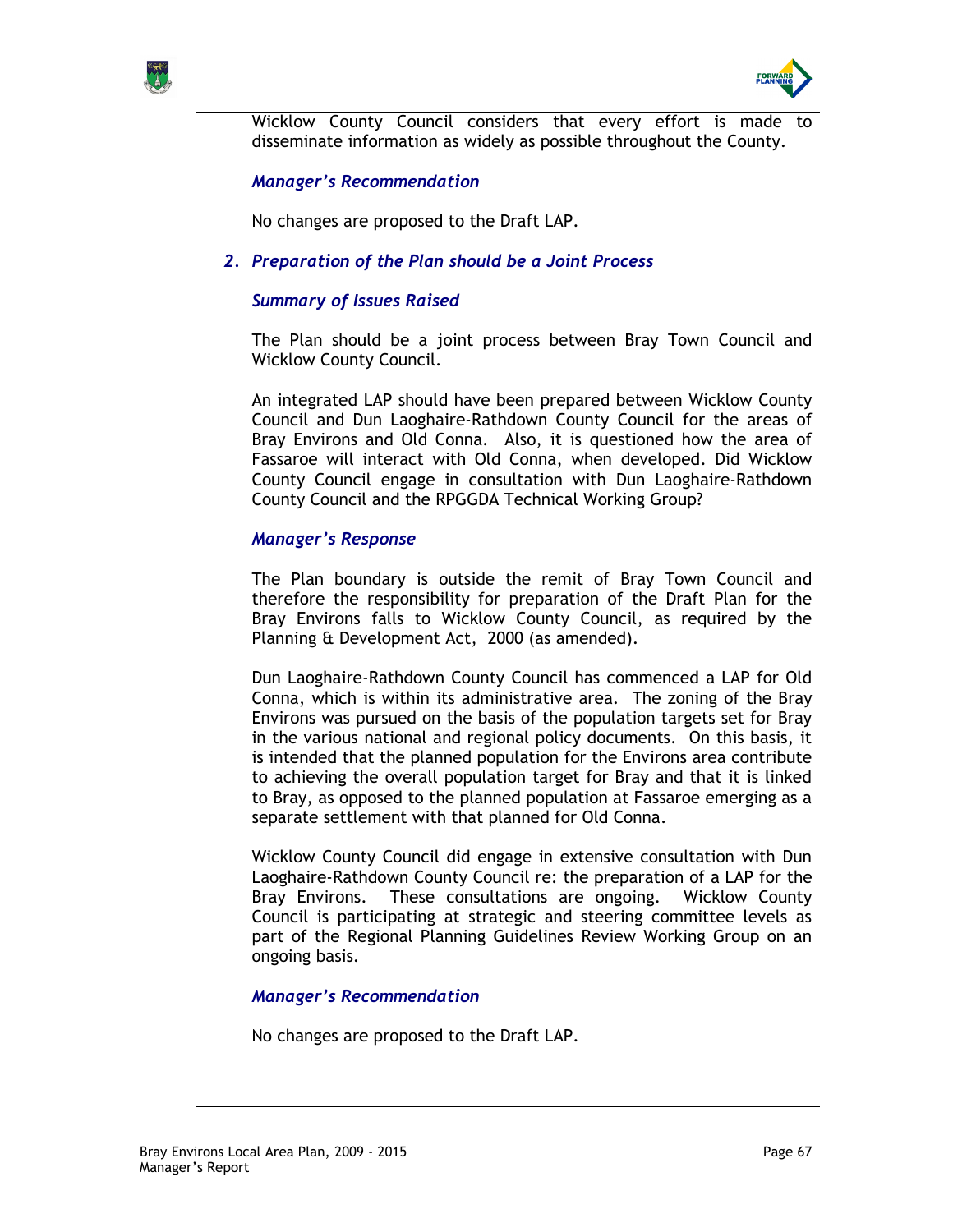Wicklow County Council considers that every effort is made to disseminate information as widely as possible throughout the County.

***Manager's Recommendation***

No changes are proposed to the Draft LAP.

### *2. Preparation of the Plan should be a Joint Process*

***Summary of Issues Raised***

The Plan should be a joint process between Bray Town Council and Wicklow County Council.

An integrated LAP should have been prepared between Wicklow County Council and Dun Laoghaire-Rathdown County Council for the areas of Bray Environs and Old Conna. Also, it is questioned how the area of Fassaroe will interact with Old Conna, when developed. Did Wicklow County Council engage in consultation with Dun Laoghaire-Rathdown County Council and the RPGGDA Technical Working Group?

***Manager's Response***

The Plan boundary is outside the remit of Bray Town Council and therefore the responsibility for preparation of the Draft Plan for the Bray Environs falls to Wicklow County Council, as required by the Planning & Development Act, 2000 (as amended).

Dun Laoghaire-Rathdown County Council has commenced a LAP for Old Conna, which is within its administrative area. The zoning of the Bray Environs was pursued on the basis of the population targets set for Bray in the various national and regional policy documents. On this basis, it is intended that the planned population for the Environs area contribute to achieving the overall population target for Bray and that it is linked to Bray, as opposed to the planned population at Fassaroe emerging as a separate settlement with that planned for Old Conna.

Wicklow County Council did engage in extensive consultation with Dun Laoghaire-Rathdown County Council re: the preparation of a LAP for the Bray Environs. These consultations are ongoing. Wicklow County Council is participating at strategic and steering committee levels as part of the Regional Planning Guidelines Review Working Group on an ongoing basis.

***Manager's Recommendation***

No changes are proposed to the Draft LAP.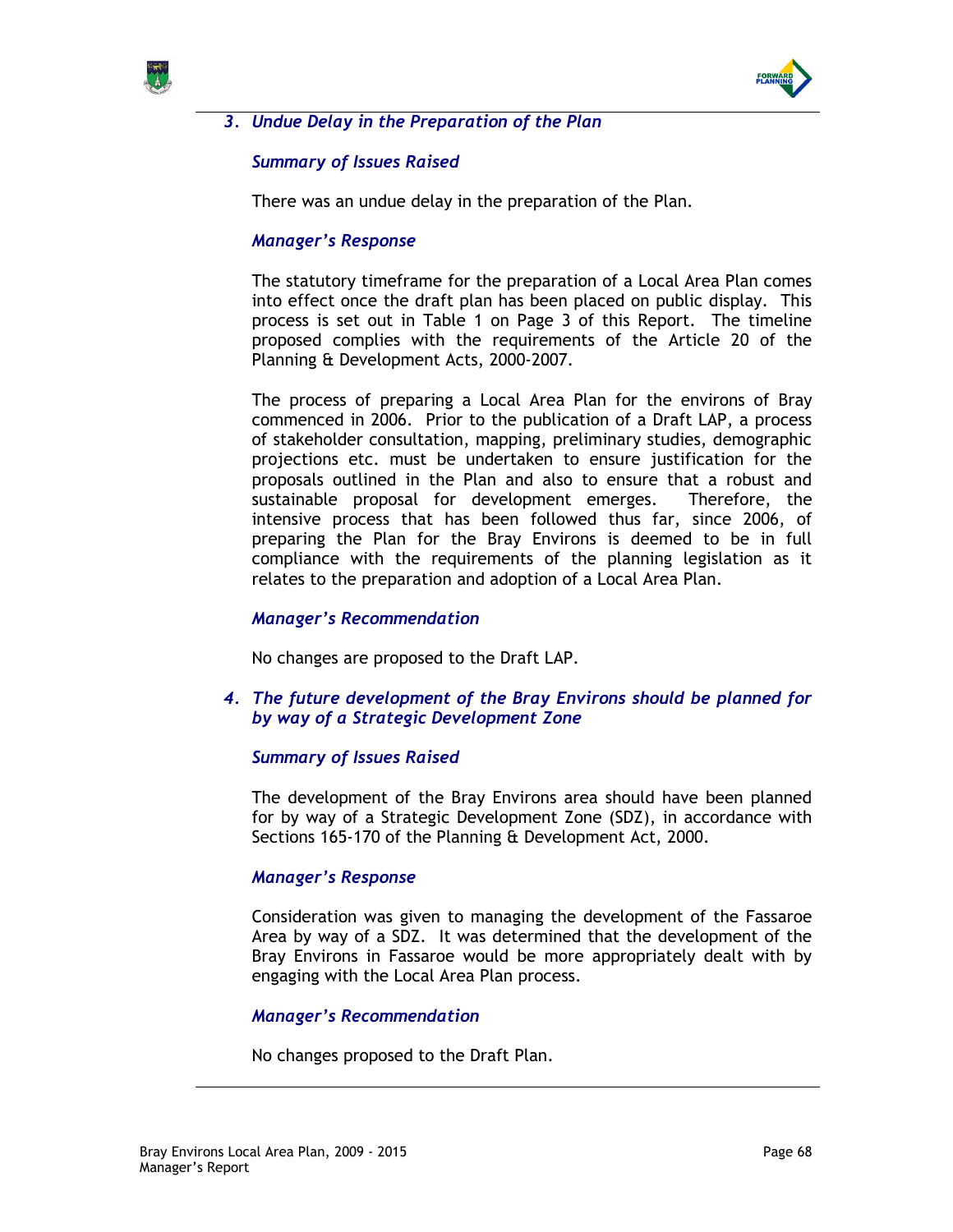### *3. Undue Delay in the Preparation of the Plan*

***Summary of Issues Raised***

There was an undue delay in the preparation of the Plan.

***Manager's Response***

The statutory timeframe for the preparation of a Local Area Plan comes into effect once the draft plan has been placed on public display. This process is set out in Table 1 on Page 3 of this Report. The timeline proposed complies with the requirements of the Article 20 of the Planning & Development Acts, 2000-2007.

The process of preparing a Local Area Plan for the environs of Bray commenced in 2006. Prior to the publication of a Draft LAP, a process of stakeholder consultation, mapping, preliminary studies, demographic projections etc. must be undertaken to ensure justification for the proposals outlined in the Plan and also to ensure that a robust and sustainable proposal for development emerges. Therefore, the intensive process that has been followed thus far, since 2006, of preparing the Plan for the Bray Environs is deemed to be in full compliance with the requirements of the planning legislation as it relates to the preparation and adoption of a Local Area Plan.

***Manager's Recommendation***

No changes are proposed to the Draft LAP.

### *4. The future development of the Bray Environs should be planned for by way of a Strategic Development Zone*

***Summary of Issues Raised***

The development of the Bray Environs area should have been planned for by way of a Strategic Development Zone (SDZ), in accordance with Sections 165-170 of the Planning & Development Act, 2000.

***Manager's Response***

Consideration was given to managing the development of the Fassaroe Area by way of a SDZ. It was determined that the development of the Bray Environs in Fassaroe would be more appropriately dealt with by engaging with the Local Area Plan process.

***Manager's Recommendation***

No changes proposed to the Draft Plan.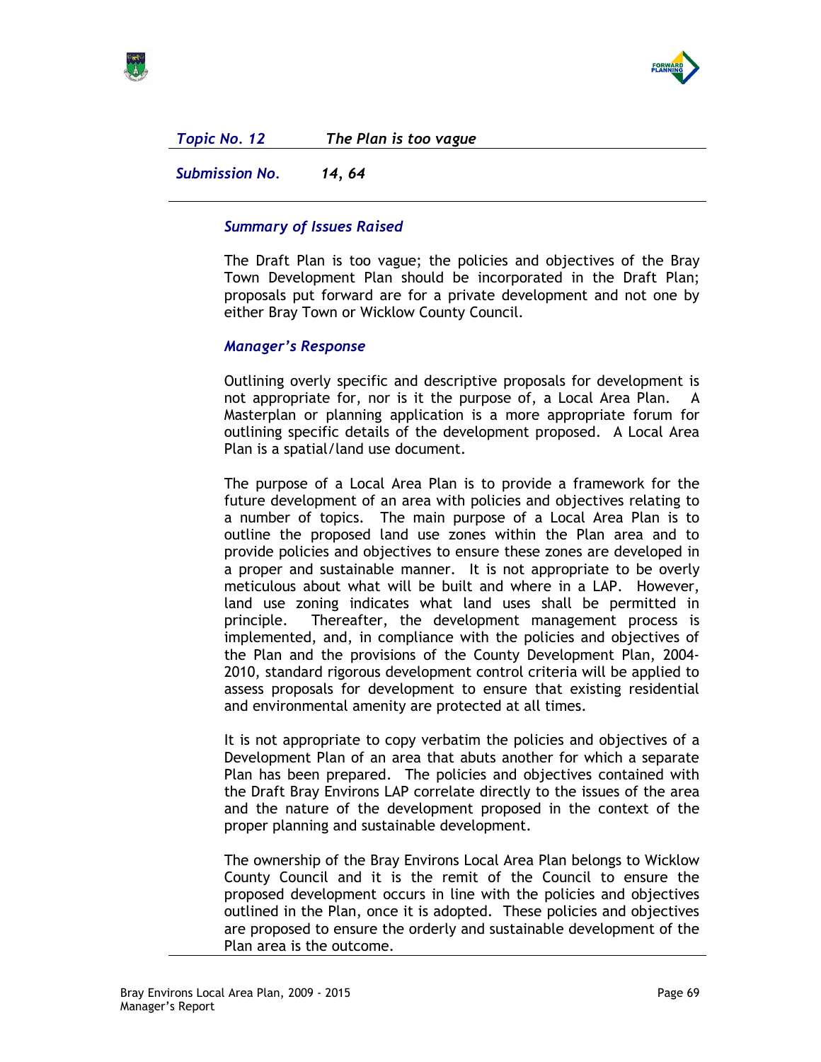| *Topic No. 12* | *The Plan is too vague* |
|---|---|
| *Submission No.* | *14, 64* |

### *Summary of Issues Raised*

The Draft Plan is too vague; the policies and objectives of the Bray Town Development Plan should be incorporated in the Draft Plan; proposals put forward are for a private development and not one by either Bray Town or Wicklow County Council.

### *Manager's Response*

Outlining overly specific and descriptive proposals for development is not appropriate for, nor is it the purpose of, a Local Area Plan. A Masterplan or planning application is a more appropriate forum for outlining specific details of the development proposed. A Local Area Plan is a spatial/land use document.

The purpose of a Local Area Plan is to provide a framework for the future development of an area with policies and objectives relating to a number of topics. The main purpose of a Local Area Plan is to outline the proposed land use zones within the Plan area and to provide policies and objectives to ensure these zones are developed in a proper and sustainable manner. It is not appropriate to be overly meticulous about what will be built and where in a LAP. However, land use zoning indicates what land uses shall be permitted in principle. Thereafter, the development management process is implemented, and, in compliance with the policies and objectives of the Plan and the provisions of the County Development Plan, 2004-2010, standard rigorous development control criteria will be applied to assess proposals for development to ensure that existing residential and environmental amenity are protected at all times.

It is not appropriate to copy verbatim the policies and objectives of a Development Plan of an area that abuts another for which a separate Plan has been prepared. The policies and objectives contained with the Draft Bray Environs LAP correlate directly to the issues of the area and the nature of the development proposed in the context of the proper planning and sustainable development.

The ownership of the Bray Environs Local Area Plan belongs to Wicklow County Council and it is the remit of the Council to ensure the proposed development occurs in line with the policies and objectives outlined in the Plan, once it is adopted. These policies and objectives are proposed to ensure the orderly and sustainable development of the Plan area is the outcome.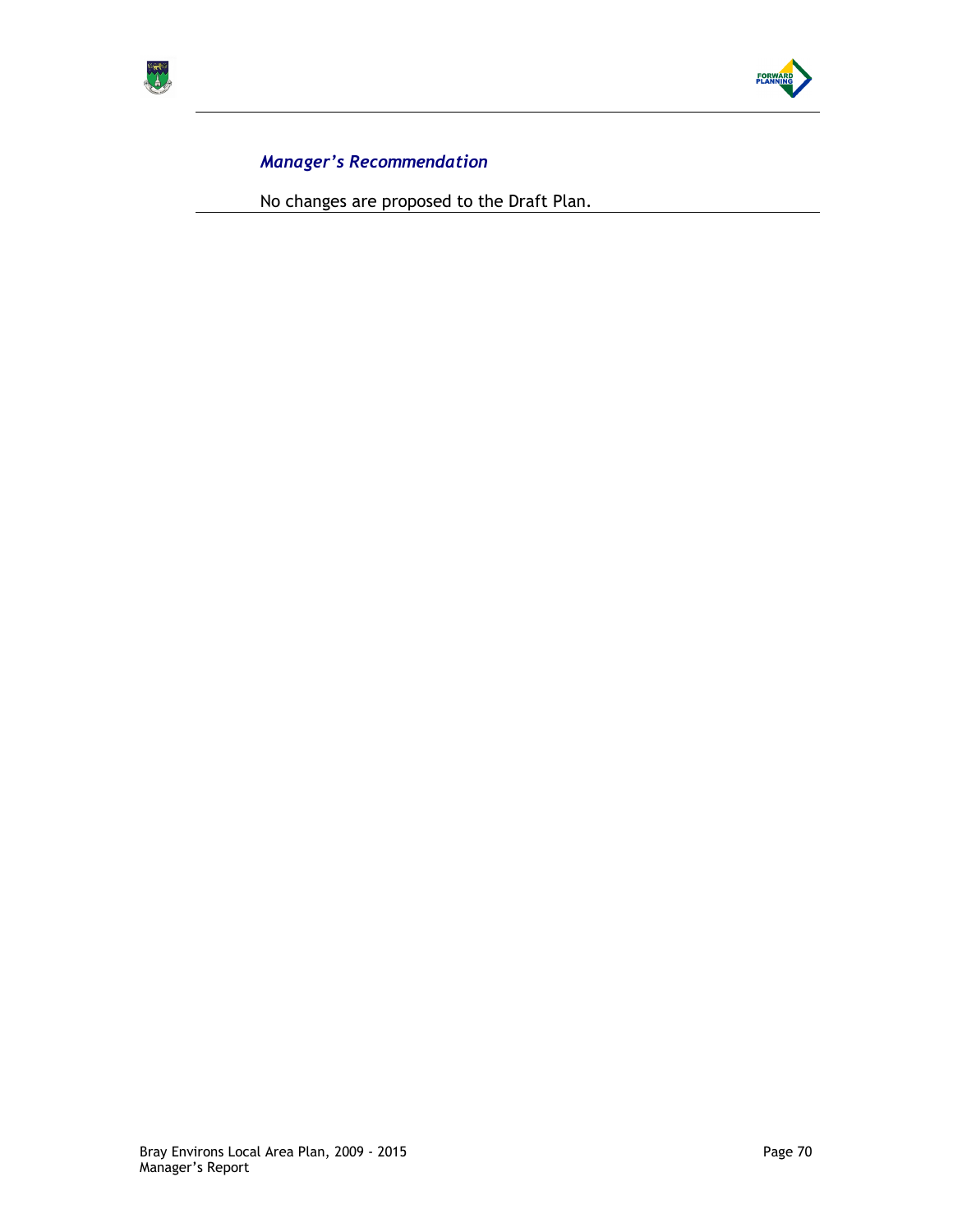*Manager's Recommendation*

No changes are proposed to the Draft Plan.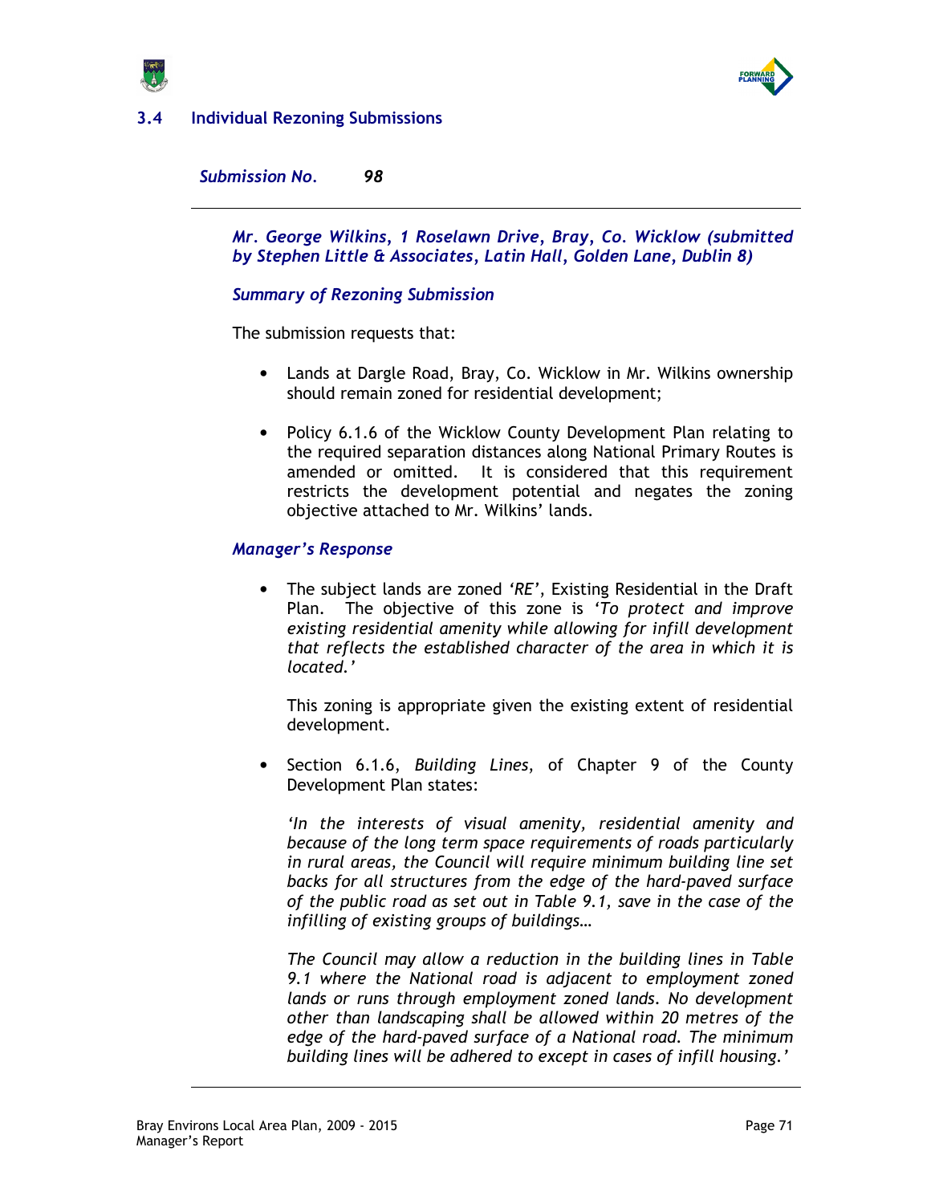## 3.4 Individual Rezoning Submissions

***Submission No. 98***

---

***Mr. George Wilkins, 1 Roselawn Drive, Bray, Co. Wicklow (submitted by Stephen Little & Associates, Latin Hall, Golden Lane, Dublin 8)***

***Summary of Rezoning Submission***

The submission requests that:

- Lands at Dargle Road, Bray, Co. Wicklow in Mr. Wilkins ownership should remain zoned for residential development;

- Policy 6.1.6 of the Wicklow County Development Plan relating to the required separation distances along National Primary Routes is amended or omitted. It is considered that this requirement restricts the development potential and negates the zoning objective attached to Mr. Wilkins' lands.

***Manager's Response***

- The subject lands are zoned *'RE'*, Existing Residential in the Draft Plan. The objective of this zone is *'To protect and improve existing residential amenity while allowing for infill development that reflects the established character of the area in which it is located.'*

  This zoning is appropriate given the existing extent of residential development.

- Section 6.1.6, *Building Lines*, of Chapter 9 of the County Development Plan states:

  *'In the interests of visual amenity, residential amenity and because of the long term space requirements of roads particularly in rural areas, the Council will require minimum building line set backs for all structures from the edge of the hard-paved surface of the public road as set out in Table 9.1, save in the case of the infilling of existing groups of buildings…*

  *The Council may allow a reduction in the building lines in Table 9.1 where the National road is adjacent to employment zoned lands or runs through employment zoned lands. No development other than landscaping shall be allowed within 20 metres of the edge of the hard-paved surface of a National road. The minimum building lines will be adhered to except in cases of infill housing.'*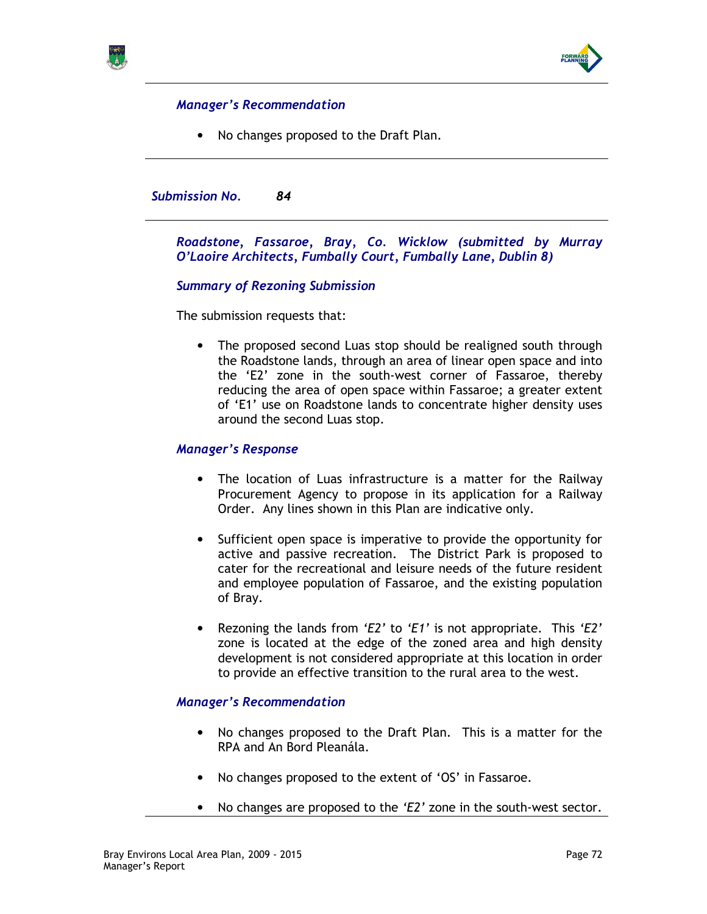***Manager's Recommendation***

- No changes proposed to the Draft Plan.

---

***Submission No. 84***

---

***Roadstone, Fassaroe, Bray, Co. Wicklow (submitted by Murray O'Laoire Architects, Fumbally Court, Fumbally Lane, Dublin 8)***

***Summary of Rezoning Submission***

The submission requests that:

- The proposed second Luas stop should be realigned south through the Roadstone lands, through an area of linear open space and into the 'E2' zone in the south-west corner of Fassaroe, thereby reducing the area of open space within Fassaroe; a greater extent of 'E1' use on Roadstone lands to concentrate higher density uses around the second Luas stop.

***Manager's Response***

- The location of Luas infrastructure is a matter for the Railway Procurement Agency to propose in its application for a Railway Order. Any lines shown in this Plan are indicative only.

- Sufficient open space is imperative to provide the opportunity for active and passive recreation. The District Park is proposed to cater for the recreational and leisure needs of the future resident and employee population of Fassaroe, and the existing population of Bray.

- Rezoning the lands from *'E2'* to *'E1'* is not appropriate. This *'E2'* zone is located at the edge of the zoned area and high density development is not considered appropriate at this location in order to provide an effective transition to the rural area to the west.

***Manager's Recommendation***

- No changes proposed to the Draft Plan. This is a matter for the RPA and An Bord Pleanála.

- No changes proposed to the extent of 'OS' in Fassaroe.

- No changes are proposed to the *'E2'* zone in the south-west sector.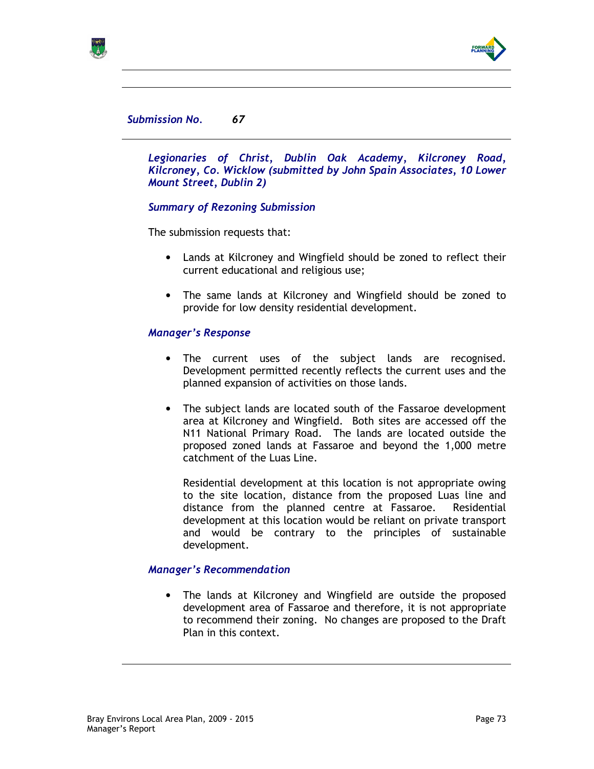***Submission No. 67***

***Legionaries of Christ, Dublin Oak Academy, Kilcroney Road, Kilcroney, Co. Wicklow (submitted by John Spain Associates, 10 Lower Mount Street, Dublin 2)***

***Summary of Rezoning Submission***

The submission requests that:

- Lands at Kilcroney and Wingfield should be zoned to reflect their current educational and religious use;

- The same lands at Kilcroney and Wingfield should be zoned to provide for low density residential development.

***Manager's Response***

- The current uses of the subject lands are recognised. Development permitted recently reflects the current uses and the planned expansion of activities on those lands.

- The subject lands are located south of the Fassaroe development area at Kilcroney and Wingfield. Both sites are accessed off the N11 National Primary Road. The lands are located outside the proposed zoned lands at Fassaroe and beyond the 1,000 metre catchment of the Luas Line.

  Residential development at this location is not appropriate owing to the site location, distance from the proposed Luas line and distance from the planned centre at Fassaroe. Residential development at this location would be reliant on private transport and would be contrary to the principles of sustainable development.

***Manager's Recommendation***

- The lands at Kilcroney and Wingfield are outside the proposed development area of Fassaroe and therefore, it is not appropriate to recommend their zoning. No changes are proposed to the Draft Plan in this context.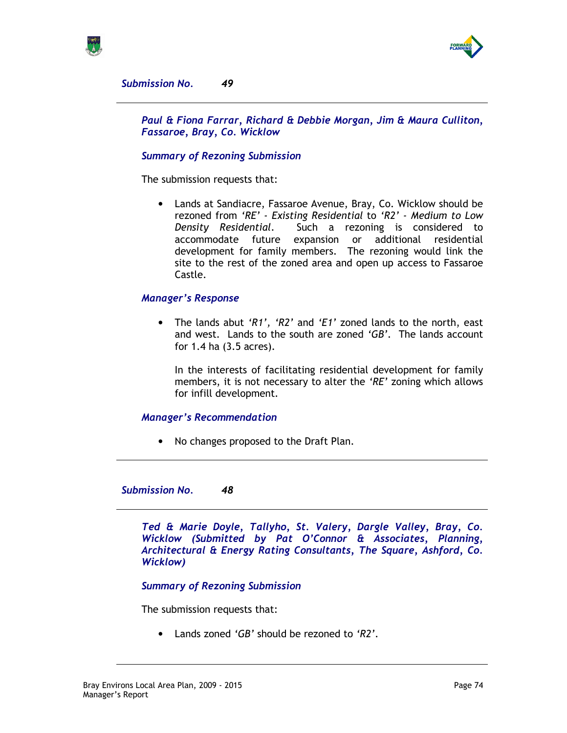### *Submission No. 49*

---

***Paul & Fiona Farrar, Richard & Debbie Morgan, Jim & Maura Culliton, Fassaroe, Bray, Co. Wicklow***

#### *Summary of Rezoning Submission*

The submission requests that:

- Lands at Sandiacre, Fassaroe Avenue, Bray, Co. Wicklow should be rezoned from *'RE' - Existing Residential* to *'R2' - Medium to Low Density Residential*. Such a rezoning is considered to accommodate future expansion or additional residential development for family members. The rezoning would link the site to the rest of the zoned area and open up access to Fassaroe Castle.

#### *Manager's Response*

- The lands abut *'R1', 'R2'* and *'E1'* zoned lands to the north, east and west. Lands to the south are zoned *'GB'*. The lands account for 1.4 ha (3.5 acres).

  In the interests of facilitating residential development for family members, it is not necessary to alter the *'RE'* zoning which allows for infill development.

#### *Manager's Recommendation*

- No changes proposed to the Draft Plan.

---

### *Submission No. 48*

---

***Ted & Marie Doyle, Tallyho, St. Valery, Dargle Valley, Bray, Co. Wicklow (Submitted by Pat O'Connor & Associates, Planning, Architectural & Energy Rating Consultants, The Square, Ashford, Co. Wicklow)***

#### *Summary of Rezoning Submission*

The submission requests that:

- Lands zoned *'GB'* should be rezoned to *'R2'*.

---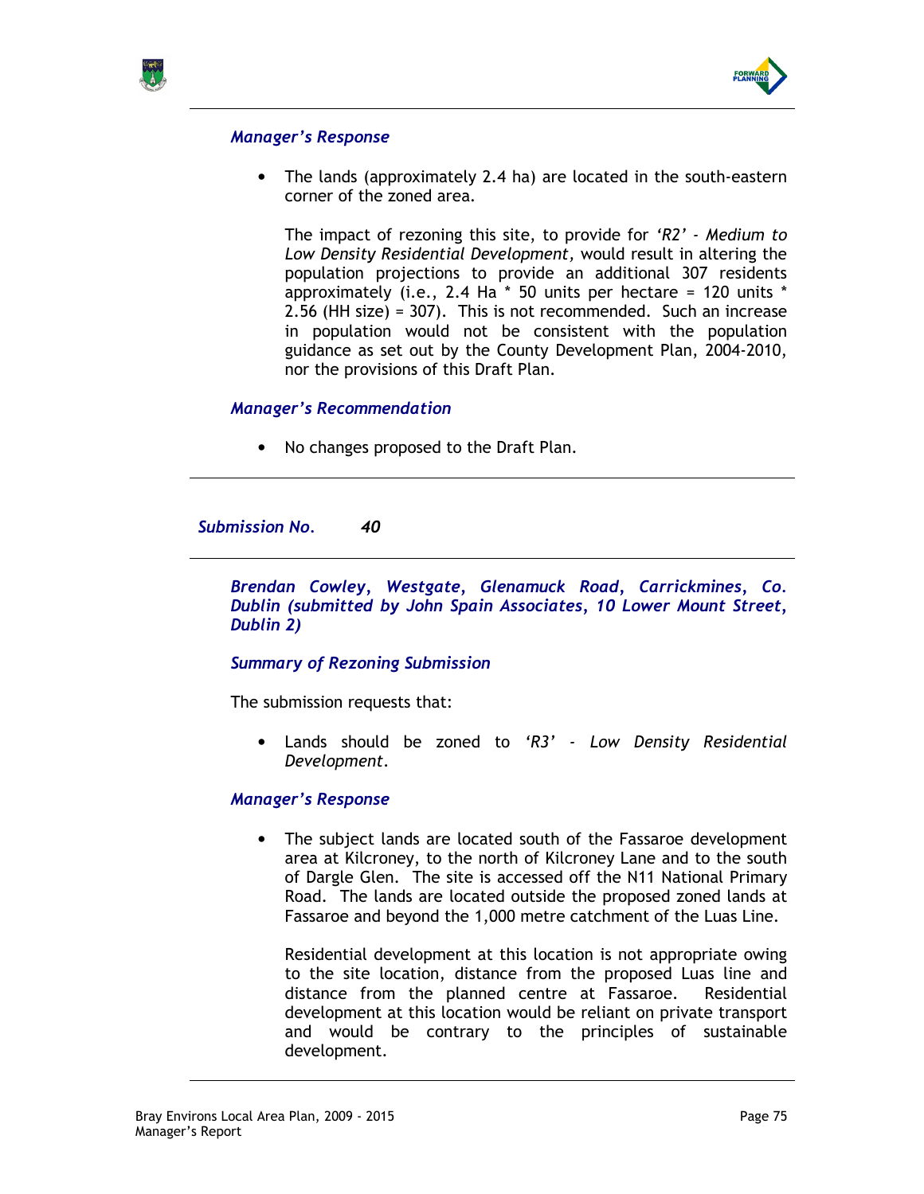### *Manager's Response*

- The lands (approximately 2.4 ha) are located in the south-eastern corner of the zoned area.

  The impact of rezoning this site, to provide for *'R2' - Medium to Low Density Residential Development,* would result in altering the population projections to provide an additional 307 residents approximately (i.e., 2.4 Ha * 50 units per hectare = 120 units * 2.56 (HH size) = 307). This is not recommended. Such an increase in population would not be consistent with the population guidance as set out by the County Development Plan, 2004-2010, nor the provisions of this Draft Plan.

### *Manager's Recommendation*

- No changes proposed to the Draft Plan.

---

## *Submission No. 40*

---

***Brendan Cowley, Westgate, Glenamuck Road, Carrickmines, Co. Dublin (submitted by John Spain Associates, 10 Lower Mount Street, Dublin 2)***

### *Summary of Rezoning Submission*

The submission requests that:

- Lands should be zoned to *'R3' - Low Density Residential Development.*

### *Manager's Response*

- The subject lands are located south of the Fassaroe development area at Kilcroney, to the north of Kilcroney Lane and to the south of Dargle Glen. The site is accessed off the N11 National Primary Road. The lands are located outside the proposed zoned lands at Fassaroe and beyond the 1,000 metre catchment of the Luas Line.

  Residential development at this location is not appropriate owing to the site location, distance from the proposed Luas line and distance from the planned centre at Fassaroe. Residential development at this location would be reliant on private transport and would be contrary to the principles of sustainable development.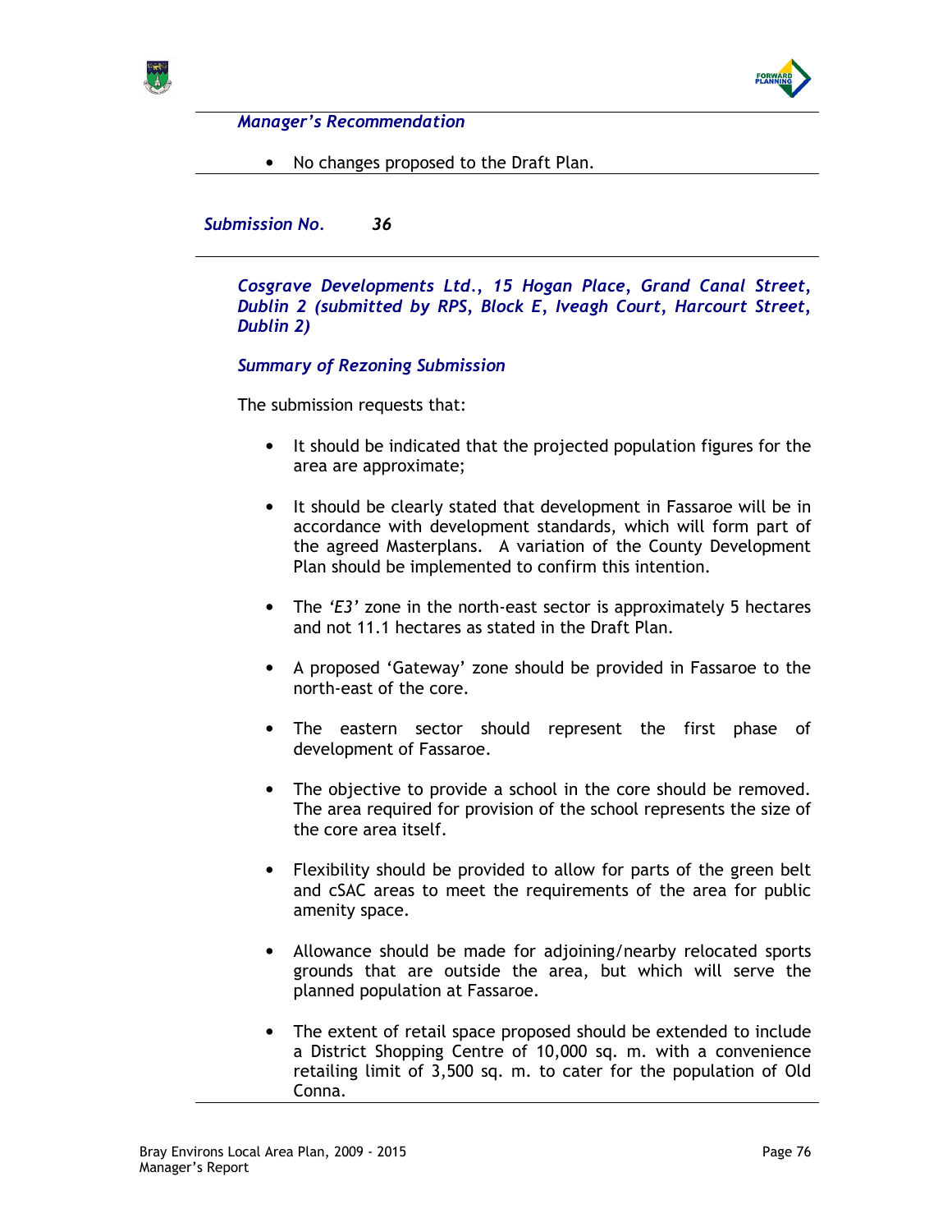***Manager's Recommendation***

- No changes proposed to the Draft Plan.

***Submission No. 36***

***Cosgrave Developments Ltd., 15 Hogan Place, Grand Canal Street, Dublin 2 (submitted by RPS, Block E, Iveagh Court, Harcourt Street, Dublin 2)***

***Summary of Rezoning Submission***

The submission requests that:

- It should be indicated that the projected population figures for the area are approximate;
- It should be clearly stated that development in Fassaroe will be in accordance with development standards, which will form part of the agreed Masterplans. A variation of the County Development Plan should be implemented to confirm this intention.
- The *'E3'* zone in the north-east sector is approximately 5 hectares and not 11.1 hectares as stated in the Draft Plan.
- A proposed 'Gateway' zone should be provided in Fassaroe to the north-east of the core.
- The eastern sector should represent the first phase of development of Fassaroe.
- The objective to provide a school in the core should be removed. The area required for provision of the school represents the size of the core area itself.
- Flexibility should be provided to allow for parts of the green belt and cSAC areas to meet the requirements of the area for public amenity space.
- Allowance should be made for adjoining/nearby relocated sports grounds that are outside the area, but which will serve the planned population at Fassaroe.
- The extent of retail space proposed should be extended to include a District Shopping Centre of 10,000 sq. m. with a convenience retailing limit of 3,500 sq. m. to cater for the population of Old Conna.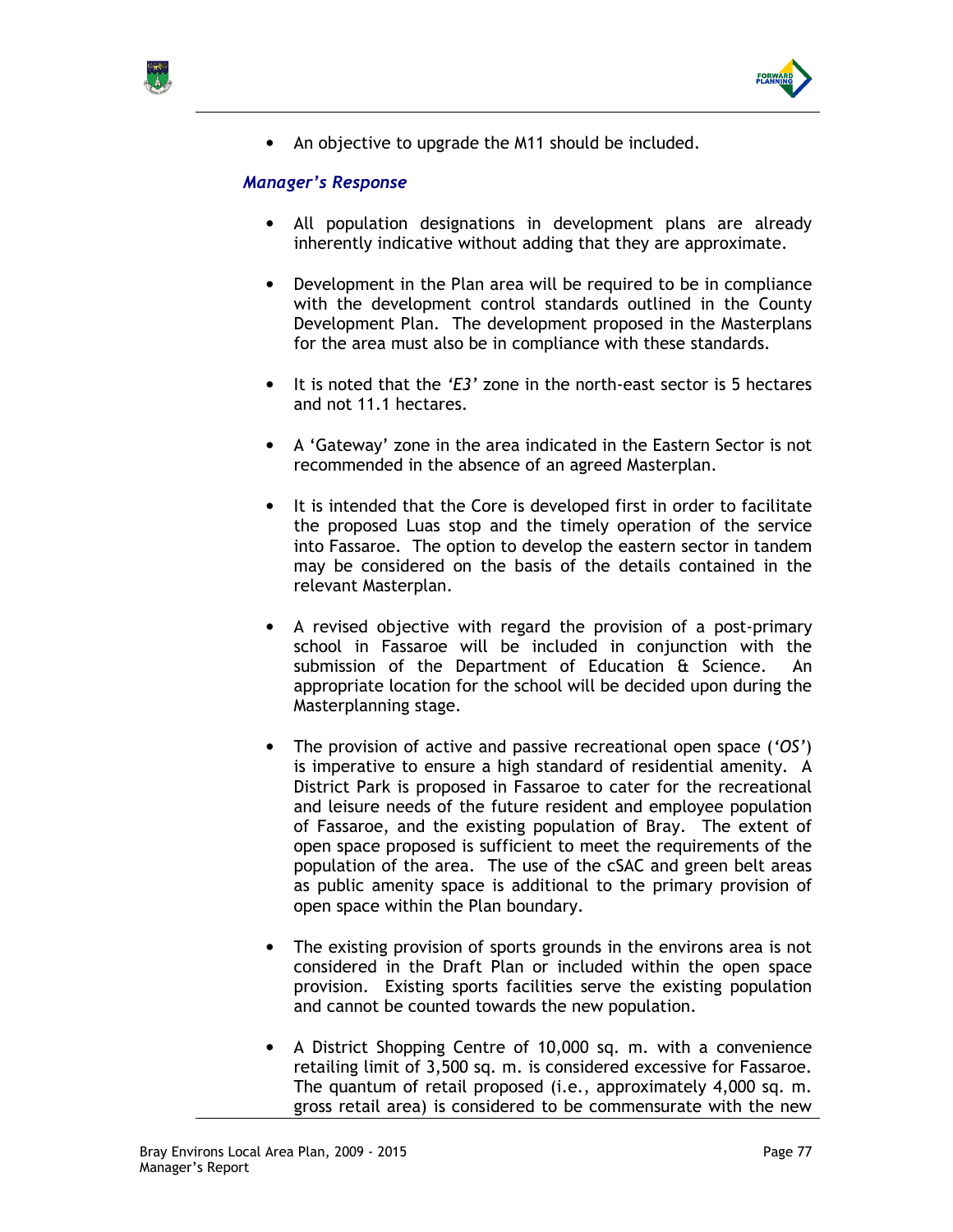- An objective to upgrade the M11 should be included.

***Manager's Response***

- All population designations in development plans are already inherently indicative without adding that they are approximate.

- Development in the Plan area will be required to be in compliance with the development control standards outlined in the County Development Plan. The development proposed in the Masterplans for the area must also be in compliance with these standards.

- It is noted that the *'E3'* zone in the north-east sector is 5 hectares and not 11.1 hectares.

- A 'Gateway' zone in the area indicated in the Eastern Sector is not recommended in the absence of an agreed Masterplan.

- It is intended that the Core is developed first in order to facilitate the proposed Luas stop and the timely operation of the service into Fassaroe. The option to develop the eastern sector in tandem may be considered on the basis of the details contained in the relevant Masterplan.

- A revised objective with regard the provision of a post-primary school in Fassaroe will be included in conjunction with the submission of the Department of Education & Science. An appropriate location for the school will be decided upon during the Masterplanning stage.

- The provision of active and passive recreational open space (*'OS'*) is imperative to ensure a high standard of residential amenity. A District Park is proposed in Fassaroe to cater for the recreational and leisure needs of the future resident and employee population of Fassaroe, and the existing population of Bray. The extent of open space proposed is sufficient to meet the requirements of the population of the area. The use of the cSAC and green belt areas as public amenity space is additional to the primary provision of open space within the Plan boundary.

- The existing provision of sports grounds in the environs area is not considered in the Draft Plan or included within the open space provision. Existing sports facilities serve the existing population and cannot be counted towards the new population.

- A District Shopping Centre of 10,000 sq. m. with a convenience retailing limit of 3,500 sq. m. is considered excessive for Fassaroe. The quantum of retail proposed (i.e., approximately 4,000 sq. m. gross retail area) is considered to be commensurate with the new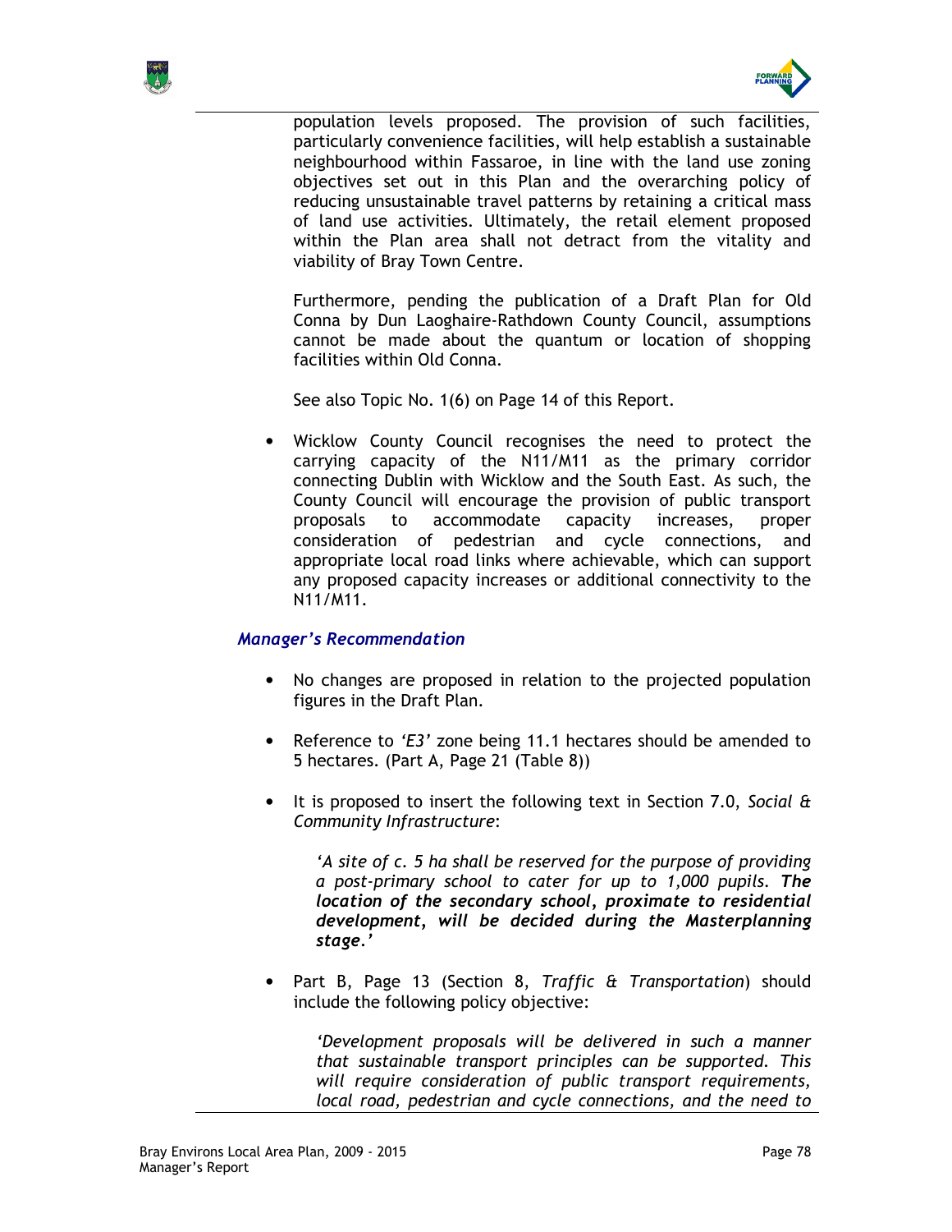population levels proposed. The provision of such facilities, particularly convenience facilities, will help establish a sustainable neighbourhood within Fassaroe, in line with the land use zoning objectives set out in this Plan and the overarching policy of reducing unsustainable travel patterns by retaining a critical mass of land use activities. Ultimately, the retail element proposed within the Plan area shall not detract from the vitality and viability of Bray Town Centre.

Furthermore, pending the publication of a Draft Plan for Old Conna by Dun Laoghaire-Rathdown County Council, assumptions cannot be made about the quantum or location of shopping facilities within Old Conna.

See also Topic No. 1(6) on Page 14 of this Report.

- Wicklow County Council recognises the need to protect the carrying capacity of the N11/M11 as the primary corridor connecting Dublin with Wicklow and the South East. As such, the County Council will encourage the provision of public transport proposals to accommodate capacity increases, proper consideration of pedestrian and cycle connections, and appropriate local road links where achievable, which can support any proposed capacity increases or additional connectivity to the N11/M11.

### *Manager's Recommendation*

- No changes are proposed in relation to the projected population figures in the Draft Plan.

- Reference to *'E3'* zone being 11.1 hectares should be amended to 5 hectares. (Part A, Page 21 (Table 8))

- It is proposed to insert the following text in Section 7.0, *Social & Community Infrastructure*:

  *'A site of c. 5 ha shall be reserved for the purpose of providing a post-primary school to cater for up to 1,000 pupils.* ***The location of the secondary school, proximate to residential development, will be decided during the Masterplanning stage.****'*

- Part B, Page 13 (Section 8, *Traffic & Transportation*) should include the following policy objective:

  *'Development proposals will be delivered in such a manner that sustainable transport principles can be supported. This will require consideration of public transport requirements, local road, pedestrian and cycle connections, and the need to*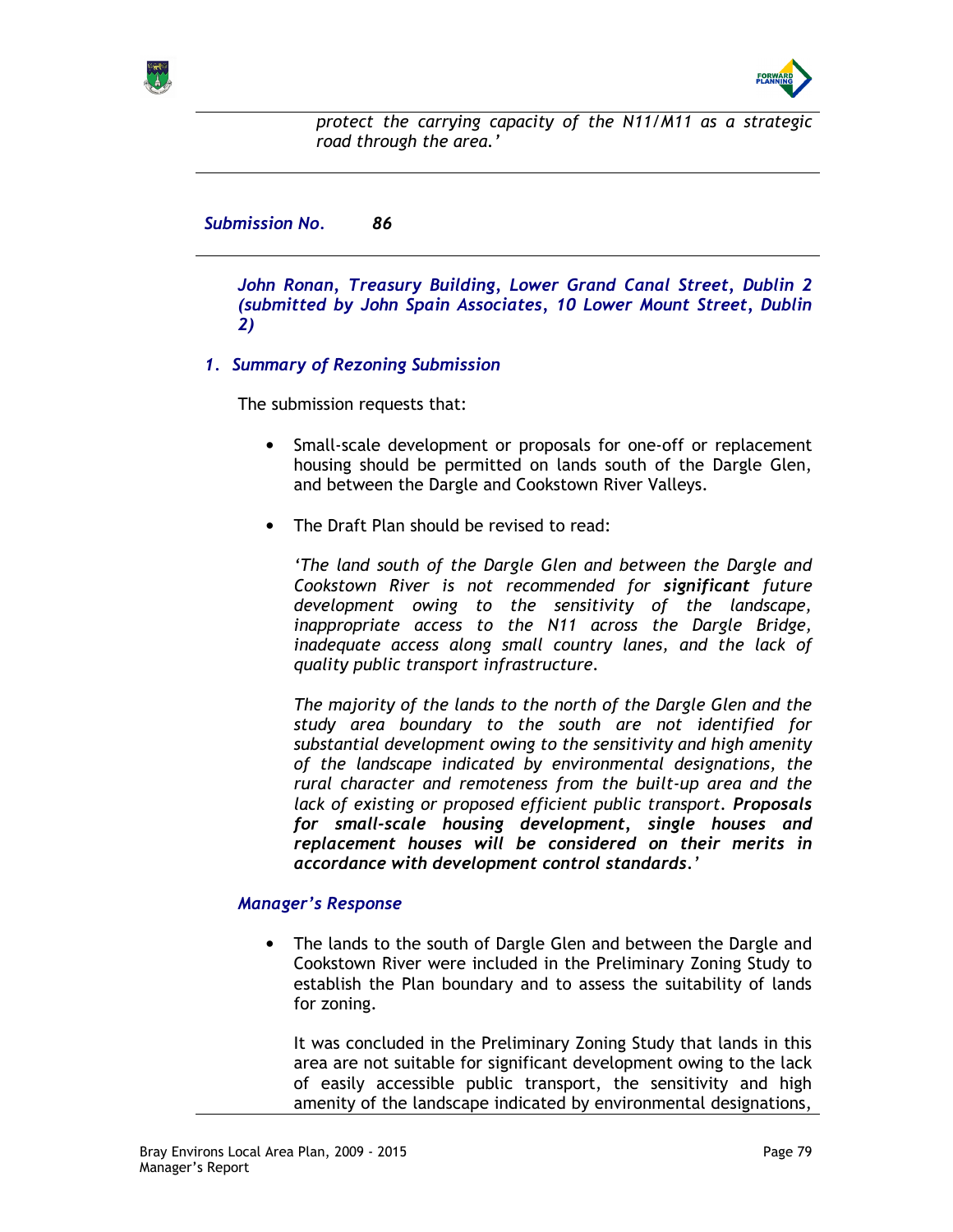*protect the carrying capacity of the N11/M11 as a strategic road through the area.'*

***Submission No. 86***

***John Ronan, Treasury Building, Lower Grand Canal Street, Dublin 2 (submitted by John Spain Associates, 10 Lower Mount Street, Dublin 2)***

### *1. Summary of Rezoning Submission*

The submission requests that:

- Small-scale development or proposals for one-off or replacement housing should be permitted on lands south of the Dargle Glen, and between the Dargle and Cookstown River Valleys.

- The Draft Plan should be revised to read:

  *'The land south of the Dargle Glen and between the Dargle and Cookstown River is not recommended for **significant** future development owing to the sensitivity of the landscape, inappropriate access to the N11 across the Dargle Bridge, inadequate access along small country lanes, and the lack of quality public transport infrastructure.*

  *The majority of the lands to the north of the Dargle Glen and the study area boundary to the south are not identified for substantial development owing to the sensitivity and high amenity of the landscape indicated by environmental designations, the rural character and remoteness from the built-up area and the lack of existing or proposed efficient public transport. **Proposals for small-scale housing development, single houses and replacement houses will be considered on their merits in accordance with development control standards**.'*

#### *Manager's Response*

- The lands to the south of Dargle Glen and between the Dargle and Cookstown River were included in the Preliminary Zoning Study to establish the Plan boundary and to assess the suitability of lands for zoning.

  It was concluded in the Preliminary Zoning Study that lands in this area are not suitable for significant development owing to the lack of easily accessible public transport, the sensitivity and high amenity of the landscape indicated by environmental designations,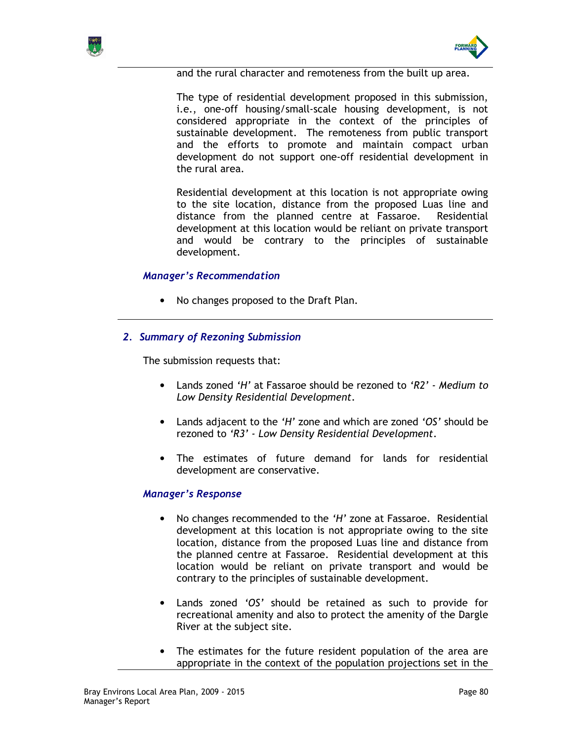and the rural character and remoteness from the built up area.

The type of residential development proposed in this submission, i.e., one-off housing/small-scale housing development, is not considered appropriate in the context of the principles of sustainable development. The remoteness from public transport and the efforts to promote and maintain compact urban development do not support one-off residential development in the rural area.

Residential development at this location is not appropriate owing to the site location, distance from the proposed Luas line and distance from the planned centre at Fassaroe. Residential development at this location would be reliant on private transport and would be contrary to the principles of sustainable development.

### *Manager's Recommendation*

- No changes proposed to the Draft Plan.

---

## *2. Summary of Rezoning Submission*

The submission requests that:

- Lands zoned *'H'* at Fassaroe should be rezoned to *'R2' - Medium to Low Density Residential Development*.
- Lands adjacent to the *'H'* zone and which are zoned *'OS'* should be rezoned to *'R3' - Low Density Residential Development*.
- The estimates of future demand for lands for residential development are conservative.

### *Manager's Response*

- No changes recommended to the *'H'* zone at Fassaroe. Residential development at this location is not appropriate owing to the site location, distance from the proposed Luas line and distance from the planned centre at Fassaroe. Residential development at this location would be reliant on private transport and would be contrary to the principles of sustainable development.
- Lands zoned *'OS'* should be retained as such to provide for recreational amenity and also to protect the amenity of the Dargle River at the subject site.
- The estimates for the future resident population of the area are appropriate in the context of the population projections set in the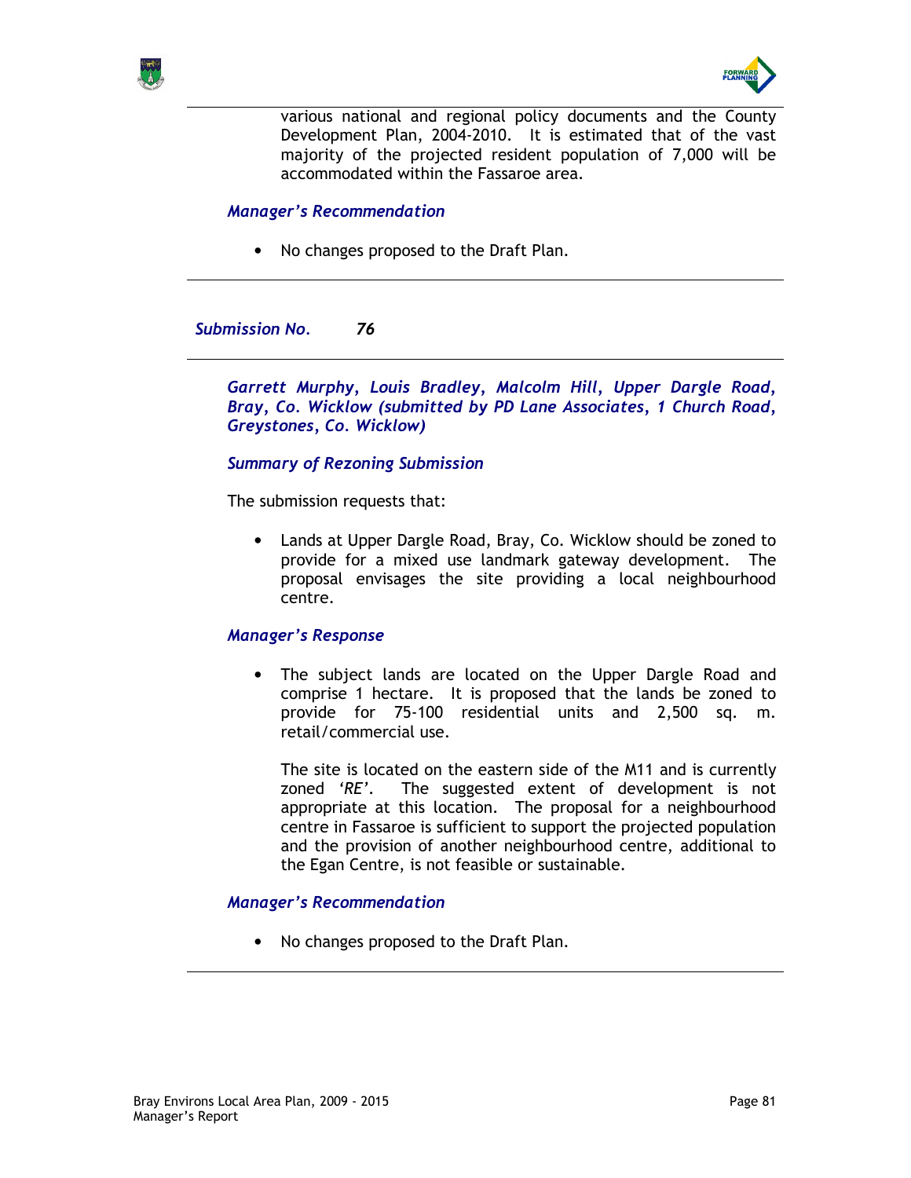various national and regional policy documents and the County Development Plan, 2004-2010. It is estimated that of the vast majority of the projected resident population of 7,000 will be accommodated within the Fassaroe area.

***Manager's Recommendation***

- No changes proposed to the Draft Plan.

---

***Submission No. 76***

---

***Garrett Murphy, Louis Bradley, Malcolm Hill, Upper Dargle Road, Bray, Co. Wicklow (submitted by PD Lane Associates, 1 Church Road, Greystones, Co. Wicklow)***

***Summary of Rezoning Submission***

The submission requests that:

- Lands at Upper Dargle Road, Bray, Co. Wicklow should be zoned to provide for a mixed use landmark gateway development. The proposal envisages the site providing a local neighbourhood centre.

***Manager's Response***

- The subject lands are located on the Upper Dargle Road and comprise 1 hectare. It is proposed that the lands be zoned to provide for 75-100 residential units and 2,500 sq. m. retail/commercial use.

  The site is located on the eastern side of the M11 and is currently zoned '*RE*'. The suggested extent of development is not appropriate at this location. The proposal for a neighbourhood centre in Fassaroe is sufficient to support the projected population and the provision of another neighbourhood centre, additional to the Egan Centre, is not feasible or sustainable.

***Manager's Recommendation***

- No changes proposed to the Draft Plan.

---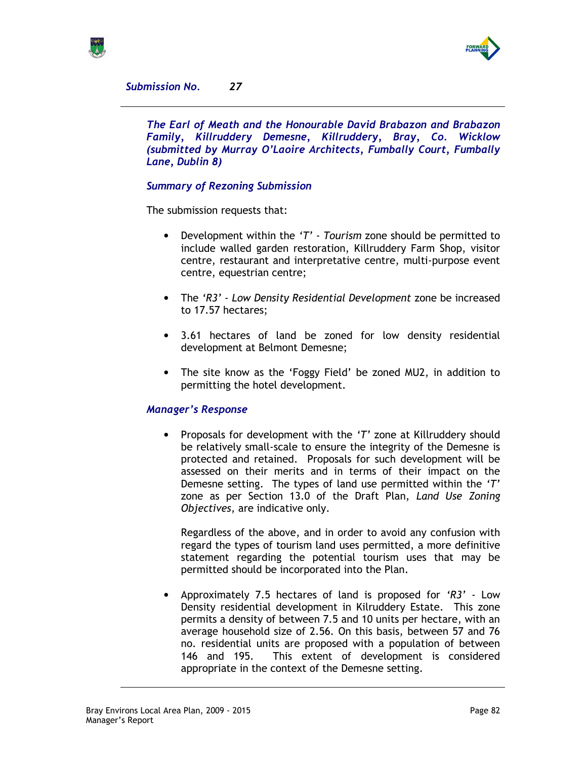*Submission No. 27*

---

***The Earl of Meath and the Honourable David Brabazon and Brabazon Family, Killruddery Demesne, Killruddery, Bray, Co. Wicklow (submitted by Murray O'Laoire Architects, Fumbally Court, Fumbally Lane, Dublin 8)***

***Summary of Rezoning Submission***

The submission requests that:

- Development within the *'T' - Tourism* zone should be permitted to include walled garden restoration, Killruddery Farm Shop, visitor centre, restaurant and interpretative centre, multi-purpose event centre, equestrian centre;

- The *'R3' - Low Density Residential Development* zone be increased to 17.57 hectares;

- 3.61 hectares of land be zoned for low density residential development at Belmont Demesne;

- The site know as the 'Foggy Field' be zoned MU2, in addition to permitting the hotel development.

***Manager's Response***

- Proposals for development with the *'T'* zone at Killruddery should be relatively small-scale to ensure the integrity of the Demesne is protected and retained. Proposals for such development will be assessed on their merits and in terms of their impact on the Demesne setting. The types of land use permitted within the *'T'* zone as per Section 13.0 of the Draft Plan, *Land Use Zoning Objectives*, are indicative only.

  Regardless of the above, and in order to avoid any confusion with regard the types of tourism land uses permitted, a more definitive statement regarding the potential tourism uses that may be permitted should be incorporated into the Plan.

- Approximately 7.5 hectares of land is proposed for *'R3'* - Low Density residential development in Kilruddery Estate. This zone permits a density of between 7.5 and 10 units per hectare, with an average household size of 2.56. On this basis, between 57 and 76 no. residential units are proposed with a population of between 146 and 195. This extent of development is considered appropriate in the context of the Demesne setting.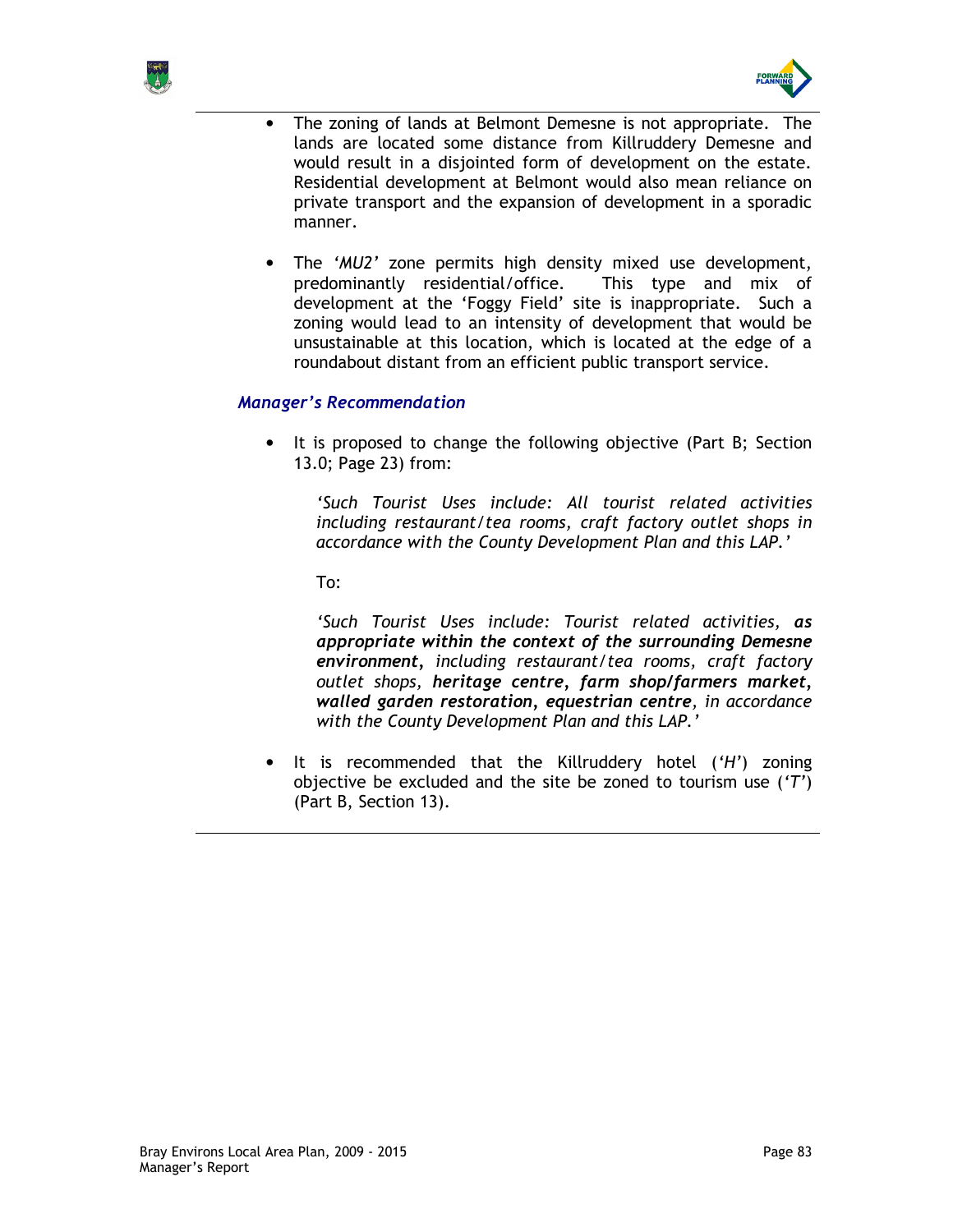- The zoning of lands at Belmont Demesne is not appropriate. The lands are located some distance from Killruddery Demesne and would result in a disjointed form of development on the estate. Residential development at Belmont would also mean reliance on private transport and the expansion of development in a sporadic manner.

- The *'MU2'* zone permits high density mixed use development, predominantly residential/office. This type and mix of development at the 'Foggy Field' site is inappropriate. Such a zoning would lead to an intensity of development that would be unsustainable at this location, which is located at the edge of a roundabout distant from an efficient public transport service.

### *Manager's Recommendation*

- It is proposed to change the following objective (Part B; Section 13.0; Page 23) from:

  *'Such Tourist Uses include: All tourist related activities including restaurant/tea rooms, craft factory outlet shops in accordance with the County Development Plan and this LAP.'*

  To:

  *'Such Tourist Uses include: Tourist related activities, **as appropriate within the context of the surrounding Demesne environment**, including restaurant/tea rooms, craft factory outlet shops, **heritage centre**, **farm shop/farmers market**, **walled garden restoration**, **equestrian centre**, in accordance with the County Development Plan and this LAP.'*

- It is recommended that the Killruddery hotel (*'H'*) zoning objective be excluded and the site be zoned to tourism use (*'T'*) (Part B, Section 13).